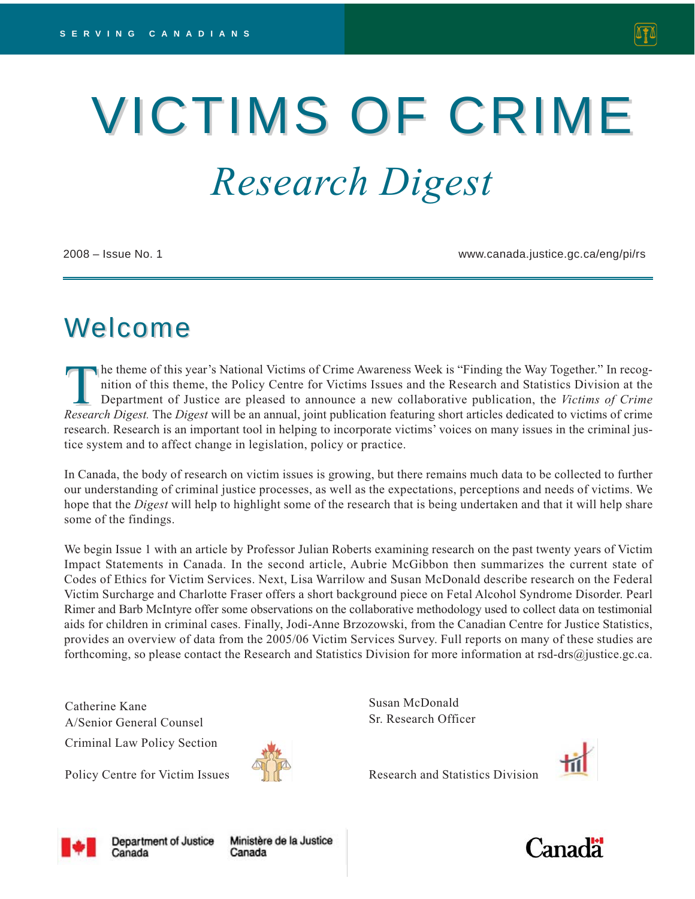SERVING CANADIANS

# VICTIMS OF CRIME

## *Research Digest*

2008 – Issue No. 1

www.canada.justice.gc.ca/eng/pi/rs

## Welcome

The theme of this year's National Victims of Crime Awareness Week is "Finding the Way Together." In recognition of this theme, the Policy Centre for Victims Issues and the Research and Statistics Division at the Department of Justice are pleased to announce a new collaborative publication, the *Victims of Crime Research Digest.* The *Digest* will be an annual, joint publication featuring short articles dedicated to victims of crime research. Research is an important tool in helping to incorporate victims' voices on many issues in the criminal justice system and to affect change in legislation, policy or practice.

In Canada, the body of research on victim issues is growing, but there remains much data to be collected to further our understanding of criminal justice processes, as well as the expectations, perceptions and needs of victims. We hope that the *Digest* will help to highlight some of the research that is being undertaken and that it will help share some of the findings.

We begin Issue 1 with an article by Professor Julian Roberts examining research on the past twenty years of Victim Impact Statements in Canada. In the second article, Aubrie McGibbon then summarizes the current state of Codes of Ethics for Victim Services. Next, Lisa Warrilow and Susan McDonald describe research on the Federal Victim Surcharge and Charlotte Fraser offers a short background piece on Fetal Alcohol Syndrome Disorder. Pearl Rimer and Barb McIntyre offer some observations on the collaborative methodology used to collect data on testimonial aids for children in criminal cases. Finally, Jodi-Anne Brzozowski, from the Canadian Centre for Justice Statistics, provides an overview of data from the 2005/06 Victim Services Survey. Full reports on many of these studies are forthcoming, so please contact the Research and Statistics Division for more information at rsd-drs@justice.gc.ca.

Catherine Kane
A/Senior General Counsel
Criminal Law Policy Section

Policy Centre for Victim Issues

Susan McDonald
Sr. Research Officer

Research and Statistics Division

Department of Justice Canada | Ministère de la Justice Canada

Canada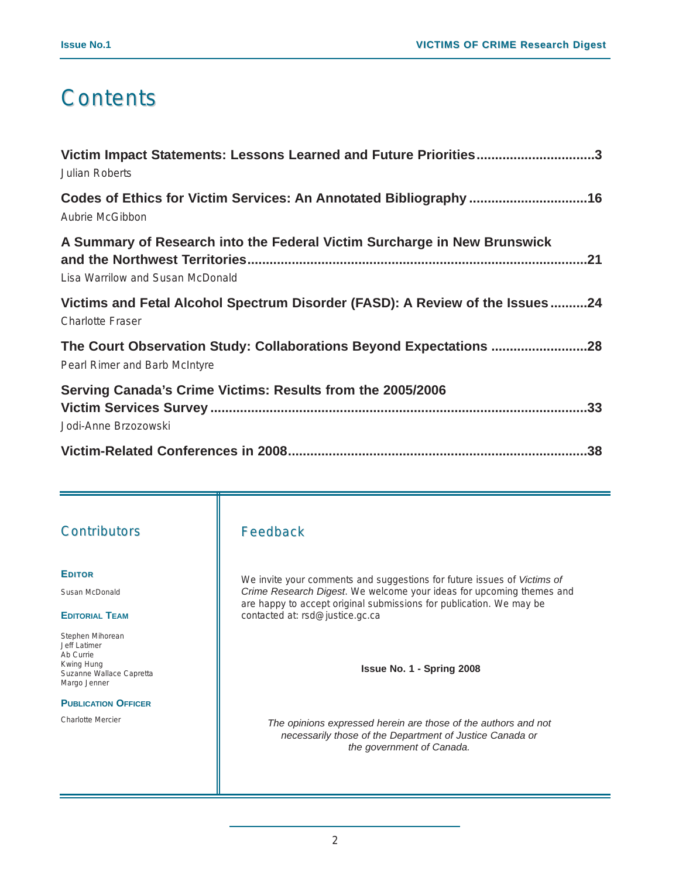# Contents

**Victim Impact Statements: Lessons Learned and Future Priorities...............................3**
Julian Roberts

**Codes of Ethics for Victim Services: An Annotated Bibliography ...............................16**
Aubrie McGibbon

**A Summary of Research into the Federal Victim Surcharge in New Brunswick and the Northwest Territories.........................................................................................21**
Lisa Warrilow and Susan McDonald

**Victims and Fetal Alcohol Spectrum Disorder (FASD): A Review of the Issues..........24**
Charlotte Fraser

**The Court Observation Study: Collaborations Beyond Expectations .........................28**
Pearl Rimer and Barb McIntyre

**Serving Canada's Crime Victims: Results from the 2005/2006 Victim Services Survey ....................................................................................................33**
Jodi-Anne Brzozowski

**Victim-Related Conferences in 2008...............................................................................38**

## Contributors

**EDITOR**

Susan McDonald

**EDITORIAL TEAM**

Stephen Mihorean
Jeff Latimer
Ab Currie
Kwing Hung
Suzanne Wallace Capretta
Margo Jenner

**PUBLICATION OFFICER**

Charlotte Mercier

## Feedback

We invite your comments and suggestions for future issues of *Victims of Crime Research Digest*. We welcome your ideas for upcoming themes and are happy to accept original submissions for publication. We may be contacted at: rsd@justice.gc.ca

**Issue No. 1 - Spring 2008**

*The opinions expressed herein are those of the authors and not necessarily those of the Department of Justice Canada or the government of Canada.*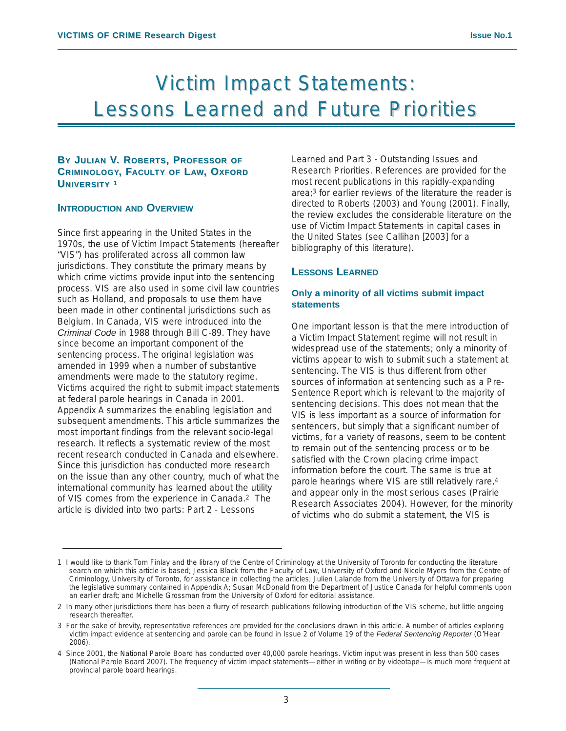# Victim Impact Statements: Lessons Learned and Future Priorities

**By Julian V. Roberts, Professor of Criminology, Faculty of Law, Oxford University [1]**

## Introduction and Overview

Since first appearing in the United States in the 1970s, the use of Victim Impact Statements (hereafter "VIS") has proliferated across all common law jurisdictions. They constitute the primary means by which crime victims provide input into the sentencing process. VIS are also used in some civil law countries such as Holland, and proposals to use them have been made in other continental jurisdictions such as Belgium. In Canada, VIS were introduced into the *Criminal Code* in 1988 through Bill C-89. They have since become an important component of the sentencing process. The original legislation was amended in 1999 when a number of substantive amendments were made to the statutory regime. Victims acquired the right to submit impact statements at federal parole hearings in Canada in 2001. Appendix A summarizes the enabling legislation and subsequent amendments. This article summarizes the most important findings from the relevant socio-legal research. It reflects a systematic review of the most recent research conducted in Canada and elsewhere. Since this jurisdiction has conducted more research on the issue than any other country, much of what the international community has learned about the utility of VIS comes from the experience in Canada.[2] The article is divided into two parts: Part 2 - Lessons Learned and Part 3 - Outstanding Issues and Research Priorities. References are provided for the most recent publications in this rapidly-expanding area;[3] for earlier reviews of the literature the reader is directed to Roberts (2003) and Young (2001). Finally, the review excludes the considerable literature on the use of Victim Impact Statements in capital cases in the United States (see Callihan [2003] for a bibliography of this literature).

## Lessons Learned

### Only a minority of all victims submit impact statements

One important lesson is that the mere introduction of a Victim Impact Statement regime will not result in widespread use of the statements; only a minority of victims appear to wish to submit such a statement at sentencing. The VIS is thus different from other sources of information at sentencing such as a Pre-Sentence Report which is relevant to the majority of sentencing decisions. This does not mean that the VIS is less important as a source of information for sentencers, but simply that a significant number of victims, for a variety of reasons, seem to be content to remain out of the sentencing process or to be satisfied with the Crown placing crime impact information before the court. The same is true at parole hearings where VIS are still relatively rare,[4] and appear only in the most serious cases (Prairie Research Associates 2004). However, for the minority of victims who do submit a statement, the VIS is

---

1 I would like to thank Tom Finlay and the library of the Centre of Criminology at the University of Toronto for conducting the literature search on which this article is based; Jessica Black from the Faculty of Law, University of Oxford and Nicole Myers from the Centre of Criminology, University of Toronto, for assistance in collecting the articles; Julien Lalande from the University of Ottawa for preparing the legislative summary contained in Appendix A; Susan McDonald from the Department of Justice Canada for helpful comments upon an earlier draft; and Michelle Grossman from the University of Oxford for editorial assistance.

2 In many other jurisdictions there has been a flurry of research publications following introduction of the VIS scheme, but little ongoing research thereafter.

3 For the sake of brevity, representative references are provided for the conclusions drawn in this article. A number of articles exploring victim impact evidence at sentencing and parole can be found in Issue 2 of Volume 19 of the *Federal Sentencing Reporter* (O'Hear 2006).

4 Since 2001, the National Parole Board has conducted over 40,000 parole hearings. Victim input was present in less than 500 cases (National Parole Board 2007). The frequency of victim impact statements—either in writing or by videotape—is much more frequent at provincial parole board hearings.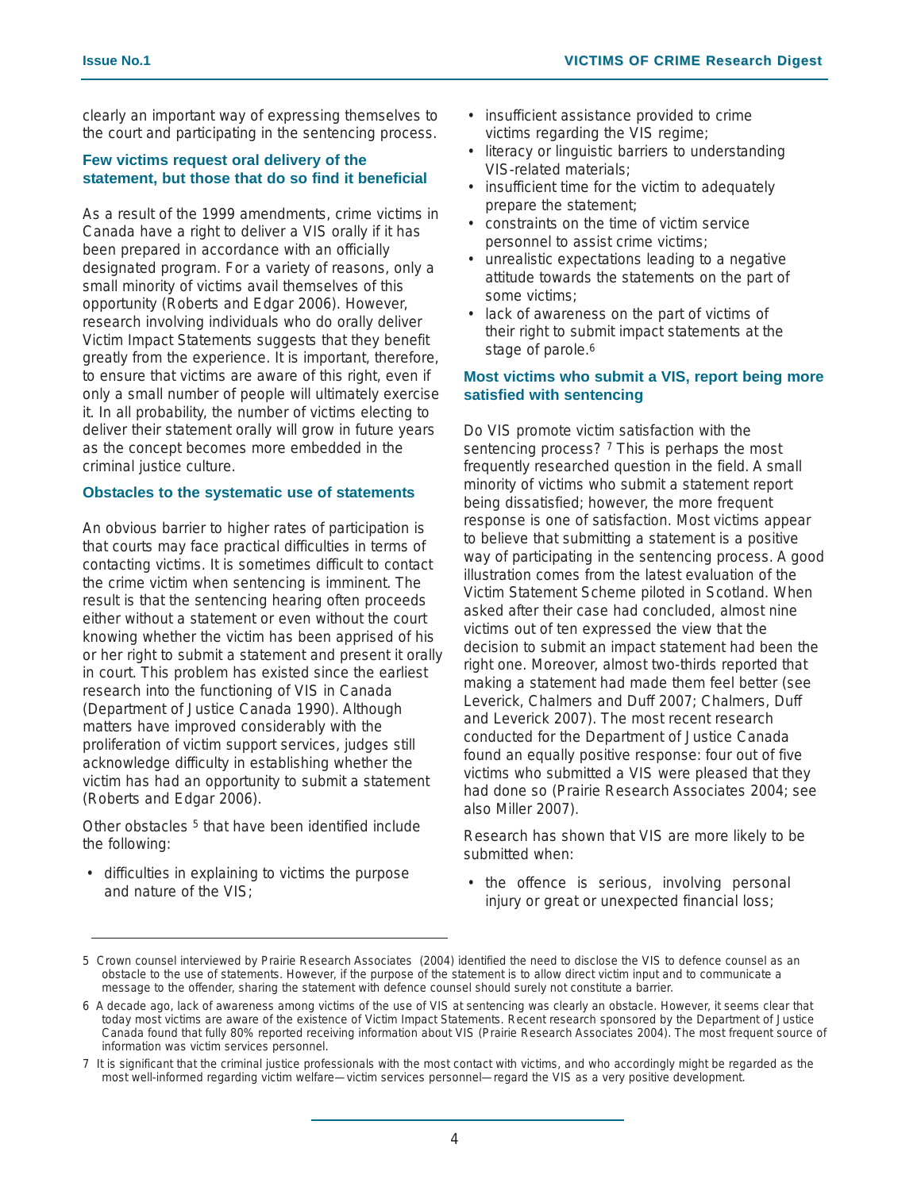clearly an important way of expressing themselves to the court and participating in the sentencing process.

### Few victims request oral delivery of the statement, but those that do so find it beneficial

As a result of the 1999 amendments, crime victims in Canada have a right to deliver a VIS orally if it has been prepared in accordance with an officially designated program. For a variety of reasons, only a small minority of victims avail themselves of this opportunity (Roberts and Edgar 2006). However, research involving individuals who do orally deliver Victim Impact Statements suggests that they benefit greatly from the experience. It is important, therefore, to ensure that victims are aware of this right, even if only a small number of people will ultimately exercise it. In all probability, the number of victims electing to deliver their statement orally will grow in future years as the concept becomes more embedded in the criminal justice culture.

### Obstacles to the systematic use of statements

An obvious barrier to higher rates of participation is that courts may face practical difficulties in terms of contacting victims. It is sometimes difficult to contact the crime victim when sentencing is imminent. The result is that the sentencing hearing often proceeds either without a statement or even without the court knowing whether the victim has been apprised of his or her right to submit a statement and present it orally in court. This problem has existed since the earliest research into the functioning of VIS in Canada (Department of Justice Canada 1990). Although matters have improved considerably with the proliferation of victim support services, judges still acknowledge difficulty in establishing whether the victim has had an opportunity to submit a statement (Roberts and Edgar 2006).

Other obstacles [5] that have been identified include the following:

- difficulties in explaining to victims the purpose and nature of the VIS;
- insufficient assistance provided to crime victims regarding the VIS regime;
- literacy or linguistic barriers to understanding VIS-related materials;
- insufficient time for the victim to adequately prepare the statement;
- constraints on the time of victim service personnel to assist crime victims;
- unrealistic expectations leading to a negative attitude towards the statements on the part of some victims;
- lack of awareness on the part of victims of their right to submit impact statements at the stage of parole.[6]

### Most victims who submit a VIS, report being more satisfied with sentencing

Do VIS promote victim satisfaction with the sentencing process? [7] This is perhaps the most frequently researched question in the field. A small minority of victims who submit a statement report being dissatisfied; however, the more frequent response is one of satisfaction. Most victims appear to believe that submitting a statement is a positive way of participating in the sentencing process. A good illustration comes from the latest evaluation of the Victim Statement Scheme piloted in Scotland. When asked after their case had concluded, almost nine victims out of ten expressed the view that the decision to submit an impact statement had been the right one. Moreover, almost two-thirds reported that making a statement had made them feel better (see Leverick, Chalmers and Duff 2007; Chalmers, Duff and Leverick 2007). The most recent research conducted for the Department of Justice Canada found an equally positive response: four out of five victims who submitted a VIS were pleased that they had done so (Prairie Research Associates 2004; see also Miller 2007).

Research has shown that VIS are more likely to be submitted when:

- the offence is serious, involving personal injury or great or unexpected financial loss;

---

5 Crown counsel interviewed by Prairie Research Associates (2004) identified the need to disclose the VIS to defence counsel as an obstacle to the use of statements. However, if the purpose of the statement is to allow direct victim input and to communicate a message to the offender, sharing the statement with defence counsel should surely not constitute a barrier.

6 A decade ago, lack of awareness among victims of the use of VIS at sentencing was clearly an obstacle. However, it seems clear that today most victims are aware of the existence of Victim Impact Statements. Recent research sponsored by the Department of Justice Canada found that fully 80% reported receiving information about VIS (Prairie Research Associates 2004). The most frequent source of information was victim services personnel.

7 It is significant that the criminal justice professionals with the most contact with victims, and who accordingly might be regarded as the most well-informed regarding victim welfare—victim services personnel—regard the VIS as a very positive development.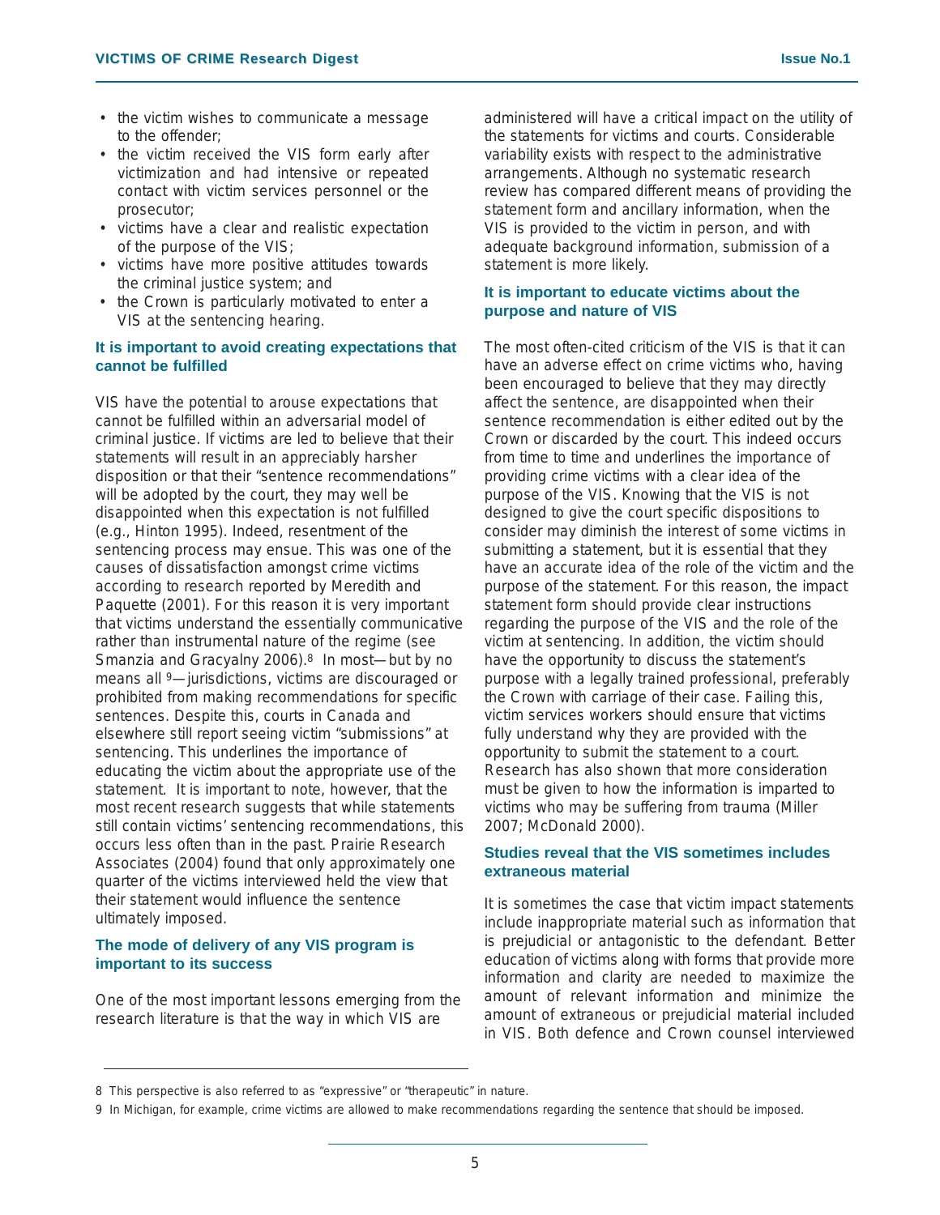- the victim wishes to communicate a message to the offender;
- the victim received the VIS form early after victimization and had intensive or repeated contact with victim services personnel or the prosecutor;
- victims have a clear and realistic expectation of the purpose of the VIS;
- victims have more positive attitudes towards the criminal justice system; and
- the Crown is particularly motivated to enter a VIS at the sentencing hearing.

### It is important to avoid creating expectations that cannot be fulfilled

VIS have the potential to arouse expectations that cannot be fulfilled within an adversarial model of criminal justice. If victims are led to believe that their statements will result in an appreciably harsher disposition or that their "sentence recommendations" will be adopted by the court, they may well be disappointed when this expectation is not fulfilled (e.g., Hinton 1995). Indeed, resentment of the sentencing process may ensue. This was one of the causes of dissatisfaction amongst crime victims according to research reported by Meredith and Paquette (2001). For this reason it is very important that victims understand the essentially communicative rather than instrumental nature of the regime (see Smanzia and Gracyalny 2006).[8] In most—but by no means all [9]—jurisdictions, victims are discouraged or prohibited from making recommendations for specific sentences. Despite this, courts in Canada and elsewhere still report seeing victim "submissions" at sentencing. This underlines the importance of educating the victim about the appropriate use of the statement. It is important to note, however, that the most recent research suggests that while statements still contain victims' sentencing recommendations, this occurs less often than in the past. Prairie Research Associates (2004) found that only approximately one quarter of the victims interviewed held the view that their statement would influence the sentence ultimately imposed.

### The mode of delivery of any VIS program is important to its success

One of the most important lessons emerging from the research literature is that the way in which VIS are administered will have a critical impact on the utility of the statements for victims and courts. Considerable variability exists with respect to the administrative arrangements. Although no systematic research review has compared different means of providing the statement form and ancillary information, when the VIS is provided to the victim in person, and with adequate background information, submission of a statement is more likely.

### It is important to educate victims about the purpose and nature of VIS

The most often-cited criticism of the VIS is that it can have an adverse effect on crime victims who, having been encouraged to believe that they may directly affect the sentence, are disappointed when their sentence recommendation is either edited out by the Crown or discarded by the court. This indeed occurs from time to time and underlines the importance of providing crime victims with a clear idea of the purpose of the VIS. Knowing that the VIS is not designed to give the court specific dispositions to consider may diminish the interest of some victims in submitting a statement, but it is essential that they have an accurate idea of the role of the victim and the purpose of the statement. For this reason, the impact statement form should provide clear instructions regarding the purpose of the VIS and the role of the victim at sentencing. In addition, the victim should have the opportunity to discuss the statement's purpose with a legally trained professional, preferably the Crown with carriage of their case. Failing this, victim services workers should ensure that victims fully understand why they are provided with the opportunity to submit the statement to a court. Research has also shown that more consideration must be given to how the information is imparted to victims who may be suffering from trauma (Miller 2007; McDonald 2000).

### Studies reveal that the VIS sometimes includes extraneous material

It is sometimes the case that victim impact statements include inappropriate material such as information that is prejudicial or antagonistic to the defendant. Better education of victims along with forms that provide more information and clarity are needed to maximize the amount of relevant information and minimize the amount of extraneous or prejudicial material included in VIS. Both defence and Crown counsel interviewed

---

8 This perspective is also referred to as "expressive" or "therapeutic" in nature.

9 In Michigan, for example, crime victims are allowed to make recommendations regarding the sentence that should be imposed.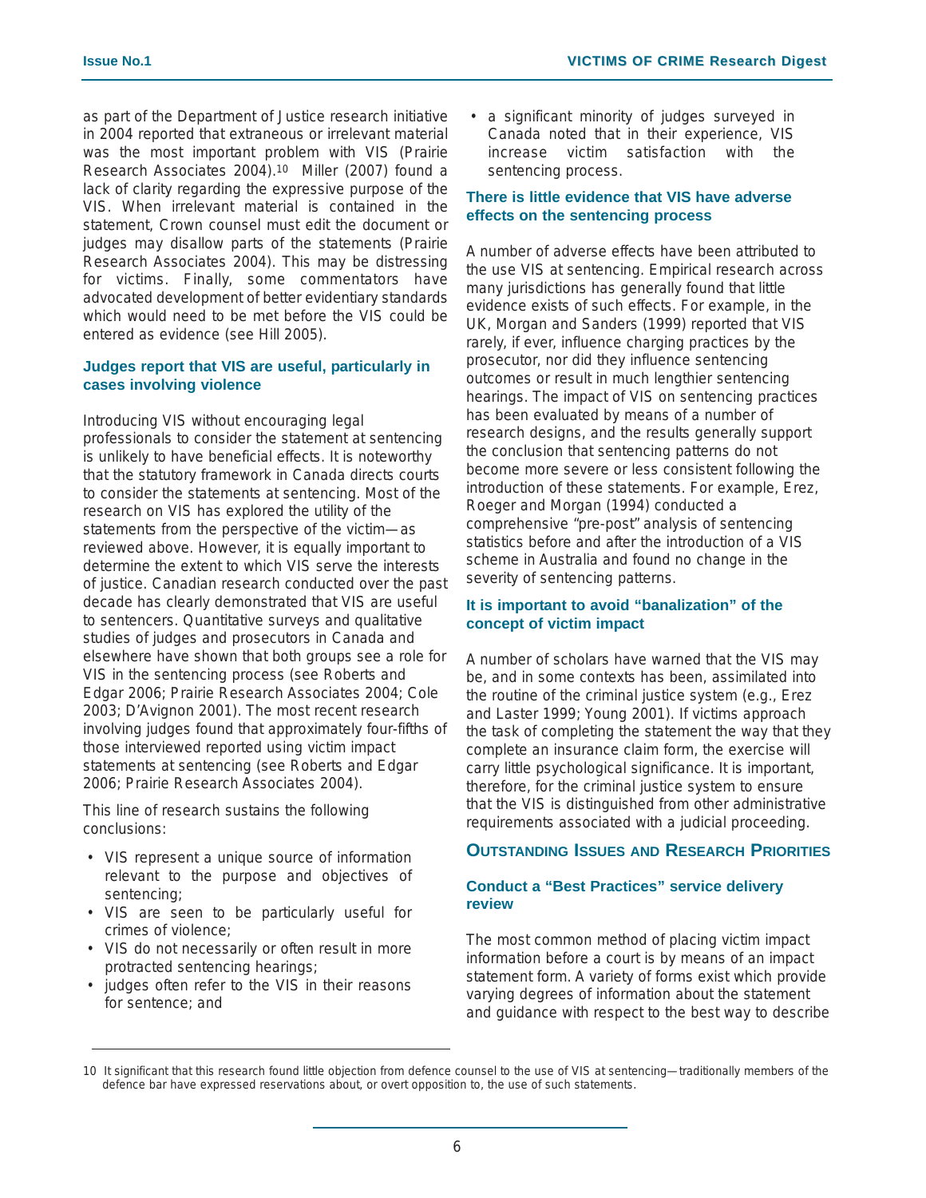as part of the Department of Justice research initiative in 2004 reported that extraneous or irrelevant material was the most important problem with VIS (Prairie Research Associates 2004).[10] Miller (2007) found a lack of clarity regarding the expressive purpose of the VIS. When irrelevant material is contained in the statement, Crown counsel must edit the document or judges may disallow parts of the statements (Prairie Research Associates 2004). This may be distressing for victims. Finally, some commentators have advocated development of better evidentiary standards which would need to be met before the VIS could be entered as evidence (see Hill 2005).

### Judges report that VIS are useful, particularly in cases involving violence

Introducing VIS without encouraging legal professionals to consider the statement at sentencing is unlikely to have beneficial effects. It is noteworthy that the statutory framework in Canada directs courts to consider the statements at sentencing. Most of the research on VIS has explored the utility of the statements from the perspective of the victim—as reviewed above. However, it is equally important to determine the extent to which VIS serve the interests of justice. Canadian research conducted over the past decade has clearly demonstrated that VIS are useful to sentencers. Quantitative surveys and qualitative studies of judges and prosecutors in Canada and elsewhere have shown that both groups see a role for VIS in the sentencing process (see Roberts and Edgar 2006; Prairie Research Associates 2004; Cole 2003; D'Avignon 2001). The most recent research involving judges found that approximately four-fifths of those interviewed reported using victim impact statements at sentencing (see Roberts and Edgar 2006; Prairie Research Associates 2004).

This line of research sustains the following conclusions:

- VIS represent a unique source of information relevant to the purpose and objectives of sentencing;
- VIS are seen to be particularly useful for crimes of violence;
- VIS do not necessarily or often result in more protracted sentencing hearings;
- judges often refer to the VIS in their reasons for sentence; and
- a significant minority of judges surveyed in Canada noted that in their experience, VIS increase victim satisfaction with the sentencing process.

### There is little evidence that VIS have adverse effects on the sentencing process

A number of adverse effects have been attributed to the use VIS at sentencing. Empirical research across many jurisdictions has generally found that little evidence exists of such effects. For example, in the UK, Morgan and Sanders (1999) reported that VIS rarely, if ever, influence charging practices by the prosecutor, nor did they influence sentencing outcomes or result in much lengthier sentencing hearings. The impact of VIS on sentencing practices has been evaluated by means of a number of research designs, and the results generally support the conclusion that sentencing patterns do not become more severe or less consistent following the introduction of these statements. For example, Erez, Roeger and Morgan (1994) conducted a comprehensive "pre-post" analysis of sentencing statistics before and after the introduction of a VIS scheme in Australia and found no change in the severity of sentencing patterns.

### It is important to avoid "banalization" of the concept of victim impact

A number of scholars have warned that the VIS may be, and in some contexts has been, assimilated into the routine of the criminal justice system (e.g., Erez and Laster 1999; Young 2001). If victims approach the task of completing the statement the way that they complete an insurance claim form, the exercise will carry little psychological significance. It is important, therefore, for the criminal justice system to ensure that the VIS is distinguished from other administrative requirements associated with a judicial proceeding.

## Outstanding Issues and Research Priorities

### Conduct a "Best Practices" service delivery review

The most common method of placing victim impact information before a court is by means of an impact statement form. A variety of forms exist which provide varying degrees of information about the statement and guidance with respect to the best way to describe

---

10 It significant that this research found little objection from defence counsel to the use of VIS at sentencing—traditionally members of the defence bar have expressed reservations about, or overt opposition to, the use of such statements.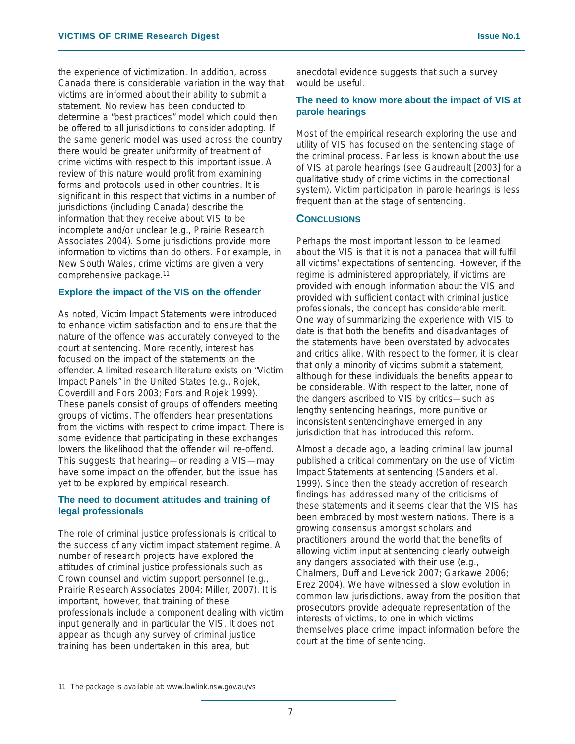the experience of victimization. In addition, across Canada there is considerable variation in the way that victims are informed about their ability to submit a statement. No review has been conducted to determine a "best practices" model which could then be offered to all jurisdictions to consider adopting. If the same generic model was used across the country there would be greater uniformity of treatment of crime victims with respect to this important issue. A review of this nature would profit from examining forms and protocols used in other countries. It is significant in this respect that victims in a number of jurisdictions (including Canada) describe the information that they receive about VIS to be incomplete and/or unclear (e.g., Prairie Research Associates 2004). Some jurisdictions provide more information to victims than do others. For example, in New South Wales, crime victims are given a very comprehensive package.[11]

### Explore the impact of the VIS on the offender

As noted, Victim Impact Statements were introduced to enhance victim satisfaction and to ensure that the nature of the offence was accurately conveyed to the court at sentencing. More recently, interest has focused on the impact of the statements on the offender. A limited research literature exists on "Victim Impact Panels" in the United States (e.g., Rojek, Coverdill and Fors 2003; Fors and Rojek 1999). These panels consist of groups of offenders meeting groups of victims. The offenders hear presentations from the victims with respect to crime impact. There is some evidence that participating in these exchanges lowers the likelihood that the offender will re-offend. This suggests that hearing—or reading a VIS—may have some impact on the offender, but the issue has yet to be explored by empirical research.

### The need to document attitudes and training of legal professionals

The role of criminal justice professionals is critical to the success of any victim impact statement regime. A number of research projects have explored the attitudes of criminal justice professionals such as Crown counsel and victim support personnel (e.g., Prairie Research Associates 2004; Miller, 2007). It is important, however, that training of these professionals include a component dealing with victim input generally and in particular the VIS. It does not appear as though any survey of criminal justice training has been undertaken in this area, but anecdotal evidence suggests that such a survey would be useful.

### The need to know more about the impact of VIS at parole hearings

Most of the empirical research exploring the use and utility of VIS has focused on the sentencing stage of the criminal process. Far less is known about the use of VIS at parole hearings (see Gaudreault [2003] for a qualitative study of crime victims in the correctional system). Victim participation in parole hearings is less frequent than at the stage of sentencing.

## Conclusions

Perhaps the most important lesson to be learned about the VIS is that it is not a panacea that will fulfill all victims' expectations of sentencing. However, if the regime is administered appropriately, if victims are provided with enough information about the VIS and provided with sufficient contact with criminal justice professionals, the concept has considerable merit. One way of summarizing the experience with VIS to date is that both the benefits and disadvantages of the statements have been overstated by advocates and critics alike. With respect to the former, it is clear that only a minority of victims submit a statement, although for these individuals the benefits appear to be considerable. With respect to the latter, none of the dangers ascribed to VIS by critics—such as lengthy sentencing hearings, more punitive or inconsistent sentencinghave emerged in any jurisdiction that has introduced this reform.

Almost a decade ago, a leading criminal law journal published a critical commentary on the use of Victim Impact Statements at sentencing (Sanders et al. 1999). Since then the steady accretion of research findings has addressed many of the criticisms of these statements and it seems clear that the VIS has been embraced by most western nations. There is a growing consensus amongst scholars and practitioners around the world that the benefits of allowing victim input at sentencing clearly outweigh any dangers associated with their use (e.g., Chalmers, Duff and Leverick 2007; Garkawe 2006; Erez 2004). We have witnessed a slow evolution in common law jurisdictions, away from the position that prosecutors provide adequate representation of the interests of victims, to one in which victims themselves place crime impact information before the court at the time of sentencing.

---

11 The package is available at: www.lawlink.nsw.gov.au/vs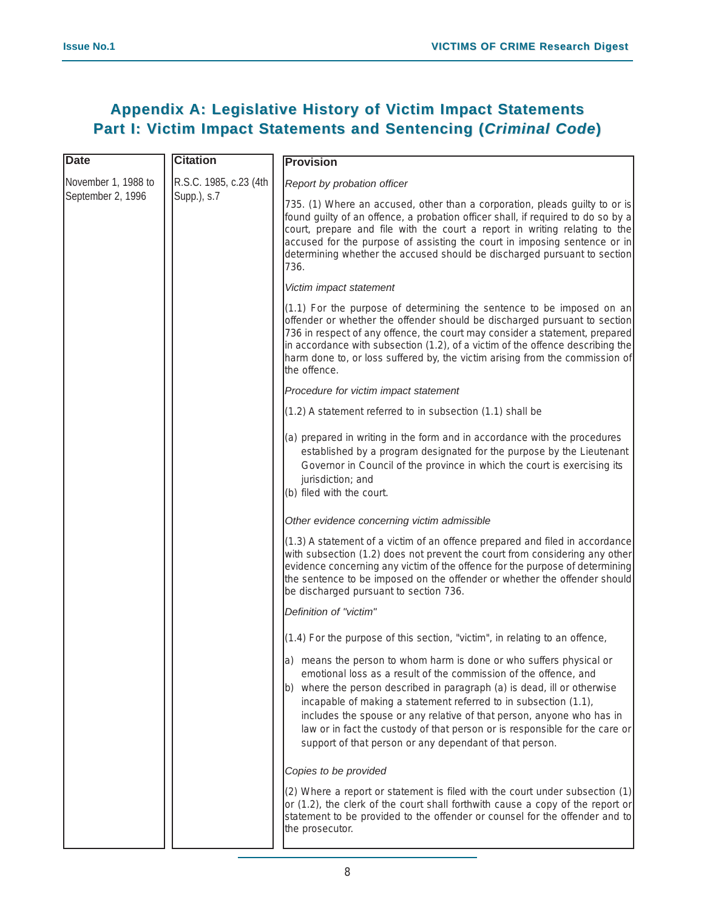# Appendix A: Legislative History of Victim Impact Statements
## Part I: Victim Impact Statements and Sensing (*Criminal Code*)

| Date | Citation | Provision |
|---|---|---|
| November 1, 1988 to September 2, 1996 | R.S.C. 1985, c.23 (4th Supp.), s.7 | *Report by probation officer*<br><br>735. (1) Where an accused, other than a corporation, pleads guilty to or is found guilty of an offence, a probation officer shall, if required to do so by a court, prepare and file with the court a report in writing relating to the accused for the purpose of assisting the court in imposing sentence or in determining whether the accused should be discharged pursuant to section 736.<br><br>*Victim impact statement*<br><br>(1.1) For the purpose of determining the sentence to be imposed on an offender or whether the offender should be discharged pursuant to section 736 in respect of any offence, the court may consider a statement, prepared in accordance with subsection (1.2), of a victim of the offence describing the harm done to, or loss suffered by, the victim arising from the commission of the offence.<br><br>*Procedure for victim impact statement*<br><br>(1.2) A statement referred to in subsection (1.1) shall be<br><br>(a) prepared in writing in the form and in accordance with the procedures established by a program designated for the purpose by the Lieutenant Governor in Council of the province in which the court is exercising its jurisdiction; and<br>(b) filed with the court.<br><br>*Other evidence concerning victim admissible*<br><br>(1.3) A statement of a victim of an offence prepared and filed in accordance with subsection (1.2) does not prevent the court from considering any other evidence concerning any victim of the offence for the purpose of determining the sentence to be imposed on the offender or whether the offender should be discharged pursuant to section 736.<br><br>*Definition of "victim"*<br><br>(1.4) For the purpose of this section, "victim", in relating to an offence,<br><br>a) means the person to whom harm is done or who suffers physical or emotional loss as a result of the commission of the offence, and<br>b) where the person described in paragraph (a) is dead, ill or otherwise incapable of making a statement referred to in subsection (1.1), includes the spouse or any relative of that person, anyone who has in law or in fact the custody of that person or is responsible for the care or support of that person or any dependant of that person.<br><br>*Copies to be provided*<br><br>(2) Where a report or statement is filed with the court under subsection (1) or (1.2), the clerk of the court shall forthwith cause a copy of the report or statement to be provided to the offender or counsel for the offender and to the prosecutor. |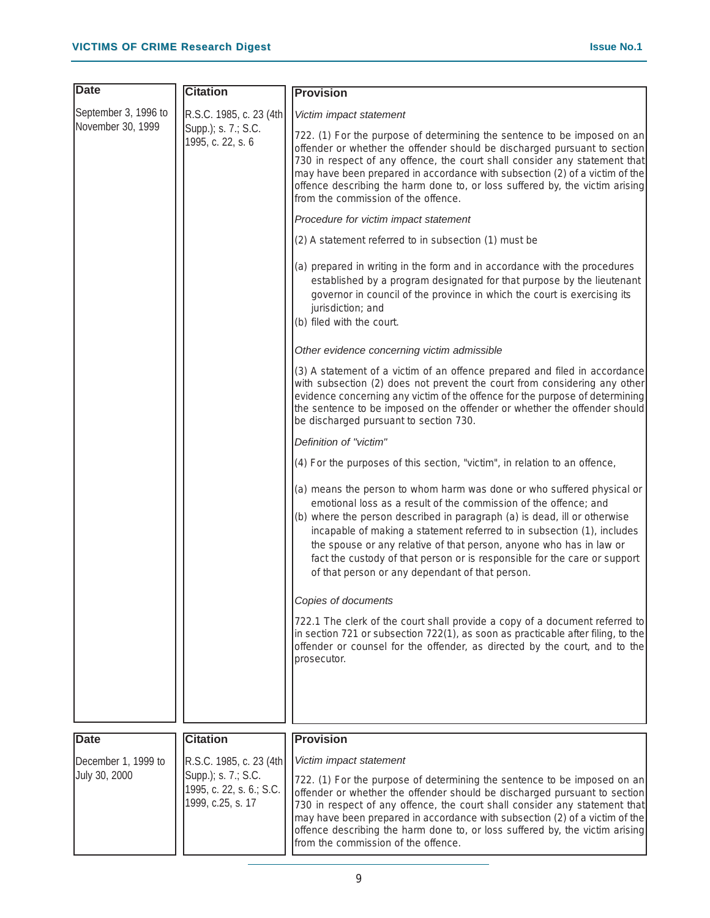| Date | Citation | Provision |
| --- | --- | --- |
| September 3, 1996 to November 30, 1999 | R.S.C. 1985, c. 23 (4th Supp.); s. 7.; S.C. 1995, c. 22, s. 6 | *Victim impact statement*<br><br>722. (1) For the purpose of determining the sentence to be imposed on an offender or whether the offender should be discharged pursuant to section 730 in respect of any offence, the court shall consider any statement that may have been prepared in accordance with subsection (2) of a victim of the offence describing the harm done to, or loss suffered by, the victim arising from the commission of the offence.<br><br>*Procedure for victim impact statement*<br><br>(2) A statement referred to in subsection (1) must be<br><br>(a) prepared in writing in the form and in accordance with the procedures established by a program designated for that purpose by the lieutenant governor in council of the province in which the court is exercising its jurisdiction; and<br>(b) filed with the court.<br><br>*Other evidence concerning victim admissible*<br><br>(3) A statement of a victim of an offence prepared and filed in accordance with subsection (2) does not prevent the court from considering any other evidence concerning any victim of the offence for the purpose of determining the sentence to be imposed on the offender or whether the offender should be discharged pursuant to section 730.<br><br>*Definition of "victim"*<br><br>(4) For the purposes of this section, "victim", in relation to an offence,<br><br>(a) means the person to whom harm was done or who suffered physical or emotional loss as a result of the commission of the offence; and<br>(b) where the person described in paragraph (a) is dead, ill or otherwise incapable of making a statement referred to in subsection (1), includes the spouse or any relative of that person, anyone who has in law or fact the custody of that person or is responsible for the care or support of that person or any dependant of that person.<br><br>*Copies of documents*<br><br>722.1 The clerk of the court shall provide a copy of a document referred to in section 721 or subsection 722(1), as soon as practicable after filing, to the offender or counsel for the offender, as directed by the court, and to the prosecutor. |

| Date | Citation | Provision |
| --- | --- | --- |
| December 1, 1999 to July 30, 2000 | R.S.C. 1985, c. 23 (4th Supp.); s. 7.; S.C. 1995, c. 22, s. 6.; S.C. 1999, c.25, s. 17 | *Victim impact statement*<br><br>722. (1) For the purpose of determining the sentence to be imposed on an offender or whether the offender should be discharged pursuant to section 730 in respect of any offence, the court shall consider any statement that may have been prepared in accordance with subsection (2) of a victim of the offence describing the harm done to, or loss suffered by, the victim arising from the commission of the offence. |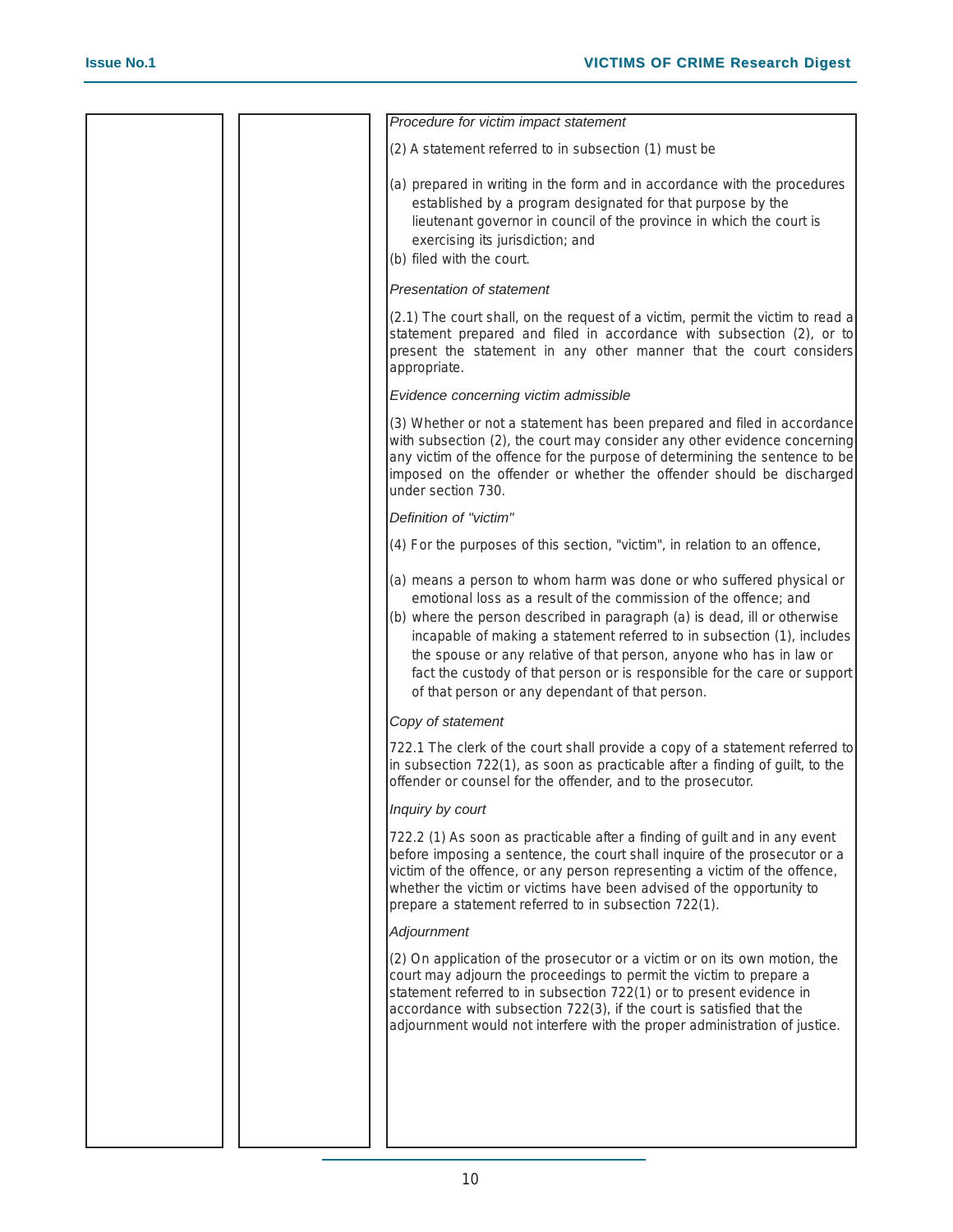| | | *Procedure for victim impact statement*<br><br>(2) A statement referred to in subsection (1) must be<br><br>(a) prepared in writing in the form and in accordance with the procedures established by a program designated for that purpose by the lieutenant governor in council of the province in which the court is exercising its jurisdiction; and<br>(b) filed with the court.<br><br>*Presentation of statement*<br><br>(2.1) The court shall, on the request of a victim, permit the victim to read a statement prepared and filed in accordance with subsection (2), or to present the statement in any other manner that the court considers appropriate.<br><br>*Evidence concerning victim admissible*<br><br>(3) Whether or not a statement has been prepared and filed in accordance with subsection (2), the court may consider any other evidence concerning any victim of the offence for the purpose of determining the sentence to be imposed on the offender or whether the offender should be discharged under section 730.<br><br>*Definition of "victim"*<br><br>(4) For the purposes of this section, "victim", in relation to an offence,<br><br>(a) means a person to whom harm was done or who suffered physical or emotional loss as a result of the commission of the offence; and<br>(b) where the person described in paragraph (a) is dead, ill or otherwise incapable of making a statement referred to in subsection (1), includes the spouse or any relative of that person, anyone who has in law or fact the custody of that person or is responsible for the care or support of that person or any dependant of that person.<br><br>*Copy of statement*<br><br>722.1 The clerk of the court shall provide a copy of a statement referred to in subsection 722(1), as soon as practicable after a finding of guilt, to the offender or counsel for the offender, and to the prosecutor.<br><br>*Inquiry by court*<br><br>722.2 (1) As soon as practicable after a finding of guilt and in any event before imposing a sentence, the court shall inquire of the prosecutor or a victim of the offence, or any person representing a victim of the offence, whether the victim or victims have been advised of the opportunity to prepare a statement referred to in subsection 722(1).<br><br>*Adjournment*<br><br>(2) On application of the prosecutor or a victim or on its own motion, the court may adjourn the proceedings to permit the victim to prepare a statement referred to in subsection 722(1) or to present evidence in accordance with subsection 722(3), if the court is satisfied that the adjournment would not interfere with the proper administration of justice. |
|---|---|---|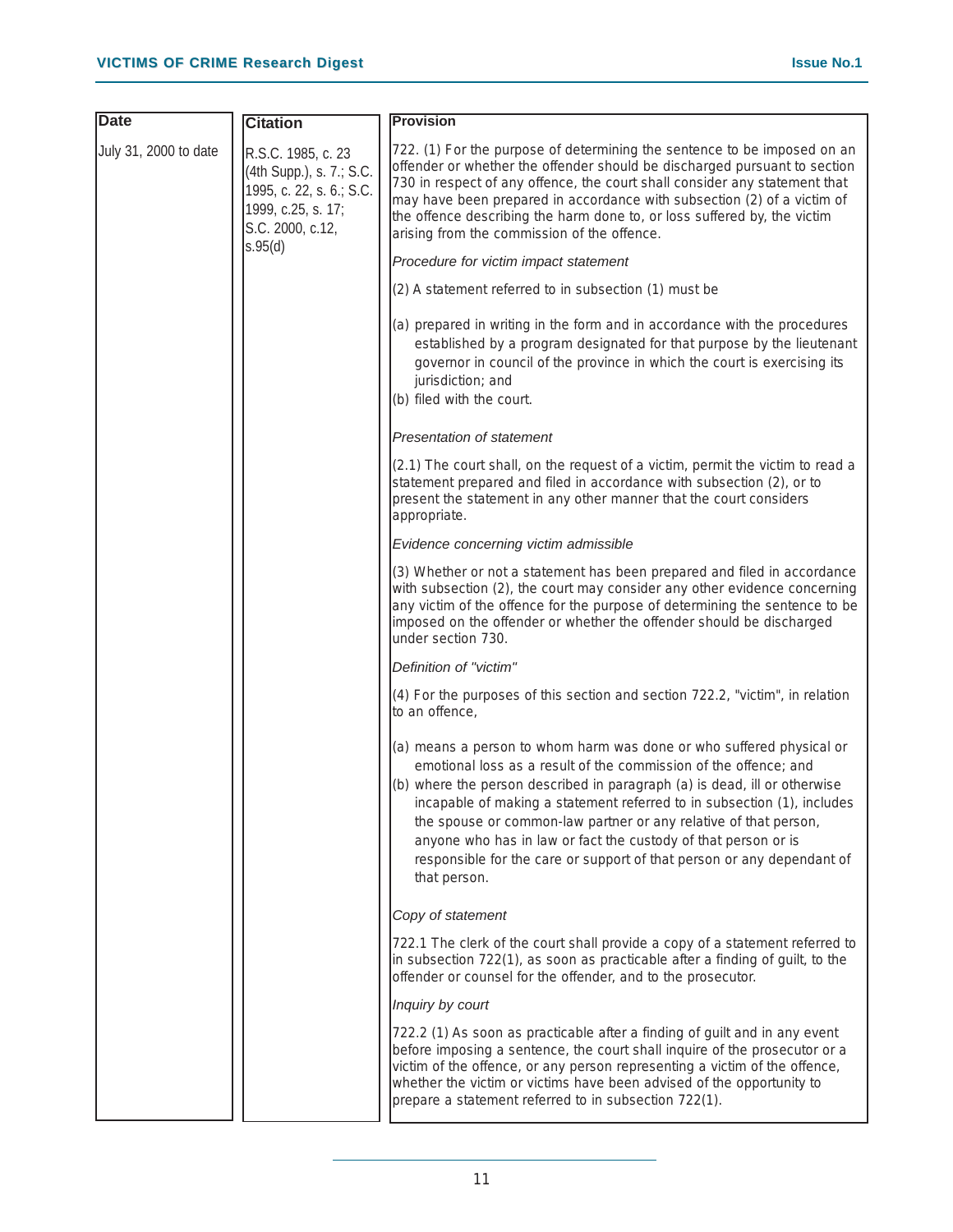| Date | Citation | Provision |
|---|---|---|
| July 31, 2000 to date | R.S.C. 1985, c. 23 (4th Supp.), s. 7.; S.C. 1995, c. 22, s. 6.; S.C. 1999, c.25, s. 17; S.C. 2000, c.12, s.95(d) | 722. (1) For the purpose of determining the sentence to be imposed on an offender or whether the offender should be discharged pursuant to section 730 in respect of any offence, the court shall consider any statement that may have been prepared in accordance with subsection (2) of a victim of the offence describing the harm done to, or loss suffered by, the victim arising from the commission of the offence.<br><br>*Procedure for victim impact statement*<br><br>(2) A statement referred to in subsection (1) must be<br><br>(a) prepared in writing in the form and in accordance with the procedures established by a program designated for that purpose by the lieutenant governor in council of the province in which the court is exercising its jurisdiction; and<br>(b) filed with the court.<br><br>*Presentation of statement*<br><br>(2.1) The court shall, on the request of a victim, permit the victim to read a statement prepared and filed in accordance with subsection (2), or to present the statement in any other manner that the court considers appropriate.<br><br>*Evidence concerning victim admissible*<br><br>(3) Whether or not a statement has been prepared and filed in accordance with subsection (2), the court may consider any other evidence concerning any victim of the offence for the purpose of determining the sentence to be imposed on the offender or whether the offender should be discharged under section 730.<br><br>*Definition of "victim"*<br><br>(4) For the purposes of this section and section 722.2, "victim", in relation to an offence,<br><br>(a) means a person to whom harm was done or who suffered physical or emotional loss as a result of the commission of the offence; and<br>(b) where the person described in paragraph (a) is dead, ill or otherwise incapable of making a statement referred to in subsection (1), includes the spouse or common-law partner or any relative of that person, anyone who has in law or fact the custody of that person or is responsible for the care or support of that person or any dependant of that person.<br><br>*Copy of statement*<br><br>722.1 The clerk of the court shall provide a copy of a statement referred to in subsection 722(1), as soon as practicable after a finding of guilt, to the offender or counsel for the offender, and to the prosecutor.<br><br>*Inquiry by court*<br><br>722.2 (1) As soon as practicable after a finding of guilt and in any event before imposing a sentence, the court shall inquire of the prosecutor or a victim of the offence, or any person representing a victim of the offence, whether the victim or victims have been advised of the opportunity to prepare a statement referred to in subsection 722(1). |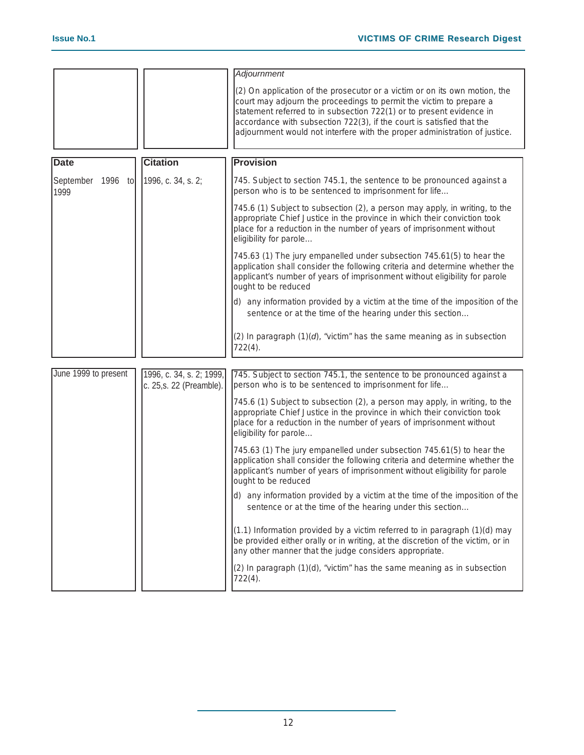| | | |
|---|---|---|
| | | *Adjournment*<br><br>(2) On application of the prosecutor or a victim or on its own motion, the court may adjourn the proceedings to permit the victim to prepare a statement referred to in subsection 722(1) or to present evidence in accordance with subsection 722(3), if the court is satisfied that the adjournment would not interfere with the proper administration of justice. |

| Date | Citation | Provision |
|---|---|---|
| September 1996 to 1999 | 1996, c. 34, s. 2; | 745. Subject to section 745.1, the sentence to be pronounced against a person who is to be sentenced to imprisonment for life…<br><br>745.6 (1) Subject to subsection (2), a person may apply, in writing, to the appropriate Chief Justice in the province in which their conviction took place for a reduction in the number of years of imprisonment without eligibility for parole…<br><br>745.63 (1) The jury empanelled under subsection 745.61(5) to hear the application shall consider the following criteria and determine whether the applicant's number of years of imprisonment without eligibility for parole ought to be reduced<br><br>d) any information provided by a victim at the time of the imposition of the sentence or at the time of the hearing under this section…<br><br>(2) In paragraph (1)(*d*), "victim" has the same meaning as in subsection 722(4). |
| June 1999 to present | 1996, c. 34, s. 2; 1999, c. 25,s. 22 (Preamble). | 745. Subject to section 745.1, the sentence to be pronounced against a person who is to be sentenced to imprisonment for life…<br><br>745.6 (1) Subject to subsection (2), a person may apply, in writing, to the appropriate Chief Justice in the province in which their conviction took place for a reduction in the number of years of imprisonment without eligibility for parole…<br><br>745.63 (1) The jury empanelled under subsection 745.61(5) to hear the application shall consider the following criteria and determine whether the applicant's number of years of imprisonment without eligibility for parole ought to be reduced<br><br>d) any information provided by a victim at the time of the imposition of the sentence or at the time of the hearing under this section…<br><br>(1.1) Information provided by a victim referred to in paragraph (1)(d) may be provided either orally or in writing, at the discretion of the victim, or in any other manner that the judge considers appropriate.<br><br>(2) In paragraph (1)(d), "victim" has the same meaning as in subsection 722(4). |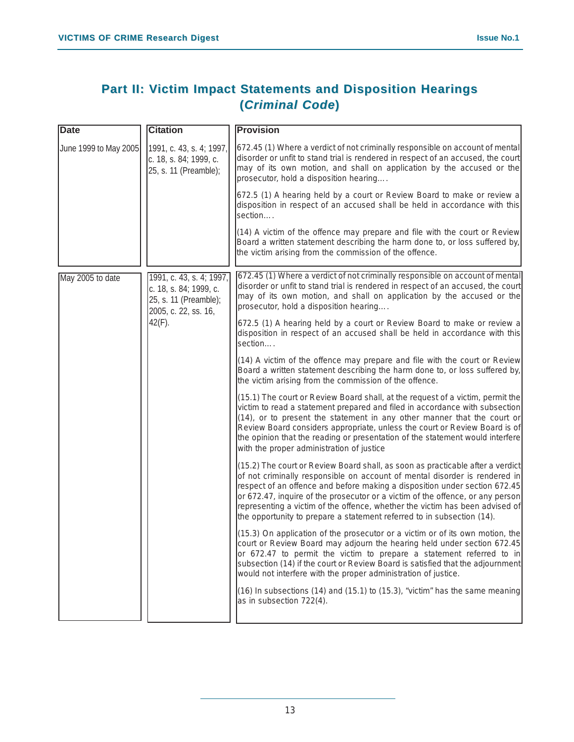## Part II: Victim Impact Statements and Disposition Hearings (*Criminal Code*)

| Date | Citation | Provision |
|---|---|---|
| June 1999 to May 2005 | 1991, c. 43, s. 4; 1997, c. 18, s. 84; 1999, c. 25, s. 11 (Preamble); | 672.45 (1) Where a verdict of not criminally responsible on account of mental disorder or unfit to stand trial is rendered in respect of an accused, the court may of its own motion, and shall on application by the accused or the prosecutor, hold a disposition hearing…. <br><br> 672.5 (1) A hearing held by a court or Review Board to make or review a disposition in respect of an accused shall be held in accordance with this section…. <br><br> (14) A victim of the offence may prepare and file with the court or Review Board a written statement describing the harm done to, or loss suffered by, the victim arising from the commission of the offence. |
| May 2005 to date | 1991, c. 43, s. 4; 1997, c. 18, s. 84; 1999, c. 25, s. 11 (Preamble); 2005, c. 22, ss. 16, 42(F). | 672.45 (1) Where a verdict of not criminally responsible on account of mental disorder or unfit to stand trial is rendered in respect of an accused, the court may of its own motion, and shall on application by the accused or the prosecutor, hold a disposition hearing…. <br><br> 672.5 (1) A hearing held by a court or Review Board to make or review a disposition in respect of an accused shall be held in accordance with this section…. <br><br> (14) A victim of the offence may prepare and file with the court or Review Board a written statement describing the harm done to, or loss suffered by, the victim arising from the commission of the offence. <br><br> (15.1) The court or Review Board shall, at the request of a victim, permit the victim to read a statement prepared and filed in accordance with subsection (14), or to present the statement in any other manner that the court or Review Board considers appropriate, unless the court or Review Board is of the opinion that the reading or presentation of the statement would interfere with the proper administration of justice <br><br> (15.2) The court or Review Board shall, as soon as practicable after a verdict of not criminally responsible on account of mental disorder is rendered in respect of an offence and before making a disposition under section 672.45 or 672.47, inquire of the prosecutor or a victim of the offence, or any person representing a victim of the offence, whether the victim has been advised of the opportunity to prepare a statement referred to in subsection (14). <br><br> (15.3) On application of the prosecutor or a victim or of its own motion, the court or Review Board may adjourn the hearing held under section 672.45 or 672.47 to permit the victim to prepare a statement referred to in subsection (14) if the court or Review Board is satisfied that the adjournment would not interfere with the proper administration of justice. <br><br> (16) In subsections (14) and (15.1) to (15.3), "victim" has the same meaning as in subsection 722(4). |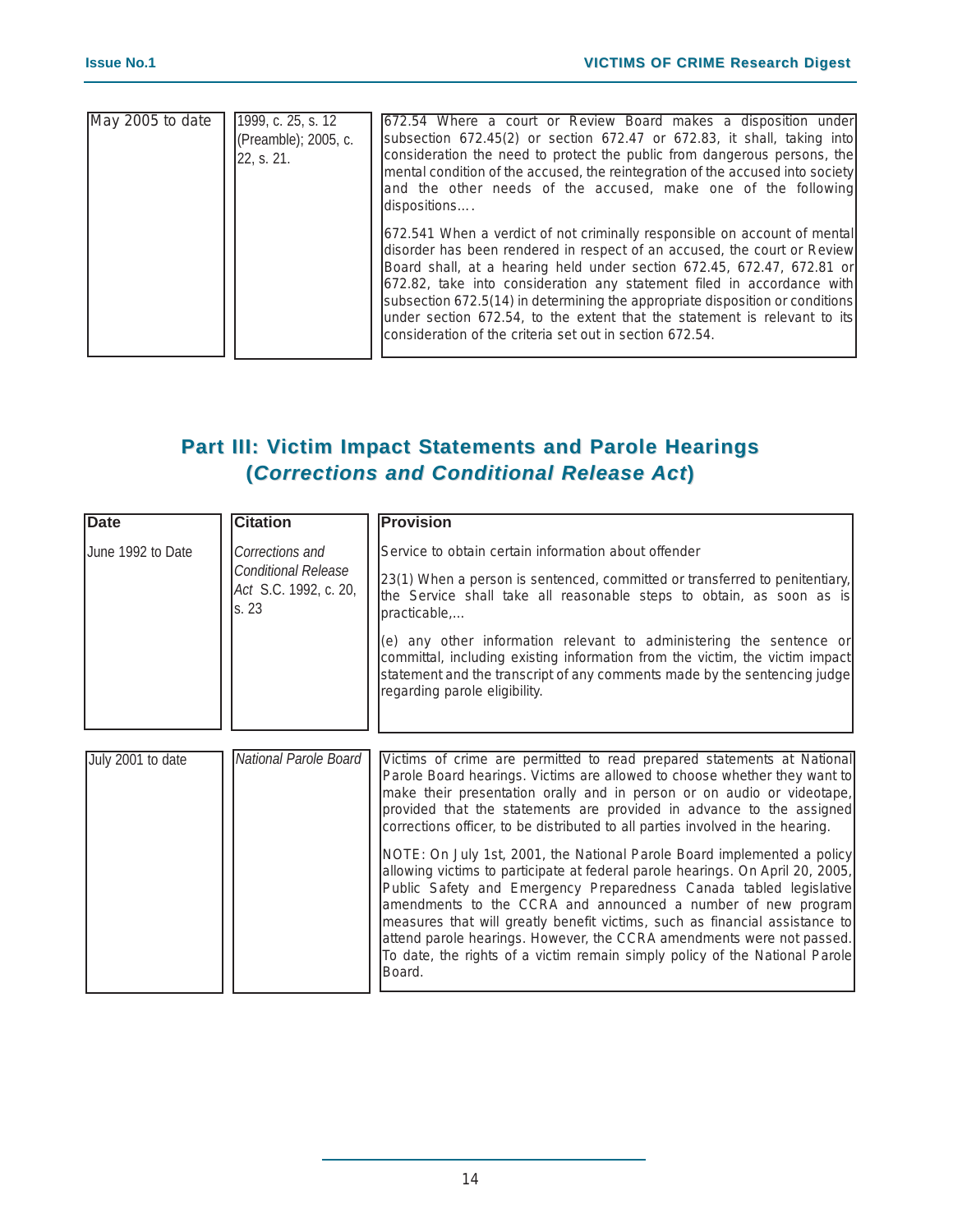| | | |
|---|---|---|
| May 2005 to date | 1999, c. 25, s. 12 (Preamble); 2005, c. 22, s. 21. | 672.54 Where a court or Review Board makes a disposition under subsection 672.45(2) or section 672.47 or 672.83, it shall, taking into consideration the need to protect the public from dangerous persons, the mental condition of the accused, the reintegration of the accused into society and the other needs of the accused, make one of the following dispositions…. <br><br> 672.541 When a verdict of not criminally responsible on account of mental disorder has been rendered in respect of an accused, the court or Review Board shall, at a hearing held under section 672.45, 672.47, 672.81 or 672.82, take into consideration any statement filed in accordance with subsection 672.5(14) in determining the appropriate disposition or conditions under section 672.54, to the extent that the statement is relevant to its consideration of the criteria set out in section 672.54. |

## Part III: Victim Impact Statements and Parole Hearings (*Corrections and Conditional Release Act*)

| Date | Citation | Provision |
|---|---|---|
| June 1992 to Date | *Corrections and Conditional Release Act* S.C. 1992, c. 20, s. 23 | Service to obtain certain information about offender <br><br> 23(1) When a person is sentenced, committed or transferred to penitentiary, the Service shall take all reasonable steps to obtain, as soon as is practicable,… <br><br> (e) any other information relevant to administering the sentence or committal, including existing information from the victim, the victim impact statement and the transcript of any comments made by the sentencing judge regarding parole eligibility. |
| July 2001 to date | *National Parole Board* | Victims of crime are permitted to read prepared statements at National Parole Board hearings. Victims are allowed to choose whether they want to make their presentation orally and in person or on audio or videotape, provided that the statements are provided in advance to the assigned corrections officer, to be distributed to all parties involved in the hearing. <br><br> NOTE: On July 1st, 2001, the National Parole Board implemented a policy allowing victims to participate at federal parole hearings. On April 20, 2005, Public Safety and Emergency Preparedness Canada tabled legislative amendments to the CCRA and announced a number of new program measures that will greatly benefit victims, such as financial assistance to attend parole hearings. However, the CCRA amendments were not passed. To date, the rights of a victim remain simply policy of the National Parole Board. |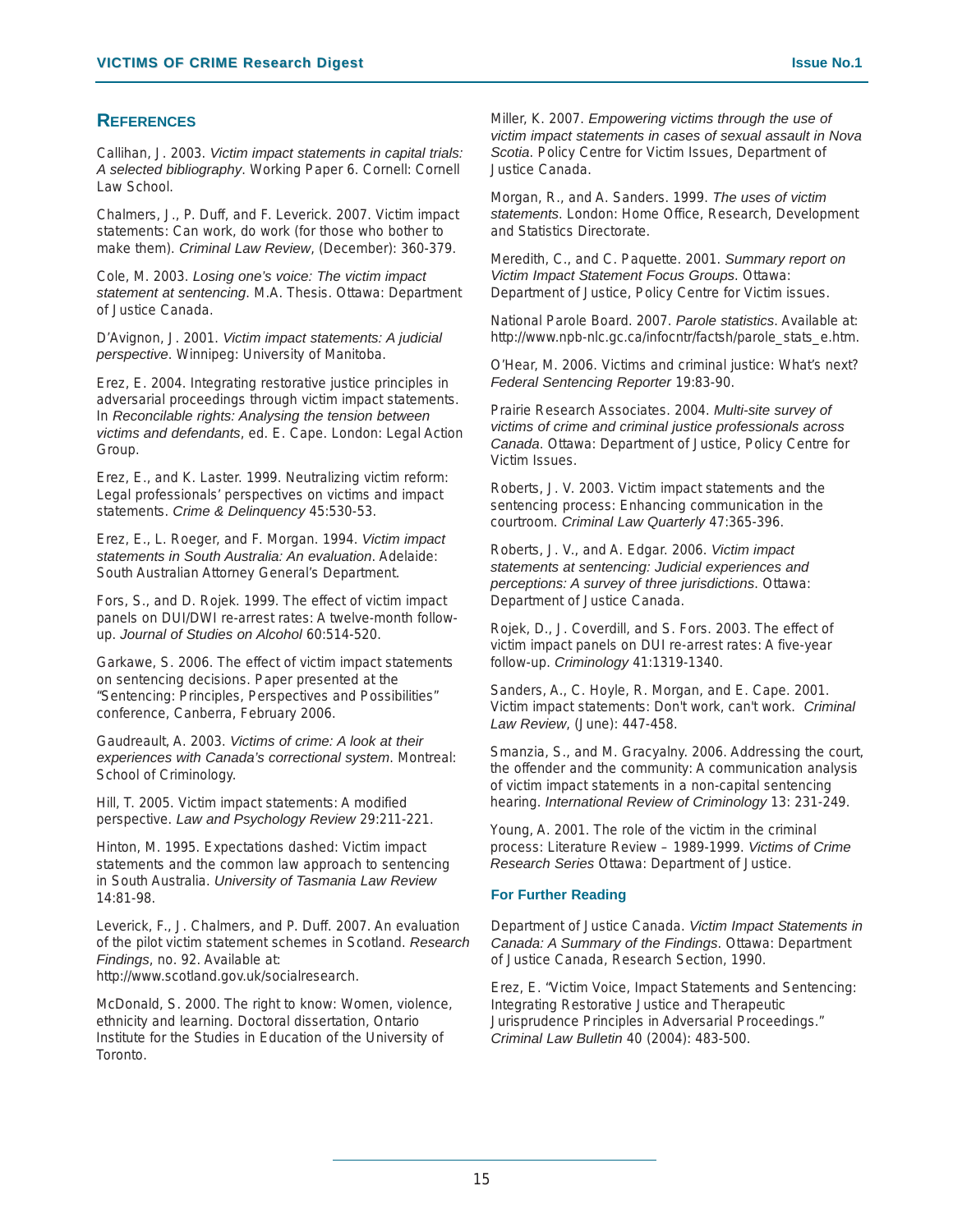## References

Callihan, J. 2003. *Victim impact statements in capital trials: A selected bibliography*. Working Paper 6. Cornell: Cornell Law School.

Chalmers, J., P. Duff, and F. Leverick. 2007. Victim impact statements: Can work, do work (for those who bother to make them). *Criminal Law Review*, (December): 360-379.

Cole, M. 2003. *Losing one's voice: The victim impact statement at sentencing*. M.A. Thesis. Ottawa: Department of Justice Canada.

D'Avignon, J. 2001. *Victim impact statements: A judicial perspective*. Winnipeg: University of Manitoba.

Erez, E. 2004. Integrating restorative justice principles in adversarial proceedings through victim impact statements. In *Reconcilable rights: Analysing the tension between victims and defendants*, ed. E. Cape. London: Legal Action Group.

Erez, E., and K. Laster. 1999. Neutralizing victim reform: Legal professionals' perspectives on victims and impact statements. *Crime & Delinquency* 45:530-53.

Erez, E., L. Roeger, and F. Morgan. 1994. *Victim impact statements in South Australia: An evaluation*. Adelaide: South Australian Attorney General's Department.

Fors, S., and D. Rojek. 1999. The effect of victim impact panels on DUI/DWI re-arrest rates: A twelve-month follow-up. *Journal of Studies on Alcohol* 60:514-520.

Garkawe, S. 2006. The effect of victim impact statements on sentencing decisions. Paper presented at the "Sentencing: Principles, Perspectives and Possibilities" conference, Canberra, February 2006.

Gaudreault, A. 2003. *Victims of crime: A look at their experiences with Canada's correctional system*. Montreal: School of Criminology.

Hill, T. 2005. Victim impact statements: A modified perspective. *Law and Psychology Review* 29:211-221.

Hinton, M. 1995. Expectations dashed: Victim impact statements and the common law approach to sentencing in South Australia. *University of Tasmania Law Review* 14:81-98.

Leverick, F., J. Chalmers, and P. Duff. 2007. An evaluation of the pilot victim statement schemes in Scotland. *Research Findings*, no. 92. Available at: http://www.scotland.gov.uk/socialresearch.

McDonald, S. 2000. The right to know: Women, violence, ethnicity and learning. Doctoral dissertation, Ontario Institute for the Studies in Education of the University of Toronto.

Miller, K. 2007. *Empowering victims through the use of victim impact statements in cases of sexual assault in Nova Scotia*. Policy Centre for Victim Issues, Department of Justice Canada.

Morgan, R., and A. Sanders. 1999. *The uses of victim statements*. London: Home Office, Research, Development and Statistics Directorate.

Meredith, C., and C. Paquette. 2001. *Summary report on Victim Impact Statement Focus Groups*. Ottawa: Department of Justice, Policy Centre for Victim issues.

National Parole Board. 2007. *Parole statistics*. Available at: http://www.npb-nlc.gc.ca/infocntr/factsh/parole_stats_e.htm.

O'Hear, M. 2006. Victims and criminal justice: What's next? *Federal Sentencing Reporter* 19:83-90.

Prairie Research Associates. 2004. *Multi-site survey of victims of crime and criminal justice professionals across Canada*. Ottawa: Department of Justice, Policy Centre for Victim Issues.

Roberts, J. V. 2003. Victim impact statements and the sentencing process: Enhancing communication in the courtroom. *Criminal Law Quarterly* 47:365-396.

Roberts, J. V., and A. Edgar. 2006. *Victim impact statements at sentencing: Judicial experiences and perceptions: A survey of three jurisdictions*. Ottawa: Department of Justice Canada.

Rojek, D., J. Coverdill, and S. Fors. 2003. The effect of victim impact panels on DUI re-arrest rates: A five-year follow-up. *Criminology* 41:1319-1340.

Sanders, A., C. Hoyle, R. Morgan, and E. Cape. 2001. Victim impact statements: Don't work, can't work. *Criminal Law Review*, (June): 447-458.

Smanzia, S., and M. Gracyalny. 2006. Addressing the court, the offender and the community: A communication analysis of victim impact statements in a non-capital sentencing hearing. *International Review of Criminology* 13: 231-249.

Young, A. 2001. The role of the victim in the criminal process: Literature Review – 1989-1999. *Victims of Crime Research Series* Ottawa: Department of Justice.

### For Further Reading

Department of Justice Canada. *Victim Impact Statements in Canada: A Summary of the Findings*. Ottawa: Department of Justice Canada, Research Section, 1990.

Erez, E. "Victim Voice, Impact Statements and Sentencing: Integrating Restorative Justice and Therapeutic Jurisprudence Principles in Adversarial Proceedings." *Criminal Law Bulletin* 40 (2004): 483-500.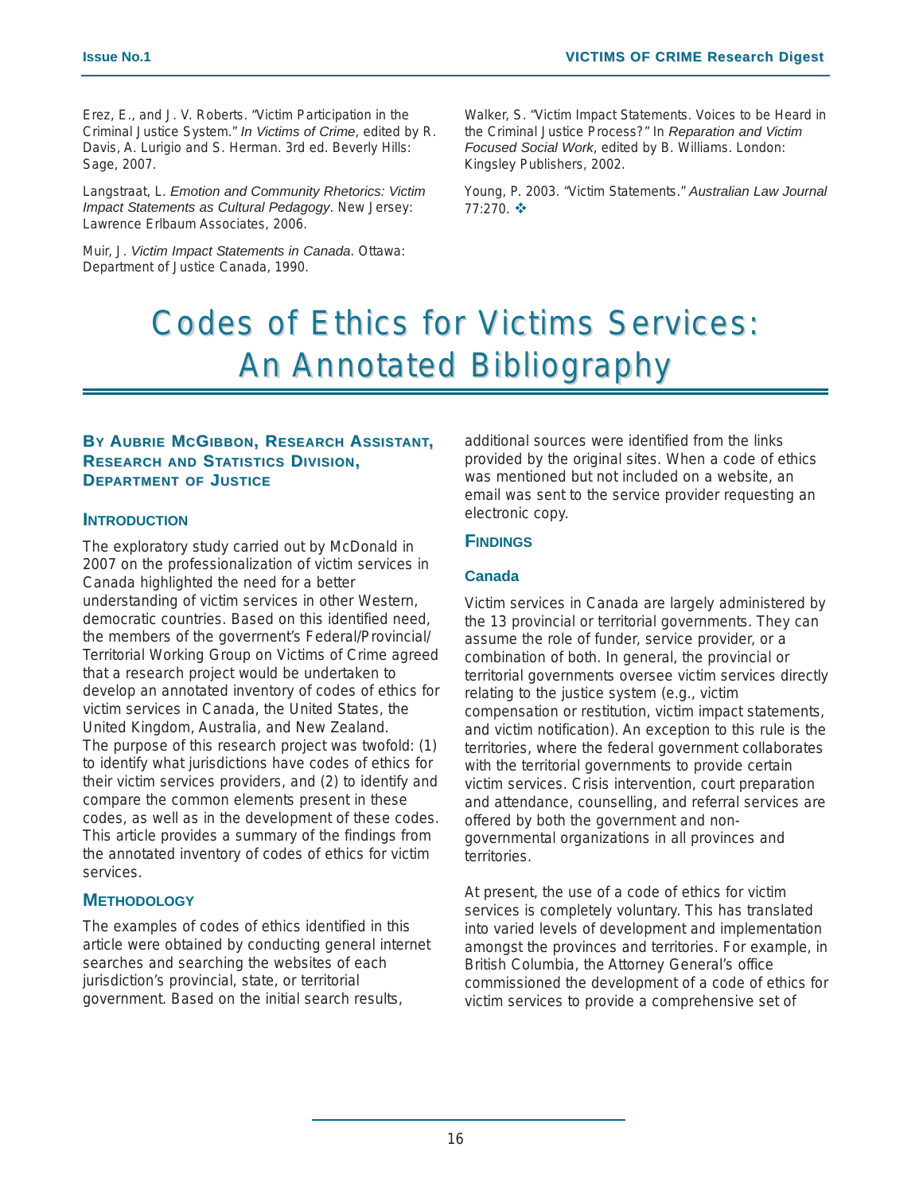Erez, E., and J. V. Roberts. "Victim Participation in the Criminal Justice System." *In Victims of Crime*, edited by R. Davis, A. Lurigio and S. Herman. 3rd ed. Beverly Hills: Sage, 2007.

Langstraat, L. *Emotion and Community Rhetorics: Victim Impact Statements as Cultural Pedagogy*. New Jersey: Lawrence Erlbaum Associates, 2006.

Muir, J. *Victim Impact Statements in Canada*. Ottawa: Department of Justice Canada, 1990.

Walker, S. "Victim Impact Statements. Voices to be Heard in the Criminal Justice Process?" In *Reparation and Victim Focused Social Work*, edited by B. Williams. London: Kingsley Publishers, 2002.

Young, P. 2003. "Victim Statements." *Australian Law Journal* 77:270. ❖

# Codes of Ethics for Victims Services: An Annotated Bibliography

**By Aubrie McGibbon, Research Assistant, Research and Statistics Division, Department of Justice**

## Introduction

The exploratory study carried out by McDonald in 2007 on the professionalization of victim services in Canada highlighted the need for a better understanding of victim services in other Western, democratic countries. Based on this identified need, the members of the government's Federal/Provincial/Territorial Working Group on Victims of Crime agreed that a research project would be undertaken to develop an annotated inventory of codes of ethics for victim services in Canada, the United States, the United Kingdom, Australia, and New Zealand. The purpose of this research project was twofold: (1) to identify what jurisdictions have codes of ethics for their victim services providers, and (2) to identify and compare the common elements present in these codes, as well as in the development of these codes. This article provides a summary of the findings from the annotated inventory of codes of ethics for victim services.

## Methodology

The examples of codes of ethics identified in this article were obtained by conducting general internet searches and searching the websites of each jurisdiction's provincial, state, or territorial government. Based on the initial search results, additional sources were identified from the links provided by the original sites. When a code of ethics was mentioned but not included on a website, an email was sent to the service provider requesting an electronic copy.

## Findings

### Canada

Victim services in Canada are largely administered by the 13 provincial or territorial governments. They can assume the role of funder, service provider, or a combination of both. In general, the provincial or territorial governments oversee victim services directly relating to the justice system (e.g., victim compensation or restitution, victim impact statements, and victim notification). An exception to this rule is the territories, where the federal government collaborates with the territorial governments to provide certain victim services. Crisis intervention, court preparation and attendance, counselling, and referral services are offered by both the government and non-governmental organizations in all provinces and territories.

At present, the use of a code of ethics for victim services is completely voluntary. This has translated into varied levels of development and implementation amongst the provinces and territories. For example, in British Columbia, the Attorney General's office commissioned the development of a code of ethics for victim services to provide a comprehensive set of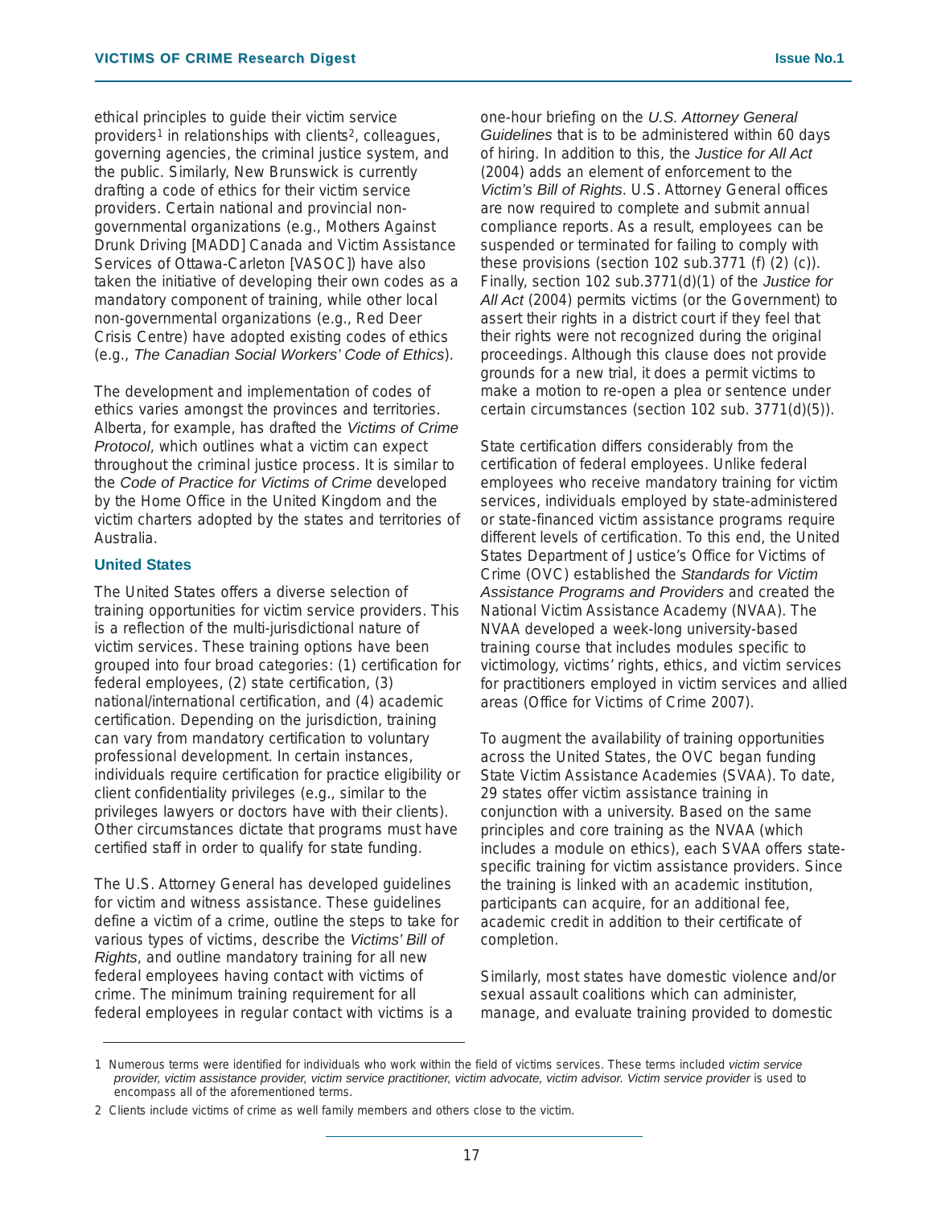ethical principles to guide their victim service providers[1] in relationships with clients[2], colleagues, governing agencies, the criminal justice system, and the public. Similarly, New Brunswick is currently drafting a code of ethics for their victim service providers. Certain national and provincial non-governmental organizations (e.g., Mothers Against Drunk Driving [MADD] Canada and Victim Assistance Services of Ottawa-Carleton [VASOC]) have also taken the initiative of developing their own codes as a mandatory component of training, while other local non-governmental organizations (e.g., Red Deer Crisis Centre) have adopted existing codes of ethics (e.g., *The Canadian Social Workers' Code of Ethics*).

The development and implementation of codes of ethics varies amongst the provinces and territories. Alberta, for example, has drafted the *Victims of Crime Protocol*, which outlines what a victim can expect throughout the criminal justice process. It is similar to the *Code of Practice for Victims of Crime* developed by the Home Office in the United Kingdom and the victim charters adopted by the states and territories of Australia.

### United States

The United States offers a diverse selection of training opportunities for victim service providers. This is a reflection of the multi-jurisdictional nature of victim services. These training options have been grouped into four broad categories: (1) certification for federal employees, (2) state certification, (3) national/international certification, and (4) academic certification. Depending on the jurisdiction, training can vary from mandatory certification to voluntary professional development. In certain instances, individuals require certification for practice eligibility or client confidentiality privileges (e.g., similar to the privileges lawyers or doctors have with their clients). Other circumstances dictate that programs must have certified staff in order to qualify for state funding.

The U.S. Attorney General has developed guidelines for victim and witness assistance. These guidelines define a victim of a crime, outline the steps to take for various types of victims, describe the *Victims' Bill of Rights*, and outline mandatory training for all new federal employees having contact with victims of crime. The minimum training requirement for all federal employees in regular contact with victims is a one-hour briefing on the *U.S. Attorney General Guidelines* that is to be administered within 60 days of hiring. In addition to this, the *Justice for All Act* (2004) adds an element of enforcement to the *Victim's Bill of Rights*. U.S. Attorney General offices are now required to complete and submit annual compliance reports. As a result, employees can be suspended or terminated for failing to comply with these provisions (section 102 sub.3771 (f) (2) (c)). Finally, section 102 sub.3771(d)(1) of the *Justice for All Act* (2004) permits victims (or the Government) to assert their rights in a district court if they feel that their rights were not recognized during the original proceedings. Although this clause does not provide grounds for a new trial, it does a permit victims to make a motion to re-open a plea or sentence under certain circumstances (section 102 sub. 3771(d)(5)).

State certification differs considerably from the certification of federal employees. Unlike federal employees who receive mandatory training for victim services, individuals employed by state-administered or state-financed victim assistance programs require different levels of certification. To this end, the United States Department of Justice's Office for Victims of Crime (OVC) established the *Standards for Victim Assistance Programs and Providers* and created the National Victim Assistance Academy (NVAA). The NVAA developed a week-long university-based training course that includes modules specific to victimology, victims' rights, ethics, and victim services for practitioners employed in victim services and allied areas (Office for Victims of Crime 2007).

To augment the availability of training opportunities across the United States, the OVC began funding State Victim Assistance Academies (SVAA). To date, 29 states offer victim assistance training in conjunction with a university. Based on the same principles and core training as the NVAA (which includes a module on ethics), each SVAA offers state-specific training for victim assistance providers. Since the training is linked with an academic institution, participants can acquire, for an additional fee, academic credit in addition to their certificate of completion.

Similarly, most states have domestic violence and/or sexual assault coalitions which can administer, manage, and evaluate training provided to domestic

---

1 Numerous terms were identified for individuals who work within the field of victims services. These terms included *victim service provider, victim assistance provider, victim service practitioner, victim advocate, victim advisor. Victim service provider* is used to encompass all of the aforementioned terms.

2 Clients include victims of crime as well family members and others close to the victim.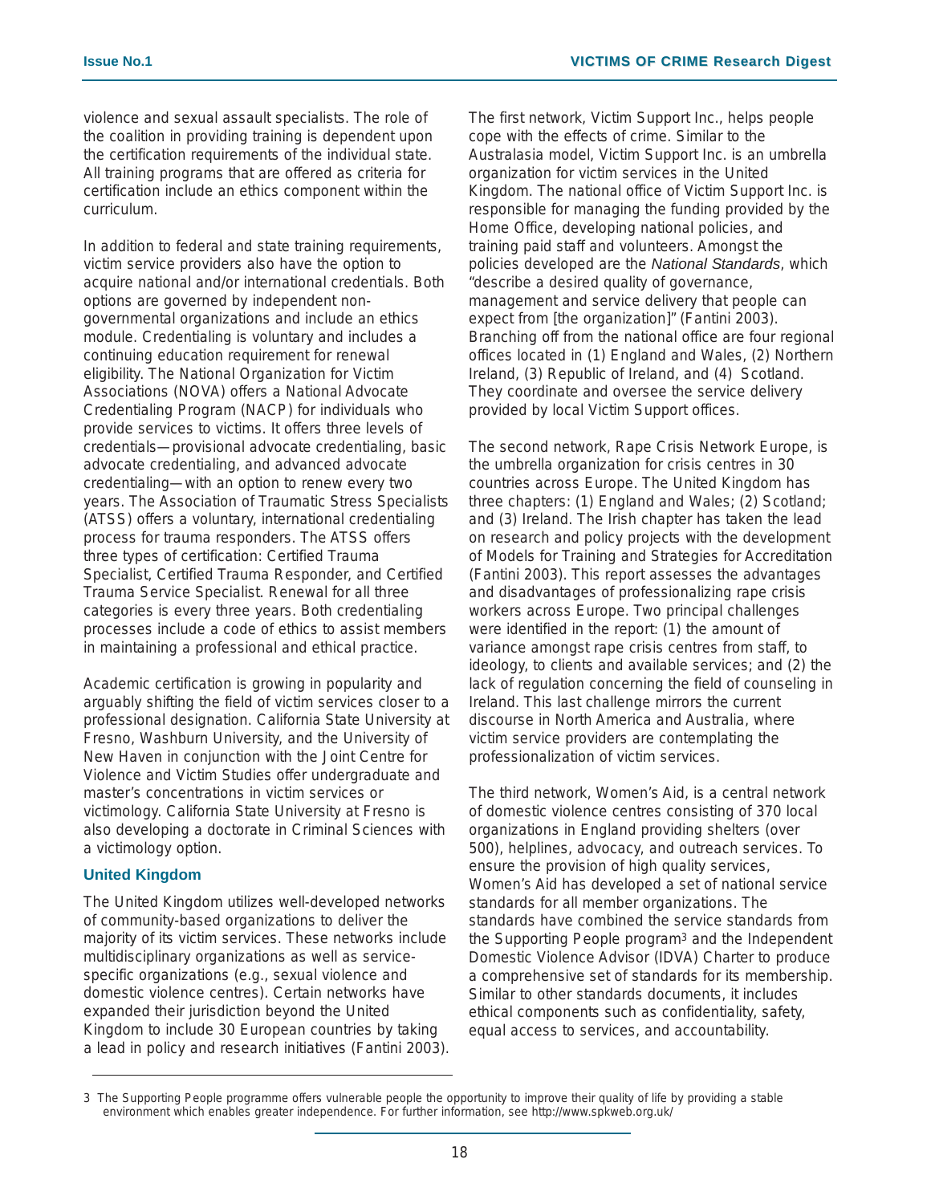violence and sexual assault specialists. The role of the coalition in providing training is dependent upon the certification requirements of the individual state. All training programs that are offered as criteria for certification include an ethics component within the curriculum.

In addition to federal and state training requirements, victim service providers also have the option to acquire national and/or international credentials. Both options are governed by independent non-governmental organizations and include an ethics module. Credentialing is voluntary and includes a continuing education requirement for renewal eligibility. The National Organization for Victim Associations (NOVA) offers a National Advocate Credentialing Program (NACP) for individuals who provide services to victims. It offers three levels of credentials—provisional advocate credentialing, basic advocate credentialing, and advanced advocate credentialing—with an option to renew every two years. The Association of Traumatic Stress Specialists (ATSS) offers a voluntary, international credentialing process for trauma responders. The ATSS offers three types of certification: Certified Trauma Specialist, Certified Trauma Responder, and Certified Trauma Service Specialist. Renewal for all three categories is every three years. Both credentialing processes include a code of ethics to assist members in maintaining a professional and ethical practice.

Academic certification is growing in popularity and arguably shifting the field of victim services closer to a professional designation. California State University at Fresno, Washburn University, and the University of New Haven in conjunction with the Joint Centre for Violence and Victim Studies offer undergraduate and master's concentrations in victim services or victimology. California State University at Fresno is also developing a doctorate in Criminal Sciences with a victimology option.

### United Kingdom

The United Kingdom utilizes well-developed networks of community-based organizations to deliver the majority of its victim services. These networks include multidisciplinary organizations as well as service-specific organizations (e.g., sexual violence and domestic violence centres). Certain networks have expanded their jurisdiction beyond the United Kingdom to include 30 European countries by taking a lead in policy and research initiatives (Fantini 2003).

The first network, Victim Support Inc., helps people cope with the effects of crime. Similar to the Australasia model, Victim Support Inc. is an umbrella organization for victim services in the United Kingdom. The national office of Victim Support Inc. is responsible for managing the funding provided by the Home Office, developing national policies, and training paid staff and volunteers. Amongst the policies developed are the *National Standards*, which "describe a desired quality of governance, management and service delivery that people can expect from [the organization]" (Fantini 2003). Branching off from the national office are four regional offices located in (1) England and Wales, (2) Northern Ireland, (3) Republic of Ireland, and (4) Scotland. They coordinate and oversee the service delivery provided by local Victim Support offices.

The second network, Rape Crisis Network Europe, is the umbrella organization for crisis centres in 30 countries across Europe. The United Kingdom has three chapters: (1) England and Wales; (2) Scotland; and (3) Ireland. The Irish chapter has taken the lead on research and policy projects with the development of Models for Training and Strategies for Accreditation (Fantini 2003). This report assesses the advantages and disadvantages of professionalizing rape crisis workers across Europe. Two principal challenges were identified in the report: (1) the amount of variance amongst rape crisis centres from staff, to ideology, to clients and available services; and (2) the lack of regulation concerning the field of counseling in Ireland. This last challenge mirrors the current discourse in North America and Australia, where victim service providers are contemplating the professionalization of victim services.

The third network, Women's Aid, is a central network of domestic violence centres consisting of 370 local organizations in England providing shelters (over 500), helplines, advocacy, and outreach services. To ensure the provision of high quality services, Women's Aid has developed a set of national service standards for all member organizations. The standards have combined the service standards from the Supporting People program[3] and the Independent Domestic Violence Advisor (IDVA) Charter to produce a comprehensive set of standards for its membership. Similar to other standards documents, it includes ethical components such as confidentiality, safety, equal access to services, and accountability.

---

3 The Supporting People programme offers vulnerable people the opportunity to improve their quality of life by providing a stable environment which enables greater independence. For further information, see http://www.spkweb.org.uk/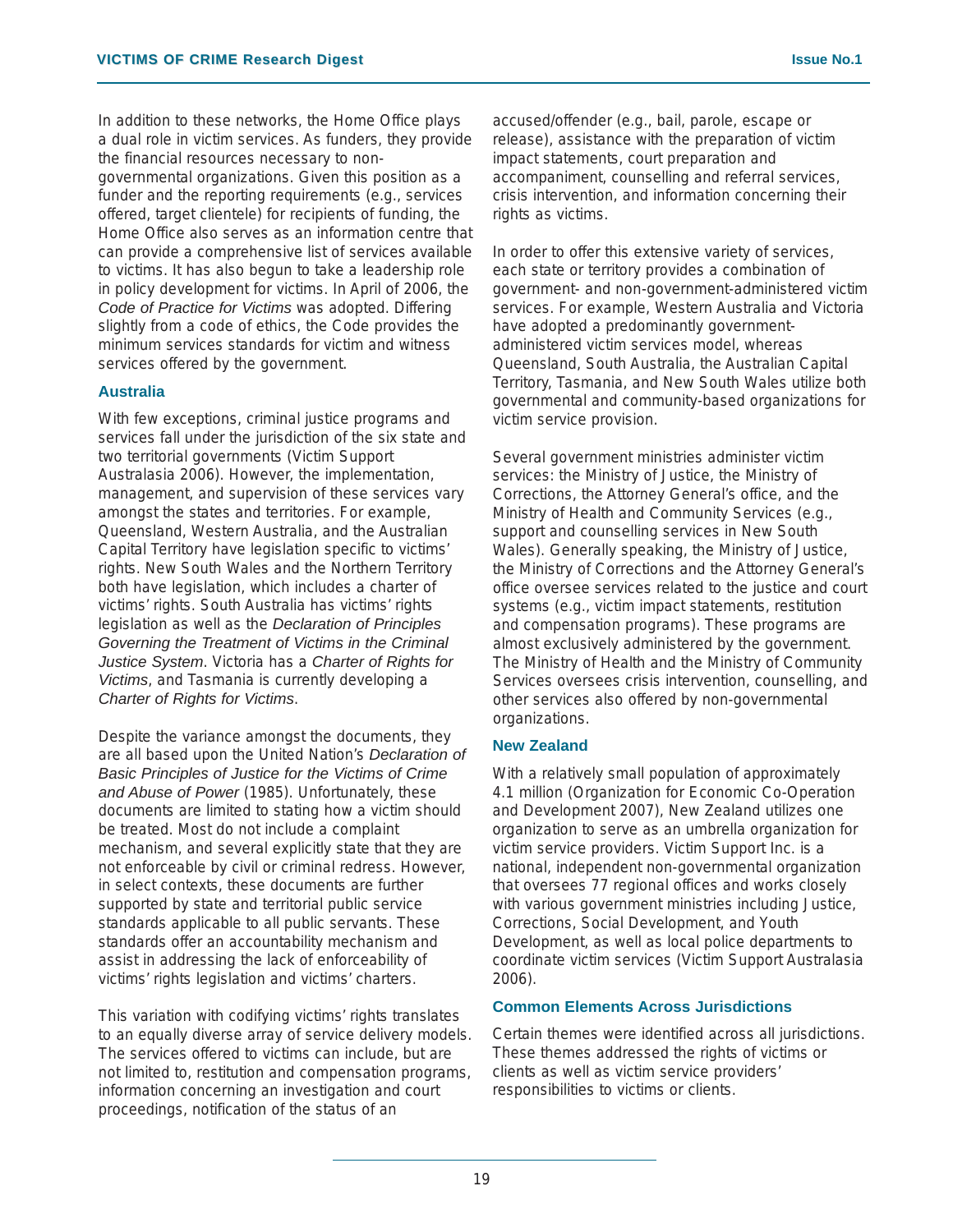In addition to these networks, the Home Office plays a dual role in victim services. As funders, they provide the financial resources necessary to non-governmental organizations. Given this position as a funder and the reporting requirements (e.g., services offered, target clientele) for recipients of funding, the Home Office also serves as an information centre that can provide a comprehensive list of services available to victims. It has also begun to take a leadership role in policy development for victims. In April of 2006, the *Code of Practice for Victims* was adopted. Differing slightly from a code of ethics, the Code provides the minimum services standards for victim and witness services offered by the government.

### Australia

With few exceptions, criminal justice programs and services fall under the jurisdiction of the six state and two territorial governments (Victim Support Australasia 2006). However, the implementation, management, and supervision of these services vary amongst the states and territories. For example, Queensland, Western Australia, and the Australian Capital Territory have legislation specific to victims' rights. New South Wales and the Northern Territory both have legislation, which includes a charter of victims' rights. South Australia has victims' rights legislation as well as the *Declaration of Principles Governing the Treatment of Victims in the Criminal Justice System*. Victoria has a *Charter of Rights for Victims*, and Tasmania is currently developing a *Charter of Rights for Victims*.

Despite the variance amongst the documents, they are all based upon the United Nation's *Declaration of Basic Principles of Justice for the Victims of Crime and Abuse of Power* (1985). Unfortunately, these documents are limited to stating how a victim should be treated. Most do not include a complaint mechanism, and several explicitly state that they are not enforceable by civil or criminal redress. However, in select contexts, these documents are further supported by state and territorial public service standards applicable to all public servants. These standards offer an accountability mechanism and assist in addressing the lack of enforceability of victims' rights legislation and victims' charters.

This variation with codifying victims' rights translates to an equally diverse array of service delivery models. The services offered to victims can include, but are not limited to, restitution and compensation programs, information concerning an investigation and court proceedings, notification of the status of an accused/offender (e.g., bail, parole, escape or release), assistance with the preparation of victim impact statements, court preparation and accompaniment, counselling and referral services, crisis intervention, and information concerning their rights as victims.

In order to offer this extensive variety of services, each state or territory provides a combination of government- and non-government-administered victim services. For example, Western Australia and Victoria have adopted a predominantly government-administered victim services model, whereas Queensland, South Australia, the Australian Capital Territory, Tasmania, and New South Wales utilize both governmental and community-based organizations for victim service provision.

Several government ministries administer victim services: the Ministry of Justice, the Ministry of Corrections, the Attorney General's office, and the Ministry of Health and Community Services (e.g., support and counselling services in New South Wales). Generally speaking, the Ministry of Justice, the Ministry of Corrections and the Attorney General's office oversee services related to the justice and court systems (e.g., victim impact statements, restitution and compensation programs). These programs are almost exclusively administered by the government. The Ministry of Health and the Ministry of Community Services oversees crisis intervention, counselling, and other services also offered by non-governmental organizations.

### New Zealand

With a relatively small population of approximately 4.1 million (Organization for Economic Co-Operation and Development 2007), New Zealand utilizes one organization to serve as an umbrella organization for victim service providers. Victim Support Inc. is a national, independent non-governmental organization that oversees 77 regional offices and works closely with various government ministries including Justice, Corrections, Social Development, and Youth Development, as well as local police departments to coordinate victim services (Victim Support Australasia 2006).

### Common Elements Across Jurisdictions

Certain themes were identified across all jurisdictions. These themes addressed the rights of victims or clients as well as victim service providers' responsibilities to victims or clients.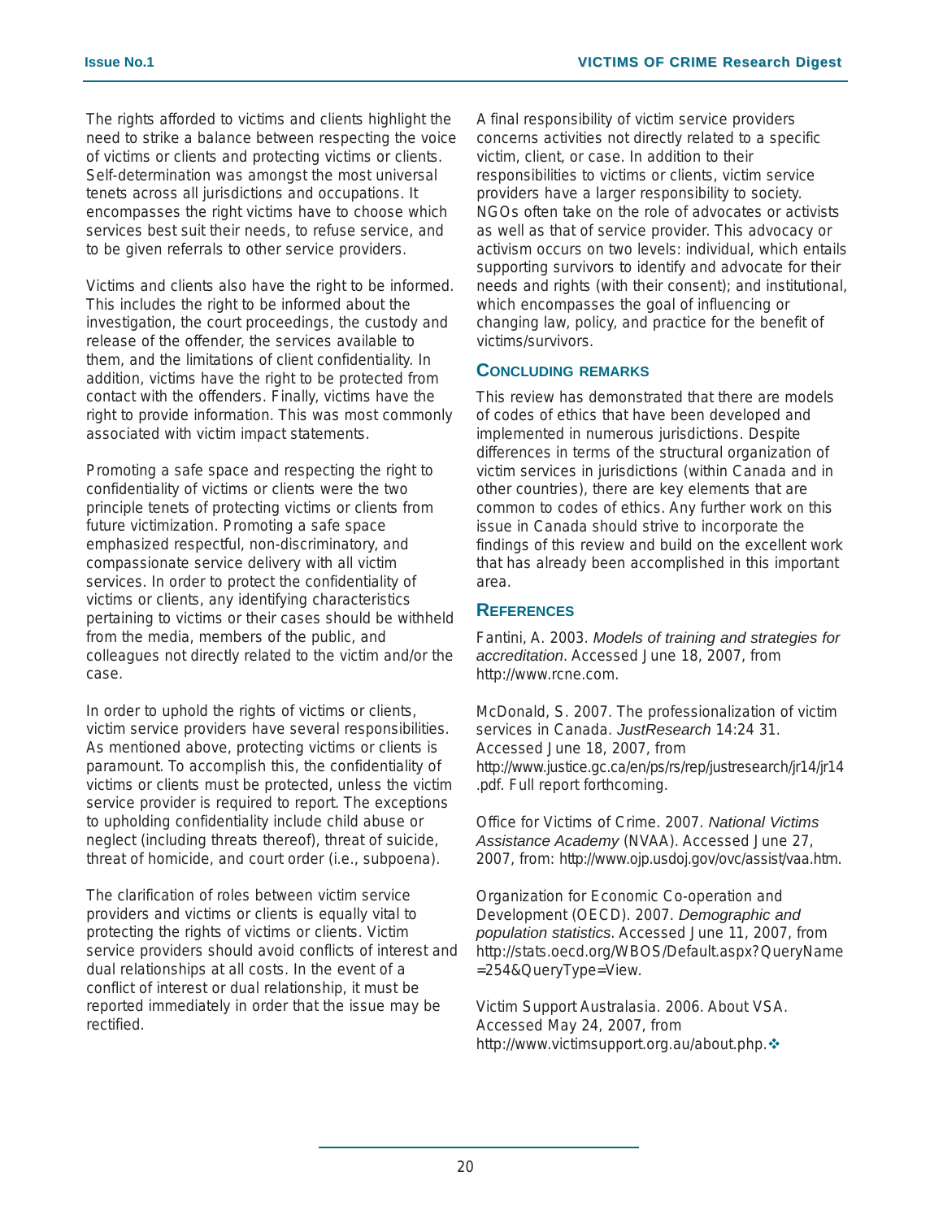The rights afforded to victims and clients highlight the need to strike a balance between respecting the voice of victims or clients and protecting victims or clients. Self-determination was amongst the most universal tenets across all jurisdictions and occupations. It encompasses the right victims have to choose which services best suit their needs, to refuse service, and to be given referrals to other service providers.

Victims and clients also have the right to be informed. This includes the right to be informed about the investigation, the court proceedings, the custody and release of the offender, the services available to them, and the limitations of client confidentiality. In addition, victims have the right to be protected from contact with the offenders. Finally, victims have the right to provide information. This was most commonly associated with victim impact statements.

Promoting a safe space and respecting the right to confidentiality of victims or clients were the two principle tenets of protecting victims or clients from future victimization. Promoting a safe space emphasized respectful, non-discriminatory, and compassionate service delivery with all victim services. In order to protect the confidentiality of victims or clients, any identifying characteristics pertaining to victims or their cases should be withheld from the media, members of the public, and colleagues not directly related to the victim and/or the case.

In order to uphold the rights of victims or clients, victim service providers have several responsibilities. As mentioned above, protecting victims or clients is paramount. To accomplish this, the confidentiality of victims or clients must be protected, unless the victim service provider is required to report. The exceptions to upholding confidentiality include child abuse or neglect (including threats thereof), threat of suicide, threat of homicide, and court order (i.e., subpoena).

The clarification of roles between victim service providers and victims or clients is equally vital to protecting the rights of victims or clients. Victim service providers should avoid conflicts of interest and dual relationships at all costs. In the event of a conflict of interest or dual relationship, it must be reported immediately in order that the issue may be rectified.

A final responsibility of victim service providers concerns activities not directly related to a specific victim, client, or case. In addition to their responsibilities to victims or clients, victim service providers have a larger responsibility to society. NGOs often take on the role of advocates or activists as well as that of service provider. This advocacy or activism occurs on two levels: individual, which entails supporting survivors to identify and advocate for their needs and rights (with their consent); and institutional, which encompasses the goal of influencing or changing law, policy, and practice for the benefit of victims/survivors.

## Concluding remarks

This review has demonstrated that there are models of codes of ethics that have been developed and implemented in numerous jurisdictions. Despite differences in terms of the structural organization of victim services in jurisdictions (within Canada and in other countries), there are key elements that are common to codes of ethics. Any further work on this issue in Canada should strive to incorporate the findings of this review and build on the excellent work that has already been accomplished in this important area.

## References

Fantini, A. 2003. *Models of training and strategies for accreditation*. Accessed June 18, 2007, from http://www.rcne.com.

McDonald, S. 2007. The professionalization of victim services in Canada. *JustResearch* 14:24 31. Accessed June 18, 2007, from http://www.justice.gc.ca/en/ps/rs/rep/justresearch/jr14/jr14.pdf. Full report forthcoming.

Office for Victims of Crime. 2007. *National Victims Assistance Academy* (NVAA). Accessed June 27, 2007, from: http://www.ojp.usdoj.gov/ovc/assist/vaa.htm.

Organization for Economic Co-operation and Development (OECD). 2007. *Demographic and population statistics*. Accessed June 11, 2007, from http://stats.oecd.org/WBOS/Default.aspx?QueryName=254&QueryType=View.

Victim Support Australasia. 2006. About VSA. Accessed May 24, 2007, from http://www.victimsupport.org.au/about.php. ❖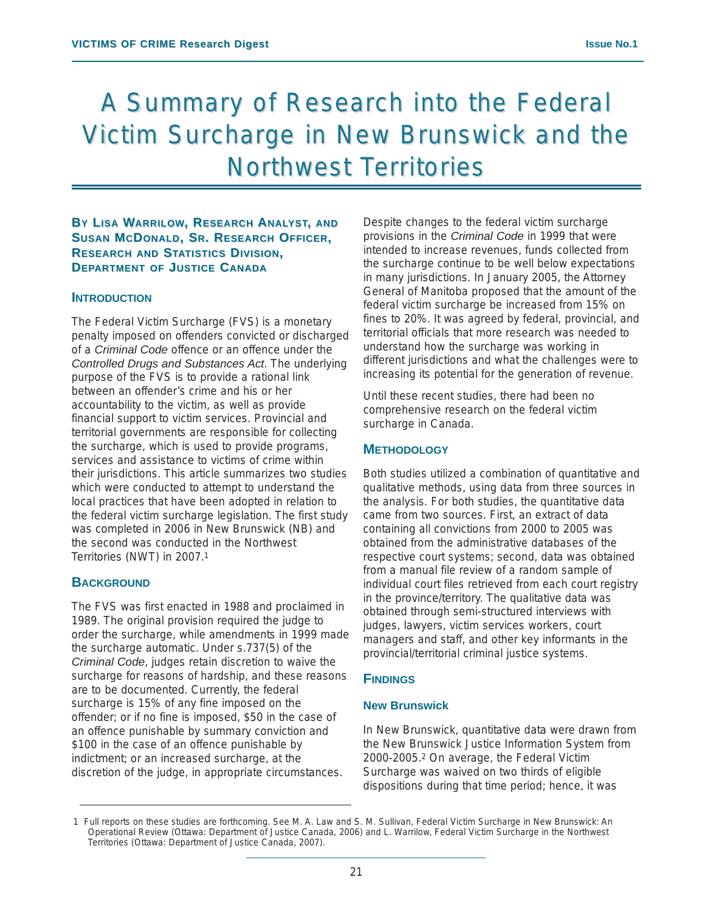# A Summary of Research into the Federal Victim Surcharge in New Brunswick and the Northwest Territories

**By Lisa Warrilow, Research Analyst, and Susan McDonald, Sr. Research Officer, Research and Statistics Division, Department of Justice Canada**

## Introduction

The Federal Victim Surcharge (FVS) is a monetary penalty imposed on offenders convicted or discharged of a *Criminal Code* offence or an offence under the *Controlled Drugs and Substances Act*. The underlying purpose of the FVS is to provide a rational link between an offender's crime and his or her accountability to the victim, as well as provide financial support to victim services. Provincial and territorial governments are responsible for collecting the surcharge, which is used to provide programs, services and assistance to victims of crime within their jurisdictions. This article summarizes two studies which were conducted to attempt to understand the local practices that have been adopted in relation to the federal victim surcharge legislation. The first study was completed in 2006 in New Brunswick (NB) and the second was conducted in the Northwest Territories (NWT) in 2007.[1]

## Background

The FVS was first enacted in 1988 and proclaimed in 1989. The original provision required the judge to order the surcharge, while amendments in 1999 made the surcharge automatic. Under s.737(5) of the *Criminal Code*, judges retain discretion to waive the surcharge for reasons of hardship, and these reasons are to be documented. Currently, the federal surcharge is 15% of any fine imposed on the offender; or if no fine is imposed, $50 in the case of an offence punishable by summary conviction and $100 in the case of an offence punishable by indictment; or an increased surcharge, at the discretion of the judge, in appropriate circumstances.

Despite changes to the federal victim surcharge provisions in the *Criminal Code* in 1999 that were intended to increase revenues, funds collected from the surcharge continue to be well below expectations in many jurisdictions. In January 2005, the Attorney General of Manitoba proposed that the amount of the federal victim surcharge be increased from 15% on fines to 20%. It was agreed by federal, provincial, and territorial officials that more research was needed to understand how the surcharge was working in different jurisdictions and what the challenges were to increasing its potential for the generation of revenue.

Until these recent studies, there had been no comprehensive research on the federal victim surcharge in Canada.

## Methodology

Both studies utilized a combination of quantitative and qualitative methods, using data from three sources in the analysis. For both studies, the quantitative data came from two sources. First, an extract of data containing all convictions from 2000 to 2005 was obtained from the administrative databases of the respective court systems; second, data was obtained from a manual file review of a random sample of individual court files retrieved from each court registry in the province/territory. The qualitative data was obtained through semi-structured interviews with judges, lawyers, victim services workers, court managers and staff, and other key informants in the provincial/territorial criminal justice systems.

## Findings

### New Brunswick

In New Brunswick, quantitative data were drawn from the New Brunswick Justice Information System from 2000-2005.[2] On average, the Federal Victim Surcharge was waived on two thirds of eligible dispositions during that time period; hence, it was

---

1 Full reports on these studies are forthcoming. See M. A. Law and S. M. Sullivan, Federal Victim Surcharge in New Brunswick: An Operational Review (Ottawa: Department of Justice Canada, 2006) and L. Warrilow, Federal Victim Surcharge in the Northwest Territories (Ottawa: Department of Justice Canada, 2007).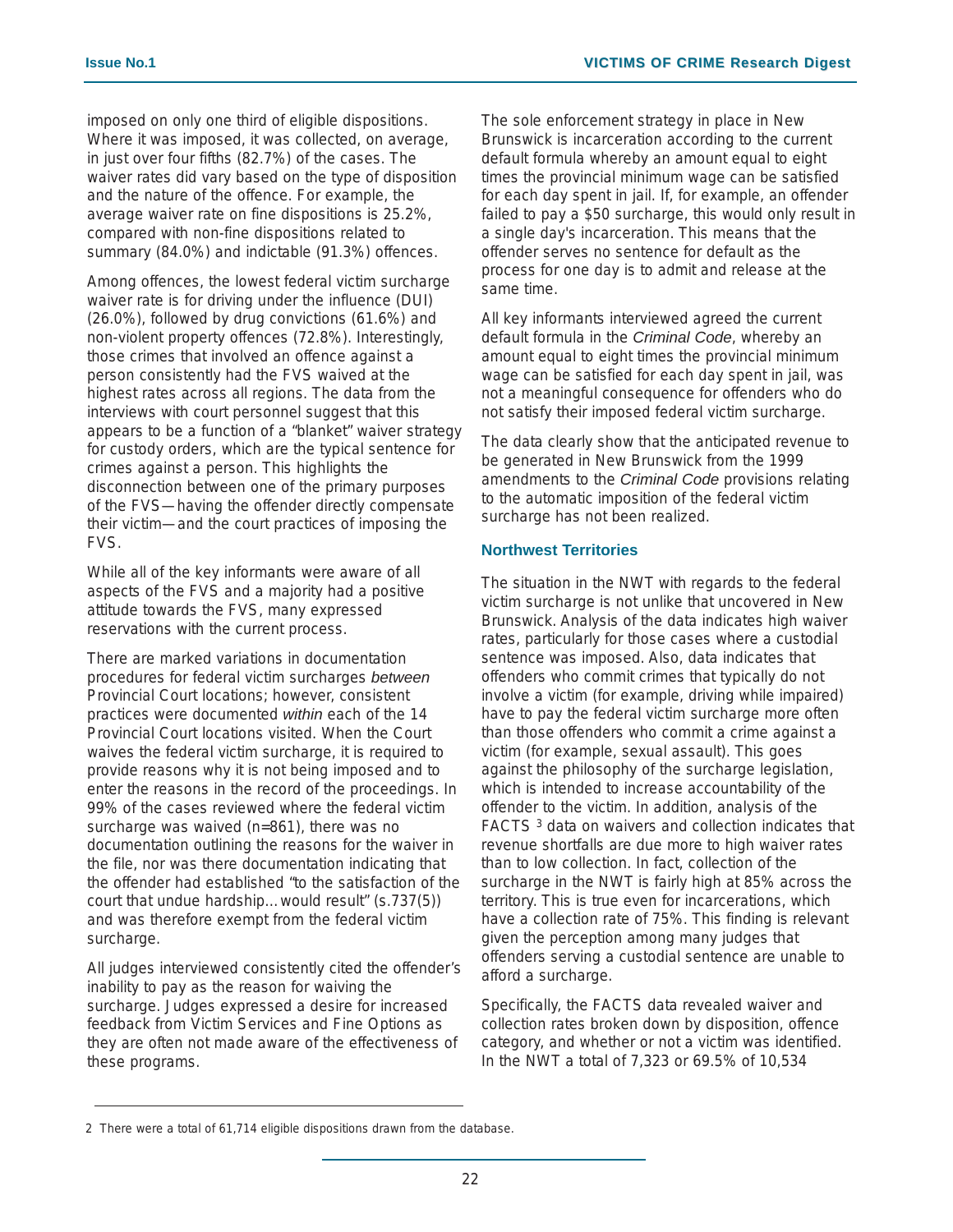imposed on only one third of eligible dispositions. Where it was imposed, it was collected, on average, in just over four fifths (82.7%) of the cases. The waiver rates did vary based on the type of disposition and the nature of the offence. For example, the average waiver rate on fine dispositions is 25.2%, compared with non-fine dispositions related to summary (84.0%) and indictable (91.3%) offences.

Among offences, the lowest federal victim surcharge waiver rate is for driving under the influence (DUI) (26.0%), followed by drug convictions (61.6%) and non-violent property offences (72.8%). Interestingly, those crimes that involved an offence against a person consistently had the FVS waived at the highest rates across all regions. The data from the interviews with court personnel suggest that this appears to be a function of a "blanket" waiver strategy for custody orders, which are the typical sentence for crimes against a person. This highlights the disconnection between one of the primary purposes of the FVS—having the offender directly compensate their victim—and the court practices of imposing the FVS.

While all of the key informants were aware of all aspects of the FVS and a majority had a positive attitude towards the FVS, many expressed reservations with the current process.

There are marked variations in documentation procedures for federal victim surcharges *between* Provincial Court locations; however, consistent practices were documented *within* each of the 14 Provincial Court locations visited. When the Court waives the federal victim surcharge, it is required to provide reasons why it is not being imposed and to enter the reasons in the record of the proceedings. In 99% of the cases reviewed where the federal victim surcharge was waived (n=861), there was no documentation outlining the reasons for the waiver in the file, nor was there documentation indicating that the offender had established "to the satisfaction of the court that undue hardship…would result" (s.737(5)) and was therefore exempt from the federal victim surcharge.

All judges interviewed consistently cited the offender's inability to pay as the reason for waiving the surcharge. Judges expressed a desire for increased feedback from Victim Services and Fine Options as they are often not made aware of the effectiveness of these programs.

The sole enforcement strategy in place in New Brunswick is incarceration according to the current default formula whereby an amount equal to eight times the provincial minimum wage can be satisfied for each day spent in jail. If, for example, an offender failed to pay a $50 surcharge, this would only result in a single day's incarceration. This means that the offender serves no sentence for default as the process for one day is to admit and release at the same time.

All key informants interviewed agreed the current default formula in the *Criminal Code*, whereby an amount equal to eight times the provincial minimum wage can be satisfied for each day spent in jail, was not a meaningful consequence for offenders who do not satisfy their imposed federal victim surcharge.

The data clearly show that the anticipated revenue to be generated in New Brunswick from the 1999 amendments to the *Criminal Code* provisions relating to the automatic imposition of the federal victim surcharge has not been realized.

### Northwest Territories

The situation in the NWT with regards to the federal victim surcharge is not unlike that uncovered in New Brunswick. Analysis of the data indicates high waiver rates, particularly for those cases where a custodial sentence was imposed. Also, data indicates that offenders who commit crimes that typically do not involve a victim (for example, driving while impaired) have to pay the federal victim surcharge more often than those offenders who commit a crime against a victim (for example, sexual assault). This goes against the philosophy of the surcharge legislation, which is intended to increase accountability of the offender to the victim. In addition, analysis of the FACTS [3] data on waivers and collection indicates that revenue shortfalls are due more to high waiver rates than to low collection. In fact, collection of the surcharge in the NWT is fairly high at 85% across the territory. This is true even for incarcerations, which have a collection rate of 75%. This finding is relevant given the perception among many judges that offenders serving a custodial sentence are unable to afford a surcharge.

Specifically, the FACTS data revealed waiver and collection rates broken down by disposition, offence category, and whether or not a victim was identified. In the NWT a total of 7,323 or 69.5% of 10,534

---

2 There were a total of 61,714 eligible dispositions drawn from the database.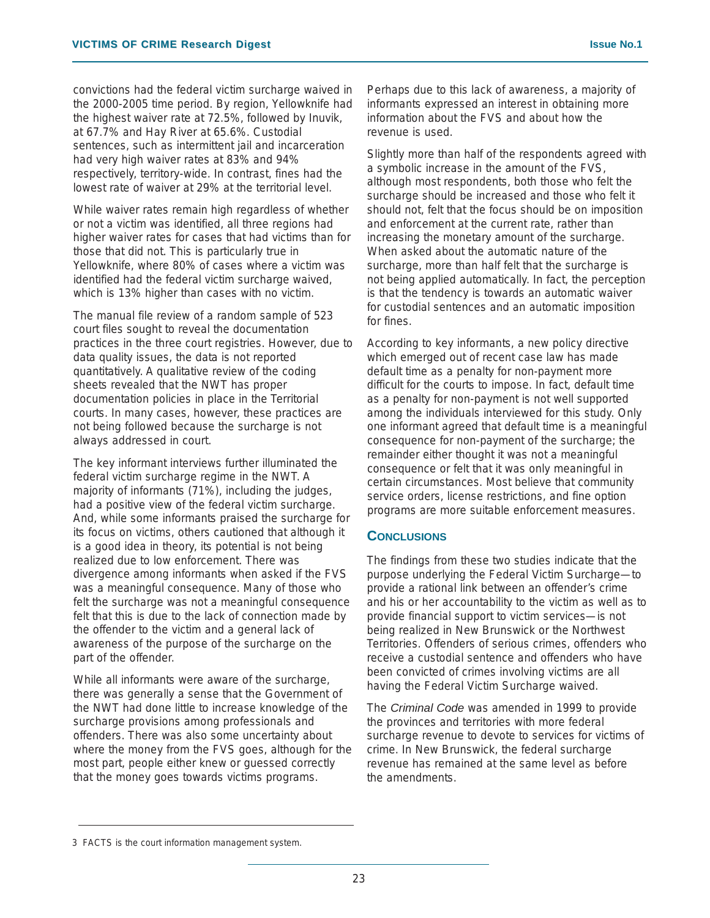convictions had the federal victim surcharge waived in the 2000-2005 time period. By region, Yellowknife had the highest waiver rate at 72.5%, followed by Inuvik, at 67.7% and Hay River at 65.6%. Custodial sentences, such as intermittent jail and incarceration had very high waiver rates at 83% and 94% respectively, territory-wide. In contrast, fines had the lowest rate of waiver at 29% at the territorial level.

While waiver rates remain high regardless of whether or not a victim was identified, all three regions had higher waiver rates for cases that had victims than for those that did not. This is particularly true in Yellowknife, where 80% of cases where a victim was identified had the federal victim surcharge waived, which is 13% higher than cases with no victim.

The manual file review of a random sample of 523 court files sought to reveal the documentation practices in the three court registries. However, due to data quality issues, the data is not reported quantitatively. A qualitative review of the coding sheets revealed that the NWT has proper documentation policies in place in the Territorial courts. In many cases, however, these practices are not being followed because the surcharge is not always addressed in court.

The key informant interviews further illuminated the federal victim surcharge regime in the NWT. A majority of informants (71%), including the judges, had a positive view of the federal victim surcharge. And, while some informants praised the surcharge for its focus on victims, others cautioned that although it is a good idea in theory, its potential is not being realized due to low enforcement. There was divergence among informants when asked if the FVS was a meaningful consequence. Many of those who felt the surcharge was not a meaningful consequence felt that this is due to the lack of connection made by the offender to the victim and a general lack of awareness of the purpose of the surcharge on the part of the offender.

While all informants were aware of the surcharge, there was generally a sense that the Government of the NWT had done little to increase knowledge of the surcharge provisions among professionals and offenders. There was also some uncertainty about where the money from the FVS goes, although for the most part, people either knew or guessed correctly that the money goes towards victims programs.

Perhaps due to this lack of awareness, a majority of informants expressed an interest in obtaining more information about the FVS and about how the revenue is used.

Slightly more than half of the respondents agreed with a symbolic increase in the amount of the FVS, although most respondents, both those who felt the surcharge should be increased and those who felt it should not, felt that the focus should be on imposition and enforcement at the current rate, rather than increasing the monetary amount of the surcharge. When asked about the automatic nature of the surcharge, more than half felt that the surcharge is not being applied automatically. In fact, the perception is that the tendency is towards an automatic waiver for custodial sentences and an automatic imposition for fines.

According to key informants, a new policy directive which emerged out of recent case law has made default time as a penalty for non-payment more difficult for the courts to impose. In fact, default time as a penalty for non-payment is not well supported among the individuals interviewed for this study. Only one informant agreed that default time is a meaningful consequence for non-payment of the surcharge; the remainder either thought it was not a meaningful consequence or felt that it was only meaningful in certain circumstances. Most believe that community service orders, license restrictions, and fine option programs are more suitable enforcement measures.

## Conclusions

The findings from these two studies indicate that the purpose underlying the Federal Victim Surcharge—to provide a rational link between an offender's crime and his or her accountability to the victim as well as to provide financial support to victim services—is not being realized in New Brunswick or the Northwest Territories. Offenders of serious crimes, offenders who receive a custodial sentence and offenders who have been convicted of crimes involving victims are all having the Federal Victim Surcharge waived.

The *Criminal Code* was amended in 1999 to provide the provinces and territories with more federal surcharge revenue to devote to services for victims of crime. In New Brunswick, the federal surcharge revenue has remained at the same level as before the amendments.

3 FACTS is the court information management system.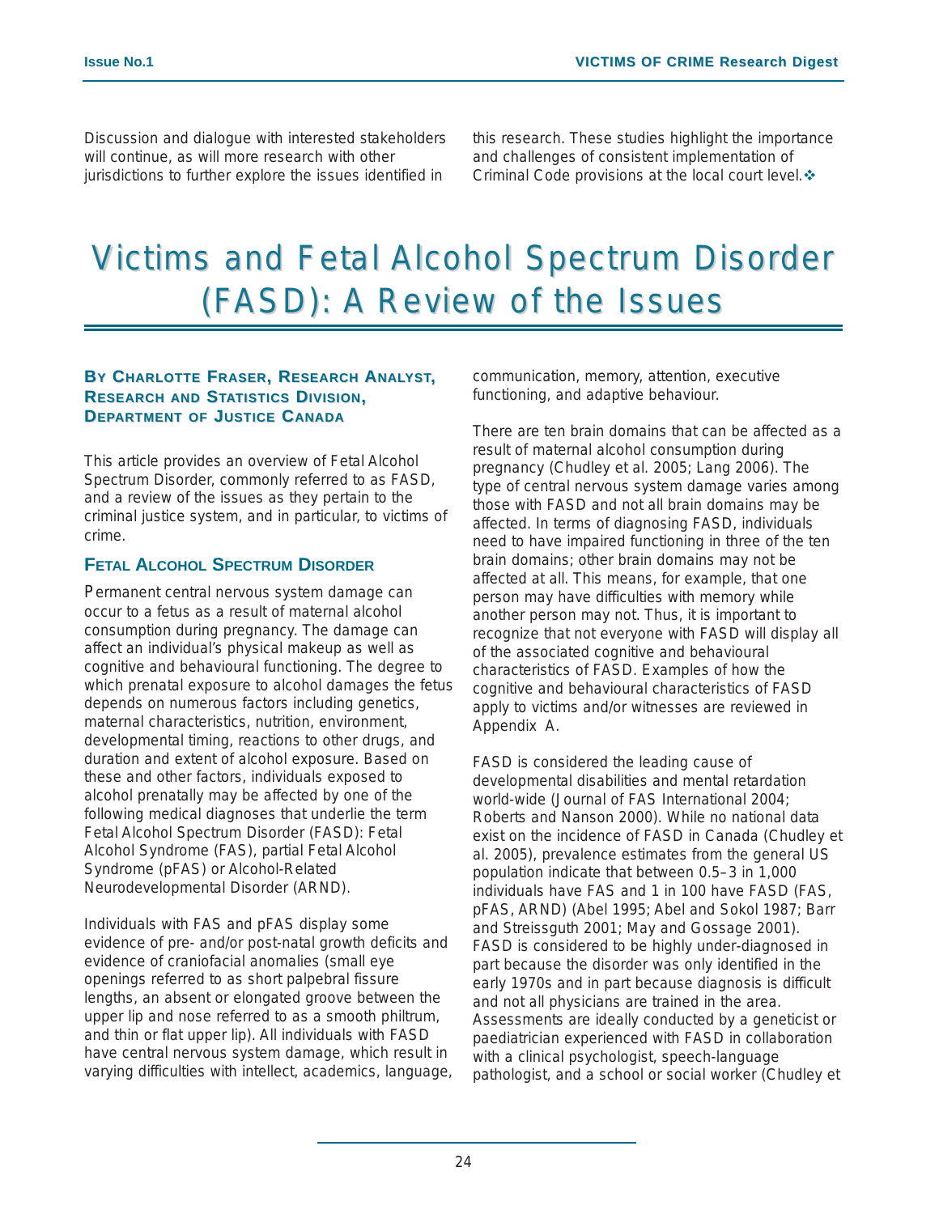Discussion and dialogue with interested stakeholders will continue, as will more research with other jurisdictions to further explore the issues identified in this research. These studies highlight the importance and challenges of consistent implementation of Criminal Code provisions at the local court level.❖

# Victims and Fetal Alcohol Spectrum Disorder (FASD): A Review of the Issues

**By Charlotte Fraser, Research Analyst, Research and Statistics Division, Department of Justice Canada**

This article provides an overview of Fetal Alcohol Spectrum Disorder, commonly referred to as FASD, and a review of the issues as they pertain to the criminal justice system, and in particular, to victims of crime.

## Fetal Alcohol Spectrum Disorder

Permanent central nervous system damage can occur to a fetus as a result of maternal alcohol consumption during pregnancy. The damage can affect an individual's physical makeup as well as cognitive and behavioural functioning. The degree to which prenatal exposure to alcohol damages the fetus depends on numerous factors including genetics, maternal characteristics, nutrition, environment, developmental timing, reactions to other drugs, and duration and extent of alcohol exposure. Based on these and other factors, individuals exposed to alcohol prenatally may be affected by one of the following medical diagnoses that underlie the term Fetal Alcohol Spectrum Disorder (FASD): Fetal Alcohol Syndrome (FAS), partial Fetal Alcohol Syndrome (pFAS) or Alcohol-Related Neurodevelopmental Disorder (ARND).

Individuals with FAS and pFAS display some evidence of pre- and/or post-natal growth deficits and evidence of craniofacial anomalies (small eye openings referred to as short palpebral fissure lengths, an absent or elongated groove between the upper lip and nose referred to as a smooth philtrum, and thin or flat upper lip). All individuals with FASD have central nervous system damage, which result in varying difficulties with intellect, academics, language, communication, memory, attention, executive functioning, and adaptive behaviour.

There are ten brain domains that can be affected as a result of maternal alcohol consumption during pregnancy (Chudley et al. 2005; Lang 2006). The type of central nervous system damage varies among those with FASD and not all brain domains may be affected. In terms of diagnosing FASD, individuals need to have impaired functioning in three of the ten brain domains; other brain domains may not be affected at all. This means, for example, that one person may have difficulties with memory while another person may not. Thus, it is important to recognize that not everyone with FASD will display all of the associated cognitive and behavioural characteristics of FASD. Examples of how the cognitive and behavioural characteristics of FASD apply to victims and/or witnesses are reviewed in Appendix A.

FASD is considered the leading cause of developmental disabilities and mental retardation world-wide (Journal of FAS International 2004; Roberts and Nanson 2000). While no national data exist on the incidence of FASD in Canada (Chudley et al. 2005), prevalence estimates from the general US population indicate that between 0.5–3 in 1,000 individuals have FAS and 1 in 100 have FASD (FAS, pFAS, ARND) (Abel 1995; Abel and Sokol 1987; Barr and Streissguth 2001; May and Gossage 2001). FASD is considered to be highly under-diagnosed in part because the disorder was only identified in the early 1970s and in part because diagnosis is difficult and not all physicians are trained in the area. Assessments are ideally conducted by a geneticist or paediatrician experienced with FASD in collaboration with a clinical psychologist, speech-language pathologist, and a school or social worker (Chudley et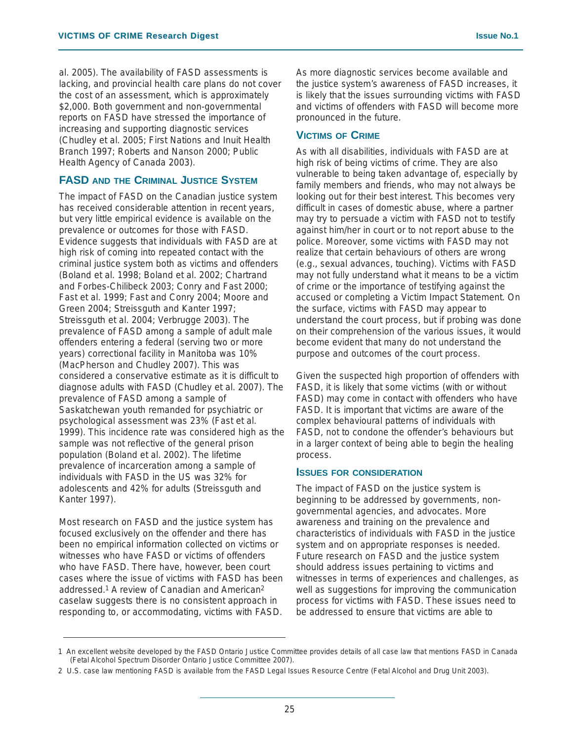al. 2005). The availability of FASD assessments is lacking, and provincial health care plans do not cover the cost of an assessment, which is approximately $2,000. Both government and non-governmental reports on FASD have stressed the importance of increasing and supporting diagnostic services (Chudley et al. 2005; First Nations and Inuit Health Branch 1997; Roberts and Nanson 2000; Public Health Agency of Canada 2003).

## FASD and the Criminal Justice System

The impact of FASD on the Canadian justice system has received considerable attention in recent years, but very little empirical evidence is available on the prevalence or outcomes for those with FASD. Evidence suggests that individuals with FASD are at high risk of coming into repeated contact with the criminal justice system both as victims and offenders (Boland et al. 1998; Boland et al. 2002; Chartrand and Forbes-Chilibeck 2003; Conry and Fast 2000; Fast et al. 1999; Fast and Conry 2004; Moore and Green 2004; Streissguth and Kanter 1997; Streissguth et al. 2004; Verbrugge 2003). The prevalence of FASD among a sample of adult male offenders entering a federal (serving two or more years) correctional facility in Manitoba was 10% (MacPherson and Chudley 2007). This was considered a conservative estimate as it is difficult to diagnose adults with FASD (Chudley et al. 2007). The prevalence of FASD among a sample of Saskatchewan youth remanded for psychiatric or psychological assessment was 23% (Fast et al. 1999). This incidence rate was considered high as the sample was not reflective of the general prison population (Boland et al. 2002). The lifetime prevalence of incarceration among a sample of individuals with FASD in the US was 32% for adolescents and 42% for adults (Streissguth and Kanter 1997).

Most research on FASD and the justice system has focused exclusively on the offender and there has been no empirical information collected on victims or witnesses who have FASD or victims of offenders who have FASD. There have, however, been court cases where the issue of victims with FASD has been addressed.[1] A review of Canadian and American[2] caselaw suggests there is no consistent approach in responding to, or accommodating, victims with FASD. As more diagnostic services become available and the justice system's awareness of FASD increases, it is likely that the issues surrounding victims with FASD and victims of offenders with FASD will become more pronounced in the future.

### Victims of Crime

As with all disabilities, individuals with FASD are at high risk of being victims of crime. They are also vulnerable to being taken advantage of, especially by family members and friends, who may not always be looking out for their best interest. This becomes very difficult in cases of domestic abuse, where a partner may try to persuade a victim with FASD not to testify against him/her in court or to not report abuse to the police. Moreover, some victims with FASD may not realize that certain behaviours of others are wrong (e.g., sexual advances, touching). Victims with FASD may not fully understand what it means to be a victim of crime or the importance of testifying against the accused or completing a Victim Impact Statement. On the surface, victims with FASD may appear to understand the court process, but if probing was done on their comprehension of the various issues, it would become evident that many do not understand the purpose and outcomes of the court process.

Given the suspected high proportion of offenders with FASD, it is likely that some victims (with or without FASD) may come in contact with offenders who have FASD. It is important that victims are aware of the complex behavioural patterns of individuals with FASD, not to condone the offender's behaviours but in a larger context of being able to begin the healing process.

### Issues for consideration

The impact of FASD on the justice system is beginning to be addressed by governments, non-governmental agencies, and advocates. More awareness and training on the prevalence and characteristics of individuals with FASD in the justice system and on appropriate responses is needed. Future research on FASD and the justice system should address issues pertaining to victims and witnesses in terms of experiences and challenges, as well as suggestions for improving the communication process for victims with FASD. These issues need to be addressed to ensure that victims are able to

---

1 An excellent website developed by the FASD Ontario Justice Committee provides details of all case law that mentions FASD in Canada (Fetal Alcohol Spectrum Disorder Ontario Justice Committee 2007).

2 U.S. case law mentioning FASD is available from the FASD Legal Issues Resource Centre (Fetal Alcohol and Drug Unit 2003).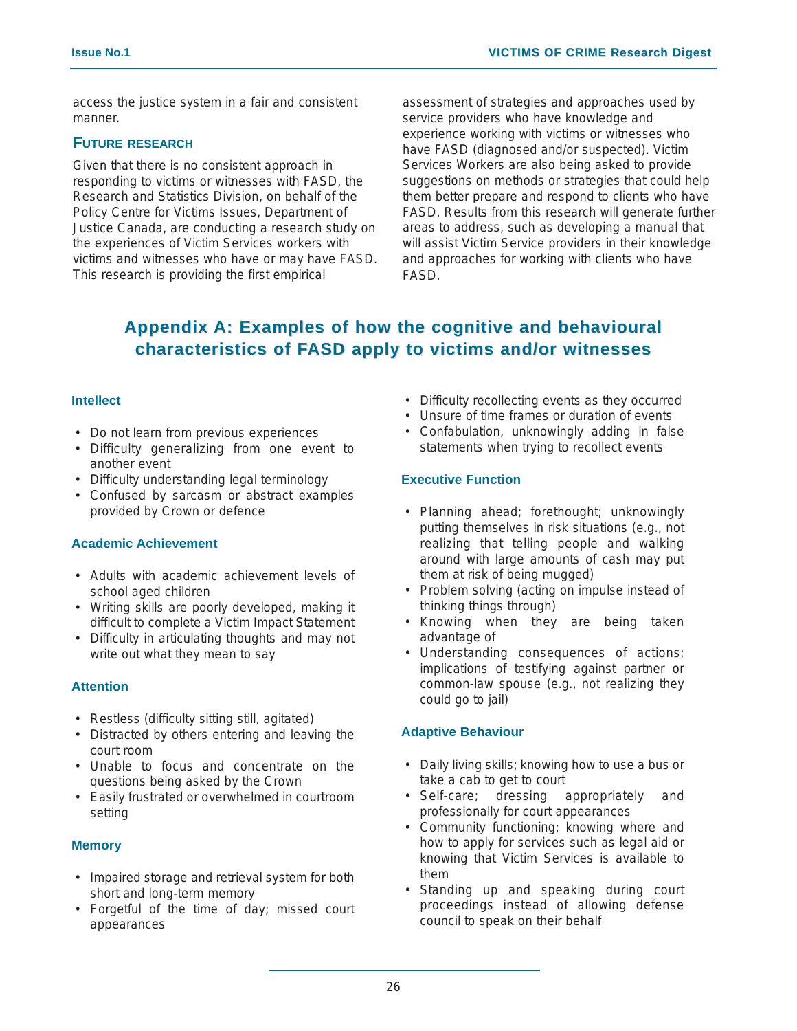access the justice system in a fair and consistent manner.

### FUTURE RESEARCH

Given that there is no consistent approach in responding to victims or witnesses with FASD, the Research and Statistics Division, on behalf of the Policy Centre for Victims Issues, Department of Justice Canada, are conducting a research study on the experiences of Victim Services workers with victims and witnesses who have or may have FASD. This research is providing the first empirical assessment of strategies and approaches used by service providers who have knowledge and experience working with victims or witnesses who have FASD (diagnosed and/or suspected). Victim Services Workers are also being asked to provide suggestions on methods or strategies that could help them better prepare and respond to clients who have FASD. Results from this research will generate further areas to address, such as developing a manual that will assist Victim Service providers in their knowledge and approaches for working with clients who have FASD.

## Appendix A: Examples of how the cognitive and behavioural characteristics of FASD apply to victims and/or witnesses

### Intellect

- Do not learn from previous experiences
- Difficulty generalizing from one event to another event
- Difficulty understanding legal terminology
- Confused by sarcasm or abstract examples provided by Crown or defence

### Academic Achievement

- Adults with academic achievement levels of school aged children
- Writing skills are poorly developed, making it difficult to complete a Victim Impact Statement
- Difficulty in articulating thoughts and may not write out what they mean to say

### Attention

- Restless (difficulty sitting still, agitated)
- Distracted by others entering and leaving the court room
- Unable to focus and concentrate on the questions being asked by the Crown
- Easily frustrated or overwhelmed in courtroom setting

### Memory

- Impaired storage and retrieval system for both short and long-term memory
- Forgetful of the time of day; missed court appearances
- Difficulty recollecting events as they occurred
- Unsure of time frames or duration of events
- Confabulation, unknowingly adding in false statements when trying to recollect events

### Executive Function

- Planning ahead; forethought; unknowingly putting themselves in risk situations (e.g., not realizing that telling people and walking around with large amounts of cash may put them at risk of being mugged)
- Problem solving (acting on impulse instead of thinking things through)
- Knowing when they are being taken advantage of
- Understanding consequences of actions; implications of testifying against partner or common-law spouse (e.g., not realizing they could go to jail)

### Adaptive Behaviour

- Daily living skills; knowing how to use a bus or take a cab to get to court
- Self-care; dressing appropriately and professionally for court appearances
- Community functioning; knowing where and how to apply for services such as legal aid or knowing that Victim Services is available to them
- Standing up and speaking during court proceedings instead of allowing defense council to speak on their behalf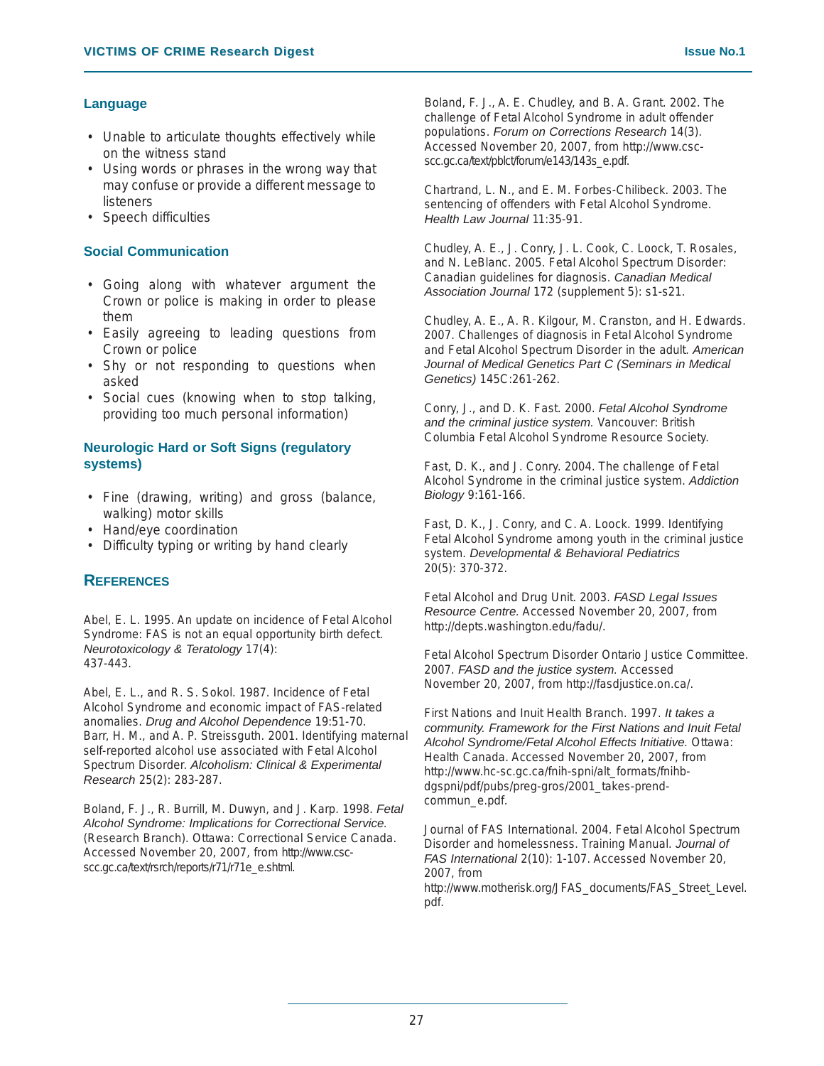### Language

- Unable to articulate thoughts effectively while on the witness stand
- Using words or phrases in the wrong way that may confuse or provide a different message to listeners
- Speech difficulties

### Social Communication

- Going along with whatever argument the Crown or police is making in order to please them
- Easily agreeing to leading questions from Crown or police
- Shy or not responding to questions when asked
- Social cues (knowing when to stop talking, providing too much personal information)

### Neurologic Hard or Soft Signs (regulatory systems)

- Fine (drawing, writing) and gross (balance, walking) motor skills
- Hand/eye coordination
- Difficulty typing or writing by hand clearly

## References

Abel, E. L. 1995. An update on incidence of Fetal Alcohol Syndrome: FAS is not an equal opportunity birth defect. *Neurotoxicology & Teratology* 17(4): 437-443.

Abel, E. L., and R. S. Sokol. 1987. Incidence of Fetal Alcohol Syndrome and economic impact of FAS-related anomalies. *Drug and Alcohol Dependence* 19:51-70.

Barr, H. M., and A. P. Streissguth. 2001. Identifying maternal self-reported alcohol use associated with Fetal Alcohol Spectrum Disorder. *Alcoholism: Clinical & Experimental Research* 25(2): 283-287.

Boland, F. J., R. Burrill, M. Duwyn, and J. Karp. 1998. *Fetal Alcohol Syndrome: Implications for Correctional Service.* (Research Branch). Ottawa: Correctional Service Canada. Accessed November 20, 2007, from http://www.csc-scc.gc.ca/text/rsrch/reports/r71/r71e_e.shtml.

Boland, F. J., A. E. Chudley, and B. A. Grant. 2002. The challenge of Fetal Alcohol Syndrome in adult offender populations. *Forum on Corrections Research* 14(3). Accessed November 20, 2007, from http://www.csc-scc.gc.ca/text/pblct/forum/e143/143s_e.pdf.

Chartrand, L. N., and E. M. Forbes-Chilibeck. 2003. The sentencing of offenders with Fetal Alcohol Syndrome. *Health Law Journal* 11:35-91.

Chudley, A. E., J. Conry, J. L. Cook, C. Loock, T. Rosales, and N. LeBlanc. 2005. Fetal Alcohol Spectrum Disorder: Canadian guidelines for diagnosis. *Canadian Medical Association Journal* 172 (supplement 5): s1-s21.

Chudley, A. E., A. R. Kilgour, M. Cranston, and H. Edwards. 2007. Challenges of diagnosis in Fetal Alcohol Syndrome and Fetal Alcohol Spectrum Disorder in the adult. *American Journal of Medical Genetics Part C (Seminars in Medical Genetics)* 145C:261-262.

Conry, J., and D. K. Fast. 2000. *Fetal Alcohol Syndrome and the criminal justice system.* Vancouver: British Columbia Fetal Alcohol Syndrome Resource Society.

Fast, D. K., and J. Conry. 2004. The challenge of Fetal Alcohol Syndrome in the criminal justice system. *Addiction Biology* 9:161-166.

Fast, D. K., J. Conry, and C. A. Loock. 1999. Identifying Fetal Alcohol Syndrome among youth in the criminal justice system. *Developmental & Behavioral Pediatrics* 20(5): 370-372.

Fetal Alcohol and Drug Unit. 2003. *FASD Legal Issues Resource Centre.* Accessed November 20, 2007, from http://depts.washington.edu/fadu/.

Fetal Alcohol Spectrum Disorder Ontario Justice Committee. 2007. *FASD and the justice system.* Accessed November 20, 2007, from http://fasdjustice.on.ca/.

First Nations and Inuit Health Branch. 1997. *It takes a community. Framework for the First Nations and Inuit Fetal Alcohol Syndrome/Fetal Alcohol Effects Initiative.* Ottawa: Health Canada. Accessed November 20, 2007, from http://www.hc-sc.gc.ca/fnih-spni/alt_formats/fnihb-dgspni/pdf/pubs/preg-gros/2001_takes-prend-commun_e.pdf.

Journal of FAS International. 2004. Fetal Alcohol Spectrum Disorder and homelessness. Training Manual. *Journal of FAS International* 2(10): 1-107. Accessed November 20, 2007, from http://www.motherisk.org/JFAS_documents/FAS_Street_Level.pdf.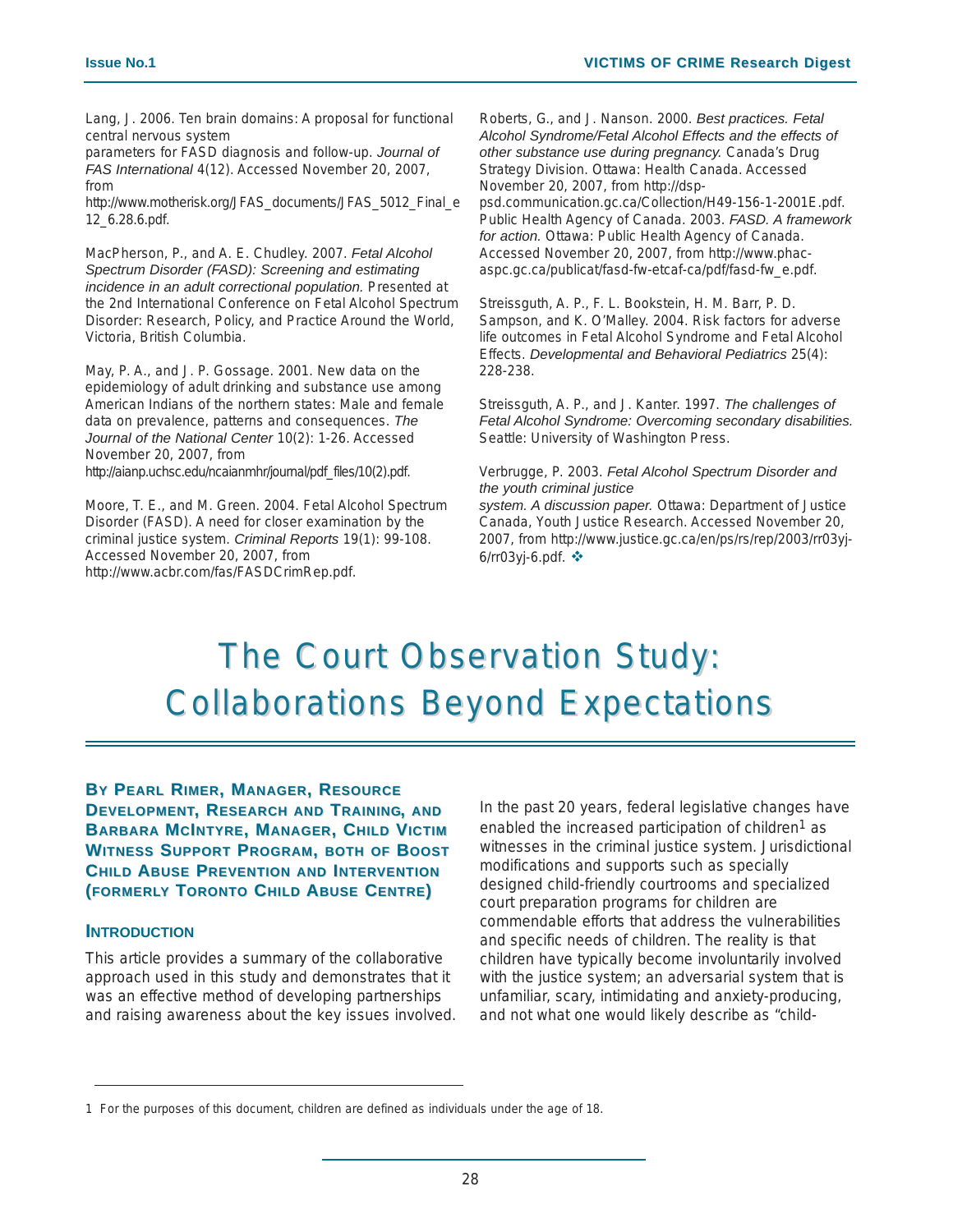Lang, J. 2006. Ten brain domains: A proposal for functional central nervous system parameters for FASD diagnosis and follow-up. *Journal of FAS International* 4(12). Accessed November 20, 2007, from http://www.motherisk.org/JFAS_documents/JFAS_5012_Final_e12_6.28.6.pdf.

MacPherson, P., and A. E. Chudley. 2007. *Fetal Alcohol Spectrum Disorder (FASD): Screening and estimating incidence in an adult correctional population.* Presented at the 2nd International Conference on Fetal Alcohol Spectrum Disorder: Research, Policy, and Practice Around the World, Victoria, British Columbia.

May, P. A., and J. P. Gossage. 2001. New data on the epidemiology of adult drinking and substance use among American Indians of the northern states: Male and female data on prevalence, patterns and consequences. *The Journal of the National Center* 10(2): 1-26. Accessed November 20, 2007, from http://aianp.uchsc.edu/ncaianmhr/journal/pdf_files/10(2).pdf.

Moore, T. E., and M. Green. 2004. Fetal Alcohol Spectrum Disorder (FASD). A need for closer examination by the criminal justice system. *Criminal Reports* 19(1): 99-108. Accessed November 20, 2007, from http://www.acbr.com/fas/FASDCrimRep.pdf.

Roberts, G., and J. Nanson. 2000. *Best practices. Fetal Alcohol Syndrome/Fetal Alcohol Effects and the effects of other substance use during pregnancy.* Canada's Drug Strategy Division. Ottawa: Health Canada. Accessed November 20, 2007, from http://dsp-psd.communication.gc.ca/Collection/H49-156-1-2001E.pdf.

Public Health Agency of Canada. 2003. *FASD. A framework for action.* Ottawa: Public Health Agency of Canada. Accessed November 20, 2007, from http://www.phac-aspc.gc.ca/publicat/fasd-fw-etcaf-ca/pdf/fasd-fw_e.pdf.

Streissguth, A. P., F. L. Bookstein, H. M. Barr, P. D. Sampson, and K. O'Malley. 2004. Risk factors for adverse life outcomes in Fetal Alcohol Syndrome and Fetal Alcohol Effects. *Developmental and Behavioral Pediatrics* 25(4): 228-238.

Streissguth, A. P., and J. Kanter. 1997. *The challenges of Fetal Alcohol Syndrome: Overcoming secondary disabilities.* Seattle: University of Washington Press.

Verbrugge, P. 2003. *Fetal Alcohol Spectrum Disorder and the youth criminal justice system. A discussion paper.* Ottawa: Department of Justice Canada, Youth Justice Research. Accessed November 20, 2007, from http://www.justice.gc.ca/en/ps/rs/rep/2003/rr03yj-6/rr03yj-6.pdf. ❖

# The Court Observation Study: Collaborations Beyond Expectations

**By Pearl Rimer, Manager, Resource Development, Research and Training, and Barbara McIntyre, Manager, Child Victim Witness Support Program, both of Boost Child Abuse Prevention and Intervention (formerly Toronto Child Abuse Centre)**

## Introduction

This article provides a summary of the collaborative approach used in this study and demonstrates that it was an effective method of developing partnerships and raising awareness about the key issues involved.

In the past 20 years, federal legislative changes have enabled the increased participation of children[1] as witnesses in the criminal justice system. Jurisdictional modifications and supports such as specially designed child-friendly courtrooms and specialized court preparation programs for children are commendable efforts that address the vulnerabilities and specific needs of children. The reality is that children have typically become involuntarily involved with the justice system; an adversarial system that is unfamiliar, scary, intimidating and anxiety-producing, and not what one would likely describe as "child-

1 For the purposes of this document, children are defined as individuals under the age of 18.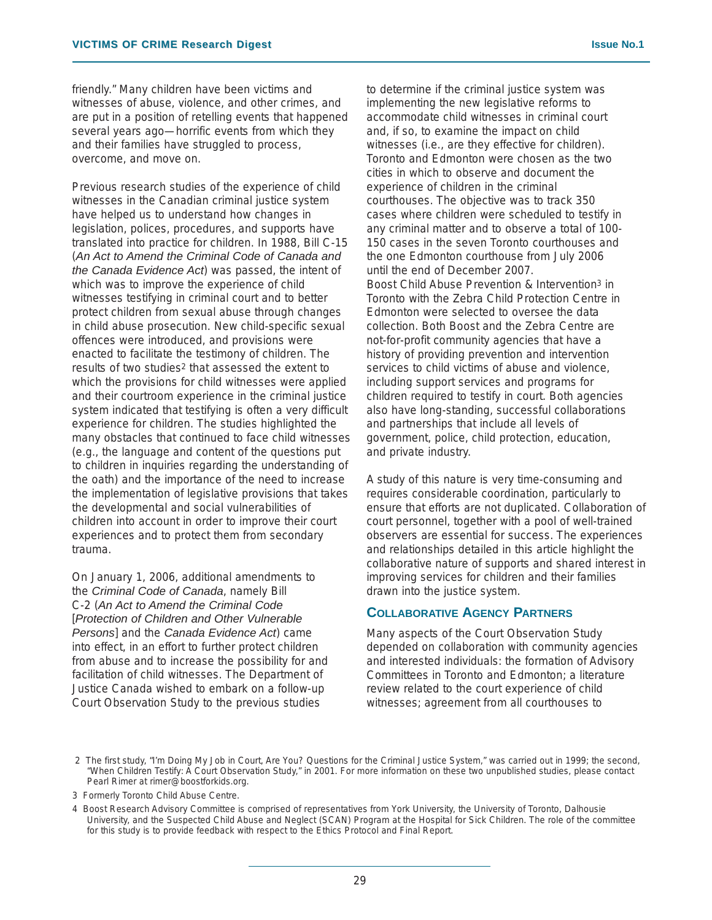friendly." Many children have been victims and witnesses of abuse, violence, and other crimes, and are put in a position of retelling events that happened several years ago—horrific events from which they and their families have struggled to process, overcome, and move on.

Previous research studies of the experience of child witnesses in the Canadian criminal justice system have helped us to understand how changes in legislation, polices, procedures, and supports have translated into practice for children. In 1988, Bill C-15 (*An Act to Amend the Criminal Code of Canada and the Canada Evidence Act*) was passed, the intent of which was to improve the experience of child witnesses testifying in criminal court and to better protect children from sexual abuse through changes in child abuse prosecution. New child-specific sexual offences were introduced, and provisions were enacted to facilitate the testimony of children. The results of two studies[2] that assessed the extent to which the provisions for child witnesses were applied and their courtroom experience in the criminal justice system indicated that testifying is often a very difficult experience for children. The studies highlighted the many obstacles that continued to face child witnesses (e.g., the language and content of the questions put to children in inquiries regarding the understanding of the oath) and the importance of the need to increase the implementation of legislative provisions that takes the developmental and social vulnerabilities of children into account in order to improve their court experiences and to protect them from secondary trauma.

On January 1, 2006, additional amendments to the *Criminal Code of Canada*, namely Bill C-2 (*An Act to Amend the Criminal Code* [*Protection of Children and Other Vulnerable Persons*] and the *Canada Evidence Act*) came into effect, in an effort to further protect children from abuse and to increase the possibility for and facilitation of child witnesses. The Department of Justice Canada wished to embark on a follow-up Court Observation Study to the previous studies to determine if the criminal justice system was implementing the new legislative reforms to accommodate child witnesses in criminal court and, if so, to examine the impact on child witnesses (i.e., are they effective for children). Toronto and Edmonton were chosen as the two cities in which to observe and document the experience of children in the criminal courthouses. The objective was to track 350 cases where children were scheduled to testify in any criminal matter and to observe a total of 100-150 cases in the seven Toronto courthouses and the one Edmonton courthouse from July 2006 until the end of December 2007. Boost Child Abuse Prevention & Intervention[3] in Toronto with the Zebra Child Protection Centre in Edmonton were selected to oversee the data collection. Both Boost and the Zebra Centre are not-for-profit community agencies that have a history of providing prevention and intervention services to child victims of abuse and violence, including support services and programs for children required to testify in court. Both agencies also have long-standing, successful collaborations and partnerships that include all levels of government, police, child protection, education, and private industry.

A study of this nature is very time-consuming and requires considerable coordination, particularly to ensure that efforts are not duplicated. Collaboration of court personnel, together with a pool of well-trained observers are essential for success. The experiences and relationships detailed in this article highlight the collaborative nature of supports and shared interest in improving services for children and their families drawn into the justice system.

## Collaborative Agency Partners

Many aspects of the Court Observation Study depended on collaboration with community agencies and interested individuals: the formation of Advisory Committees in Toronto and Edmonton; a literature review related to the court experience of child witnesses; agreement from all courthouses to

---

2 The first study, "I'm Doing My Job in Court, Are You? Questions for the Criminal Justice System," was carried out in 1999; the second, "When Children Testify: A Court Observation Study," in 2001. For more information on these two unpublished studies, please contact Pearl Rimer at rimer@boostforkids.org.

3 Formerly Toronto Child Abuse Centre.

4 Boost Research Advisory Committee is comprised of representatives from York University, the University of Toronto, Dalhousie University, and the Suspected Child Abuse and Neglect (SCAN) Program at the Hospital for Sick Children. The role of the committee for this study is to provide feedback with respect to the Ethics Protocol and Final Report.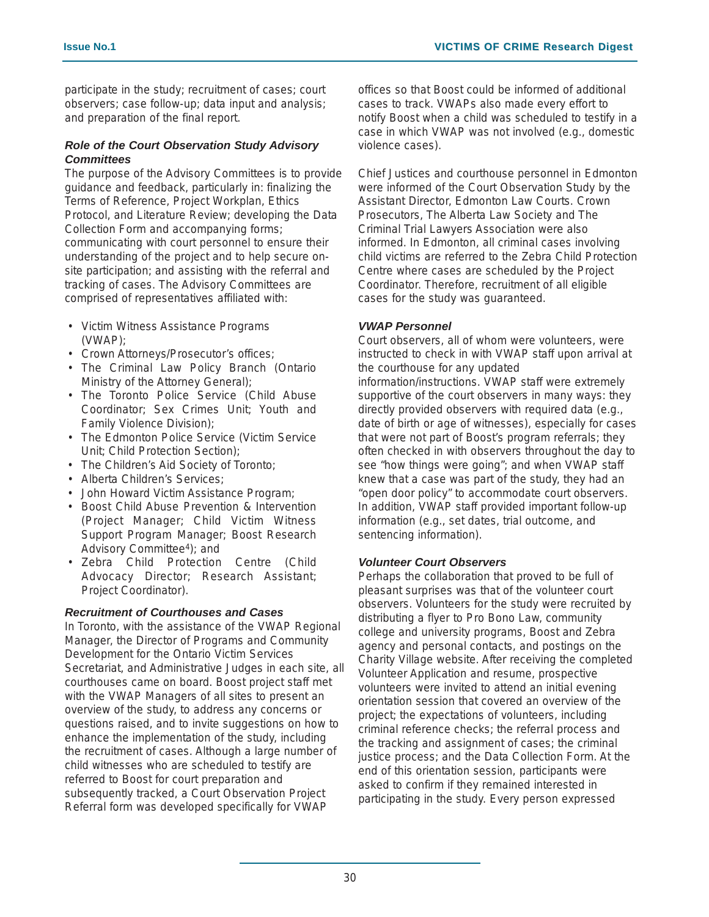participate in the study; recruitment of cases; court observers; case follow-up; data input and analysis; and preparation of the final report.

### *Role of the Court Observation Study Advisory Committees*

The purpose of the Advisory Committees is to provide guidance and feedback, particularly in: finalizing the Terms of Reference, Project Workplan, Ethics Protocol, and Literature Review; developing the Data Collection Form and accompanying forms; communicating with court personnel to ensure their understanding of the project and to help secure on-site participation; and assisting with the referral and tracking of cases. The Advisory Committees are comprised of representatives affiliated with:

- Victim Witness Assistance Programs (VWAP);
- Crown Attorneys/Prosecutor's offices;
- The Criminal Law Policy Branch (Ontario Ministry of the Attorney General);
- The Toronto Police Service (Child Abuse Coordinator; Sex Crimes Unit; Youth and Family Violence Division);
- The Edmonton Police Service (Victim Service Unit; Child Protection Section);
- The Children's Aid Society of Toronto;
- Alberta Children's Services;
- John Howard Victim Assistance Program;
- Boost Child Abuse Prevention & Intervention (Project Manager; Child Victim Witness Support Program Manager; Boost Research Advisory Committee[4]); and
- Zebra Child Protection Centre (Child Advocacy Director; Research Assistant; Project Coordinator).

### *Recruitment of Courthouses and Cases*

In Toronto, with the assistance of the VWAP Regional Manager, the Director of Programs and Community Development for the Ontario Victim Services Secretariat, and Administrative Judges in each site, all courthouses came on board. Boost project staff met with the VWAP Managers of all sites to present an overview of the study, to address any concerns or questions raised, and to invite suggestions on how to enhance the implementation of the study, including the recruitment of cases. Although a large number of child witnesses who are scheduled to testify are referred to Boost for court preparation and subsequently tracked, a Court Observation Project Referral form was developed specifically for VWAP offices so that Boost could be informed of additional cases to track. VWAPs also made every effort to notify Boost when a child was scheduled to testify in a case in which VWAP was not involved (e.g., domestic violence cases).

Chief Justices and courthouse personnel in Edmonton were informed of the Court Observation Study by the Assistant Director, Edmonton Law Courts. Crown Prosecutors, The Alberta Law Society and The Criminal Trial Lawyers Association were also informed. In Edmonton, all criminal cases involving child victims are referred to the Zebra Child Protection Centre where cases are scheduled by the Project Coordinator. Therefore, recruitment of all eligible cases for the study was guaranteed.

### *VWAP Personnel*

Court observers, all of whom were volunteers, were instructed to check in with VWAP staff upon arrival at the courthouse for any updated information/instructions. VWAP staff were extremely supportive of the court observers in many ways: they directly provided observers with required data (e.g., date of birth or age of witnesses), especially for cases that were not part of Boost's program referrals; they often checked in with observers throughout the day to see "how things were going"; and when VWAP staff knew that a case was part of the study, they had an "open door policy" to accommodate court observers. In addition, VWAP staff provided important follow-up information (e.g., set dates, trial outcome, and sentencing information).

### *Volunteer Court Observers*

Perhaps the collaboration that proved to be full of pleasant surprises was that of the volunteer court observers. Volunteers for the study were recruited by distributing a flyer to Pro Bono Law, community college and university programs, Boost and Zebra agency and personal contacts, and postings on the Charity Village website. After receiving the completed Volunteer Application and resume, prospective volunteers were invited to attend an initial evening orientation session that covered an overview of the project; the expectations of volunteers, including criminal reference checks; the referral process and the tracking and assignment of cases; the criminal justice process; and the Data Collection Form. At the end of this orientation session, participants were asked to confirm if they remained interested in participating in the study. Every person expressed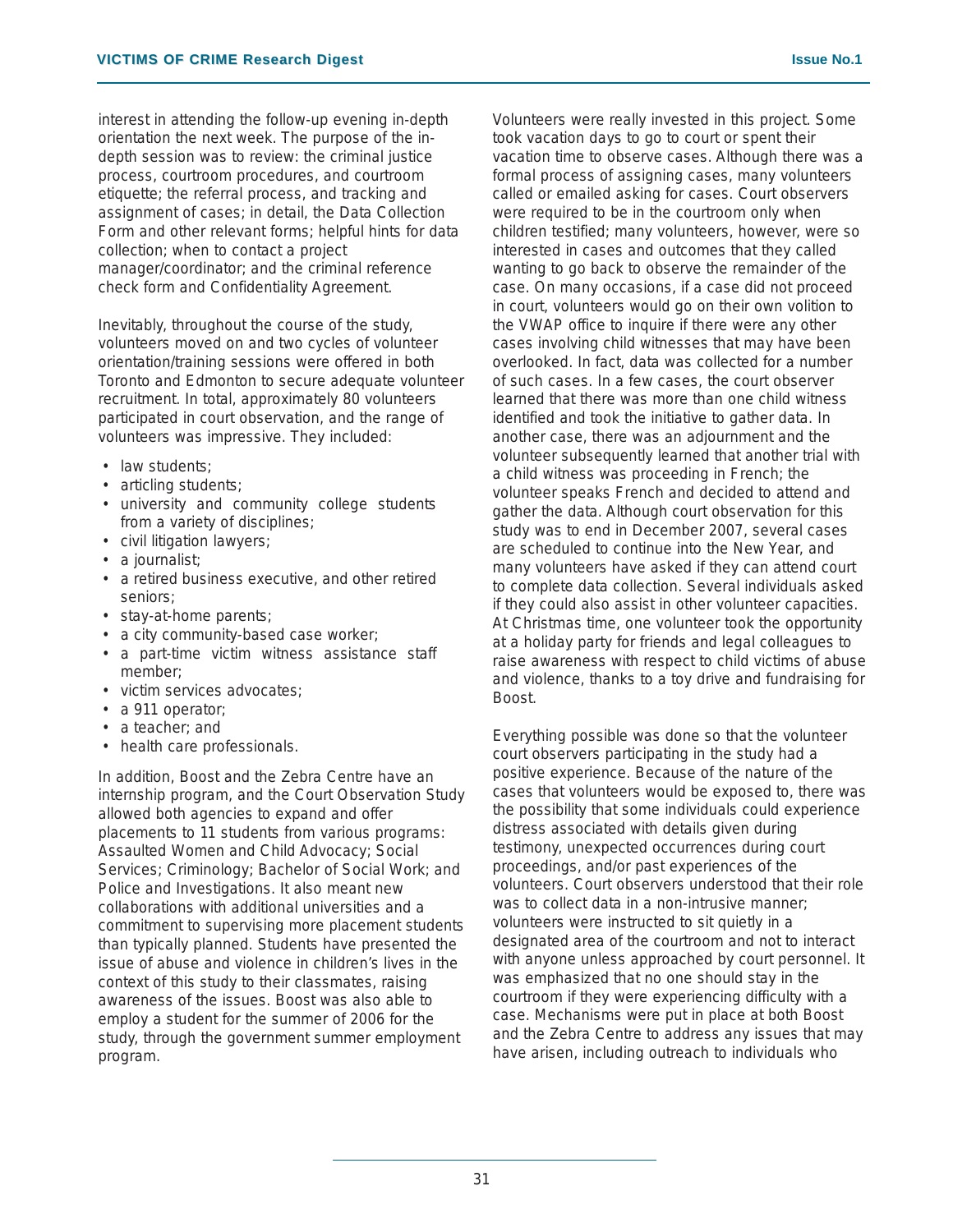interest in attending the follow-up evening in-depth orientation the next week. The purpose of the in-depth session was to review: the criminal justice process, courtroom procedures, and courtroom etiquette; the referral process, and tracking and assignment of cases; in detail, the Data Collection Form and other relevant forms; helpful hints for data collection; when to contact a project manager/coordinator; and the criminal reference check form and Confidentiality Agreement.

Inevitably, throughout the course of the study, volunteers moved on and two cycles of volunteer orientation/training sessions were offered in both Toronto and Edmonton to secure adequate volunteer recruitment. In total, approximately 80 volunteers participated in court observation, and the range of volunteers was impressive. They included:

- law students;
- articling students;
- university and community college students from a variety of disciplines;
- civil litigation lawyers;
- a journalist;
- a retired business executive, and other retired seniors;
- stay-at-home parents;
- a city community-based case worker;
- a part-time victim witness assistance staff member;
- victim services advocates;
- a 911 operator;
- a teacher; and
- health care professionals.

In addition, Boost and the Zebra Centre have an internship program, and the Court Observation Study allowed both agencies to expand and offer placements to 11 students from various programs: Assaulted Women and Child Advocacy; Social Services; Criminology; Bachelor of Social Work; and Police and Investigations. It also meant new collaborations with additional universities and a commitment to supervising more placement students than typically planned. Students have presented the issue of abuse and violence in children's lives in the context of this study to their classmates, raising awareness of the issues. Boost was also able to employ a student for the summer of 2006 for the study, through the government summer employment program.

Volunteers were really invested in this project. Some took vacation days to go to court or spent their vacation time to observe cases. Although there was a formal process of assigning cases, many volunteers called or emailed asking for cases. Court observers were required to be in the courtroom only when children testified; many volunteers, however, were so interested in cases and outcomes that they called wanting to go back to observe the remainder of the case. On many occasions, if a case did not proceed in court, volunteers would go on their own volition to the VWAP office to inquire if there were any other cases involving child witnesses that may have been overlooked. In fact, data was collected for a number of such cases. In a few cases, the court observer learned that there was more than one child witness identified and took the initiative to gather data. In another case, there was an adjournment and the volunteer subsequently learned that another trial with a child witness was proceeding in French; the volunteer speaks French and decided to attend and gather the data. Although court observation for this study was to end in December 2007, several cases are scheduled to continue into the New Year, and many volunteers have asked if they can attend court to complete data collection. Several individuals asked if they could also assist in other volunteer capacities. At Christmas time, one volunteer took the opportunity at a holiday party for friends and legal colleagues to raise awareness with respect to child victims of abuse and violence, thanks to a toy drive and fundraising for Boost.

Everything possible was done so that the volunteer court observers participating in the study had a positive experience. Because of the nature of the cases that volunteers would be exposed to, there was the possibility that some individuals could experience distress associated with details given during testimony, unexpected occurrences during court proceedings, and/or past experiences of the volunteers. Court observers understood that their role was to collect data in a non-intrusive manner; volunteers were instructed to sit quietly in a designated area of the courtroom and not to interact with anyone unless approached by court personnel. It was emphasized that no one should stay in the courtroom if they were experiencing difficulty with a case. Mechanisms were put in place at both Boost and the Zebra Centre to address any issues that may have arisen, including outreach to individuals who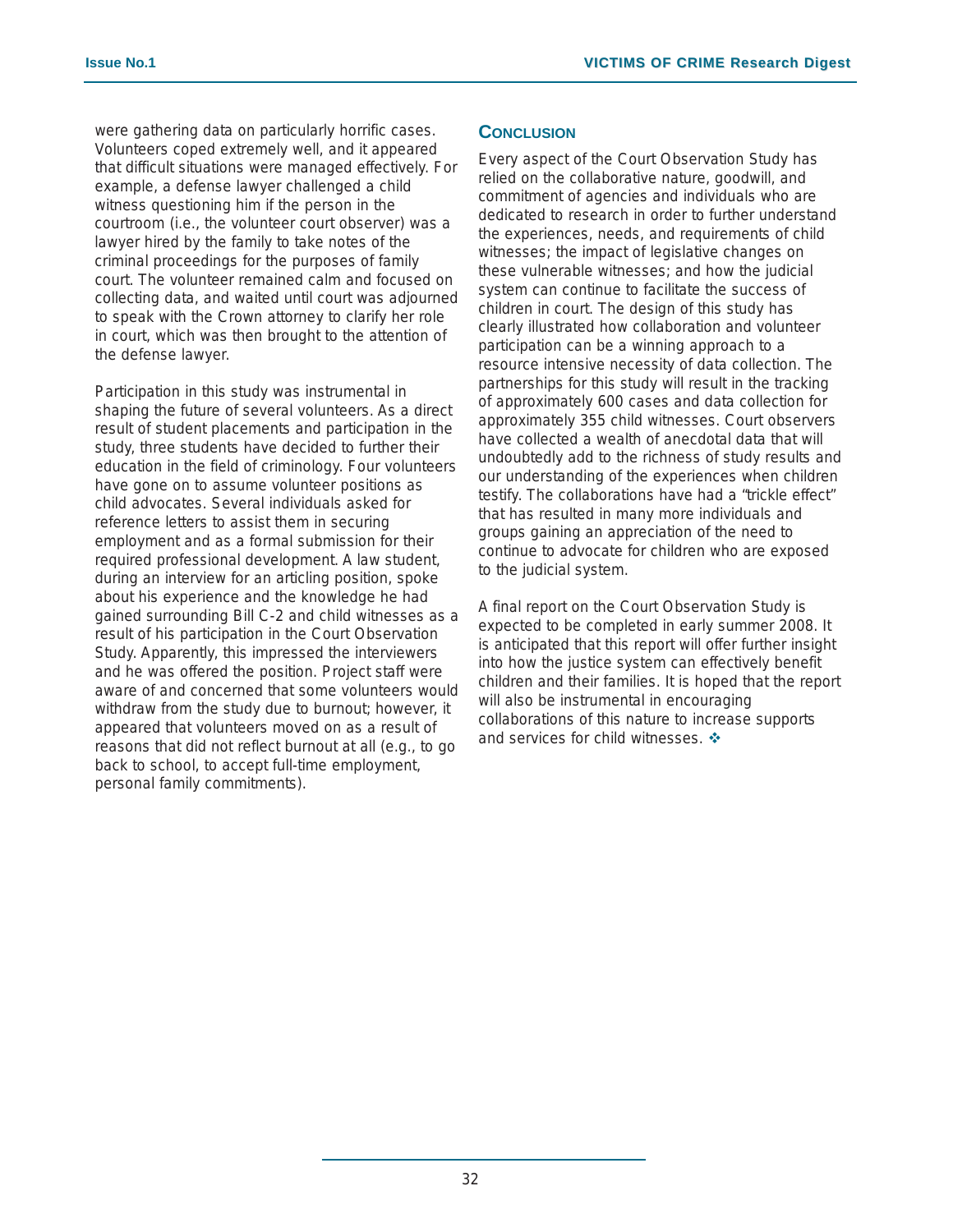were gathering data on particularly horrific cases. Volunteers coped extremely well, and it appeared that difficult situations were managed effectively. For example, a defense lawyer challenged a child witness questioning him if the person in the courtroom (i.e., the volunteer court observer) was a lawyer hired by the family to take notes of the criminal proceedings for the purposes of family court. The volunteer remained calm and focused on collecting data, and waited until court was adjourned to speak with the Crown attorney to clarify her role in court, which was then brought to the attention of the defense lawyer.

Participation in this study was instrumental in shaping the future of several volunteers. As a direct result of student placements and participation in the study, three students have decided to further their education in the field of criminology. Four volunteers have gone on to assume volunteer positions as child advocates. Several individuals asked for reference letters to assist them in securing employment and as a formal submission for their required professional development. A law student, during an interview for an articling position, spoke about his experience and the knowledge he had gained surrounding Bill C-2 and child witnesses as a result of his participation in the Court Observation Study. Apparently, this impressed the interviewers and he was offered the position. Project staff were aware of and concerned that some volunteers would withdraw from the study due to burnout; however, it appeared that volunteers moved on as a result of reasons that did not reflect burnout at all (e.g., to go back to school, to accept full-time employment, personal family commitments).

## Conclusion

Every aspect of the Court Observation Study has relied on the collaborative nature, goodwill, and commitment of agencies and individuals who are dedicated to research in order to further understand the experiences, needs, and requirements of child witnesses; the impact of legislative changes on these vulnerable witnesses; and how the judicial system can continue to facilitate the success of children in court. The design of this study has clearly illustrated how collaboration and volunteer participation can be a winning approach to a resource intensive necessity of data collection. The partnerships for this study will result in the tracking of approximately 600 cases and data collection for approximately 355 child witnesses. Court observers have collected a wealth of anecdotal data that will undoubtedly add to the richness of study results and our understanding of the experiences when children testify. The collaborations have had a "trickle effect" that has resulted in many more individuals and groups gaining an appreciation of the need to continue to advocate for children who are exposed to the judicial system.

A final report on the Court Observation Study is expected to be completed in early summer 2008. It is anticipated that this report will offer further insight into how the justice system can effectively benefit children and their families. It is hoped that the report will also be instrumental in encouraging collaborations of this nature to increase supports and services for child witnesses. ❖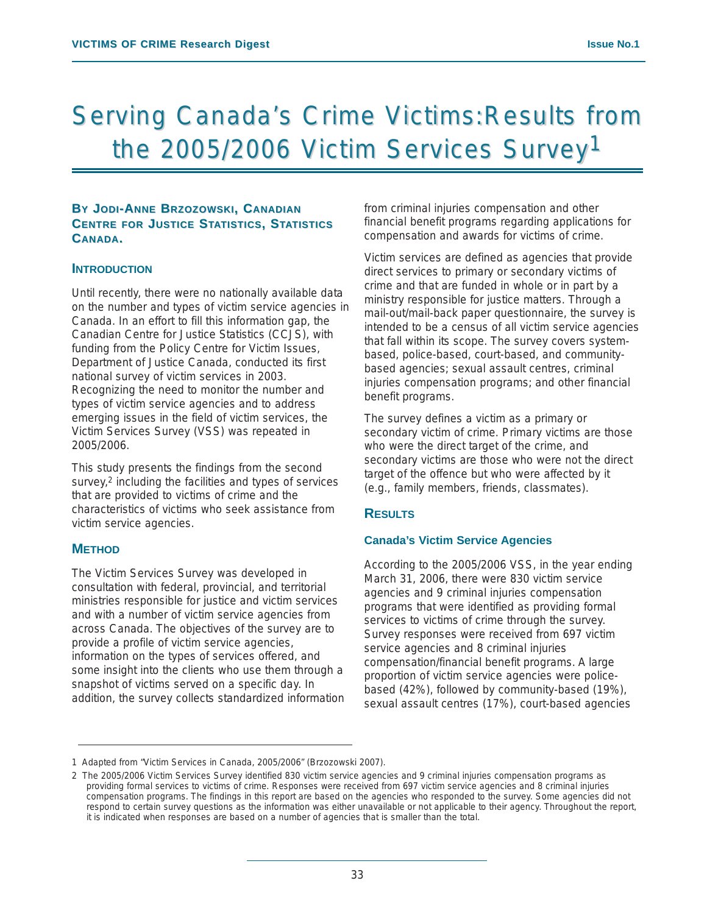# Serving Canada's Crime Victims: Results from the 2005/2006 Victim Services Survey[1]

**By Jodi-Anne Brzozowski, Canadian Centre for Justice Statistics, Statistics Canada.**

## Introduction

Until recently, there were no nationally available data on the number and types of victim service agencies in Canada. In an effort to fill this information gap, the Canadian Centre for Justice Statistics (CCJS), with funding from the Policy Centre for Victim Issues, Department of Justice Canada, conducted its first national survey of victim services in 2003. Recognizing the need to monitor the number and types of victim service agencies and to address emerging issues in the field of victim services, the Victim Services Survey (VSS) was repeated in 2005/2006.

This study presents the findings from the second survey,[2] including the facilities and types of services that are provided to victims of crime and the characteristics of victims who seek assistance from victim service agencies.

## Method

The Victim Services Survey was developed in consultation with federal, provincial, and territorial ministries responsible for justice and victim services and with a number of victim service agencies from across Canada. The objectives of the survey are to provide a profile of victim service agencies, information on the types of services offered, and some insight into the clients who use them through a snapshot of victims served on a specific day. In addition, the survey collects standardized information from criminal injuries compensation and other financial benefit programs regarding applications for compensation and awards for victims of crime.

Victim services are defined as agencies that provide direct services to primary or secondary victims of crime and that are funded in whole or in part by a ministry responsible for justice matters. Through a mail-out/mail-back paper questionnaire, the survey is intended to be a census of all victim service agencies that fall within its scope. The survey covers system-based, police-based, court-based, and community-based agencies; sexual assault centres, criminal injuries compensation programs; and other financial benefit programs.

The survey defines a victim as a primary or secondary victim of crime. Primary victims are those who were the direct target of the crime, and secondary victims are those who were not the direct target of the offence but who were affected by it (e.g., family members, friends, classmates).

## Results

### Canada's Victim Service Agencies

According to the 2005/2006 VSS, in the year ending March 31, 2006, there were 830 victim service agencies and 9 criminal injuries compensation programs that were identified as providing formal services to victims of crime through the survey. Survey responses were received from 697 victim service agencies and 8 criminal injuries compensation/financial benefit programs. A large proportion of victim service agencies were police-based (42%), followed by community-based (19%), sexual assault centres (17%), court-based agencies

---

1 Adapted from "Victim Services in Canada, 2005/2006" (Brzozowski 2007).

2 The 2005/2006 Victim Services Survey identified 830 victim service agencies and 9 criminal injuries compensation programs as providing formal services to victims of crime. Responses were received from 697 victim service agencies and 8 criminal injuries compensation programs. The findings in this report are based on the agencies who responded to the survey. Some agencies did not respond to certain survey questions as the information was either unavailable or not applicable to their agency. Throughout the report, it is indicated when responses are based on a number of agencies that is smaller than the total.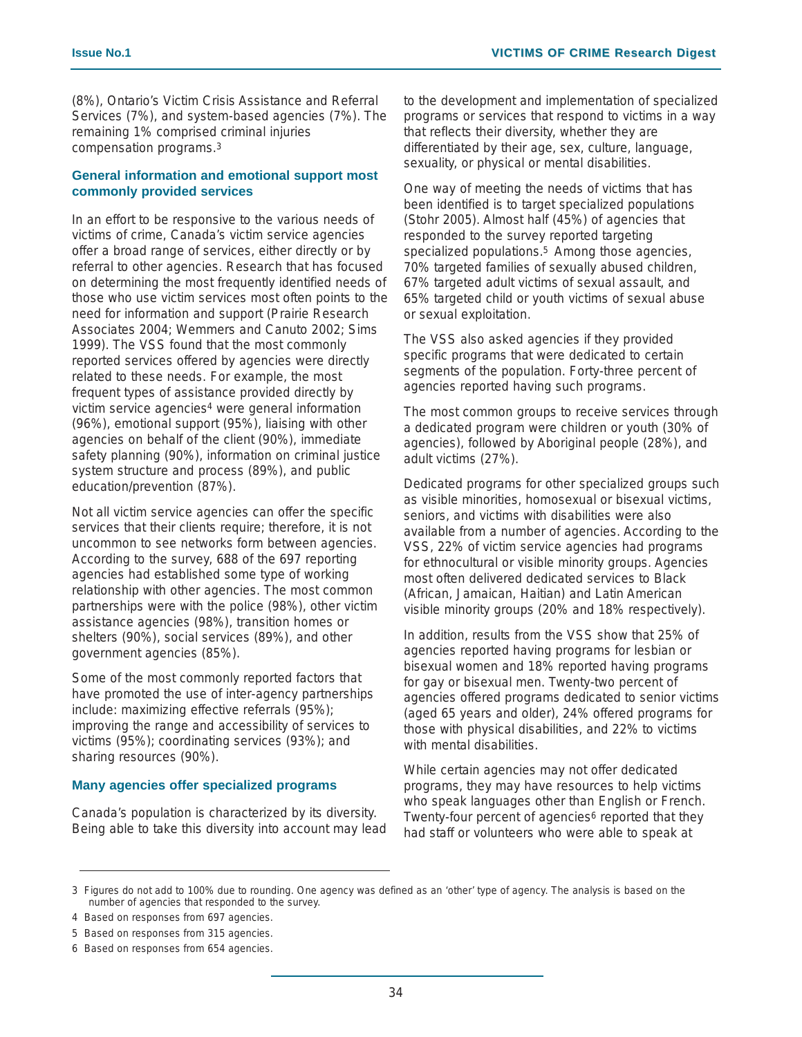(8%), Ontario's Victim Crisis Assistance and Referral Services (7%), and system-based agencies (7%). The remaining 1% comprised criminal injuries compensation programs.[3]

### General information and emotional support most commonly provided services

In an effort to be responsive to the various needs of victims of crime, Canada's victim service agencies offer a broad range of services, either directly or by referral to other agencies. Research that has focused on determining the most frequently identified needs of those who use victim services most often points to the need for information and support (Prairie Research Associates 2004; Wemmers and Canuto 2002; Sims 1999). The VSS found that the most commonly reported services offered by agencies were directly related to these needs. For example, the most frequent types of assistance provided directly by victim service agencies[4] were general information (96%), emotional support (95%), liaising with other agencies on behalf of the client (90%), immediate safety planning (90%), information on criminal justice system structure and process (89%), and public education/prevention (87%).

Not all victim service agencies can offer the specific services that their clients require; therefore, it is not uncommon to see networks form between agencies. According to the survey, 688 of the 697 reporting agencies had established some type of working relationship with other agencies. The most common partnerships were with the police (98%), other victim assistance agencies (98%), transition homes or shelters (90%), social services (89%), and other government agencies (85%).

Some of the most commonly reported factors that have promoted the use of inter-agency partnerships include: maximizing effective referrals (95%); improving the range and accessibility of services to victims (95%); coordinating services (93%); and sharing resources (90%).

### Many agencies offer specialized programs

Canada's population is characterized by its diversity. Being able to take this diversity into account may lead to the development and implementation of specialized programs or services that respond to victims in a way that reflects their diversity, whether they are differentiated by their age, sex, culture, language, sexuality, or physical or mental disabilities.

One way of meeting the needs of victims that has been identified is to target specialized populations (Stohr 2005). Almost half (45%) of agencies that responded to the survey reported targeting specialized populations.[5] Among those agencies, 70% targeted families of sexually abused children, 67% targeted adult victims of sexual assault, and 65% targeted child or youth victims of sexual abuse or sexual exploitation.

The VSS also asked agencies if they provided specific programs that were dedicated to certain segments of the population. Forty-three percent of agencies reported having such programs.

The most common groups to receive services through a dedicated program were children or youth (30% of agencies), followed by Aboriginal people (28%), and adult victims (27%).

Dedicated programs for other specialized groups such as visible minorities, homosexual or bisexual victims, seniors, and victims with disabilities were also available from a number of agencies. According to the VSS, 22% of victim service agencies had programs for ethnocultural or visible minority groups. Agencies most often delivered dedicated services to Black (African, Jamaican, Haitian) and Latin American visible minority groups (20% and 18% respectively).

In addition, results from the VSS show that 25% of agencies reported having programs for lesbian or bisexual women and 18% reported having programs for gay or bisexual men. Twenty-two percent of agencies offered programs dedicated to senior victims (aged 65 years and older), 24% offered programs for those with physical disabilities, and 22% to victims with mental disabilities.

While certain agencies may not offer dedicated programs, they may have resources to help victims who speak languages other than English or French. Twenty-four percent of agencies[6] reported that they had staff or volunteers who were able to speak at

---

3 Figures do not add to 100% due to rounding. One agency was defined as an 'other' type of agency. The analysis is based on the number of agencies that responded to the survey.

4 Based on responses from 697 agencies.

5 Based on responses from 315 agencies.

6 Based on responses from 654 agencies.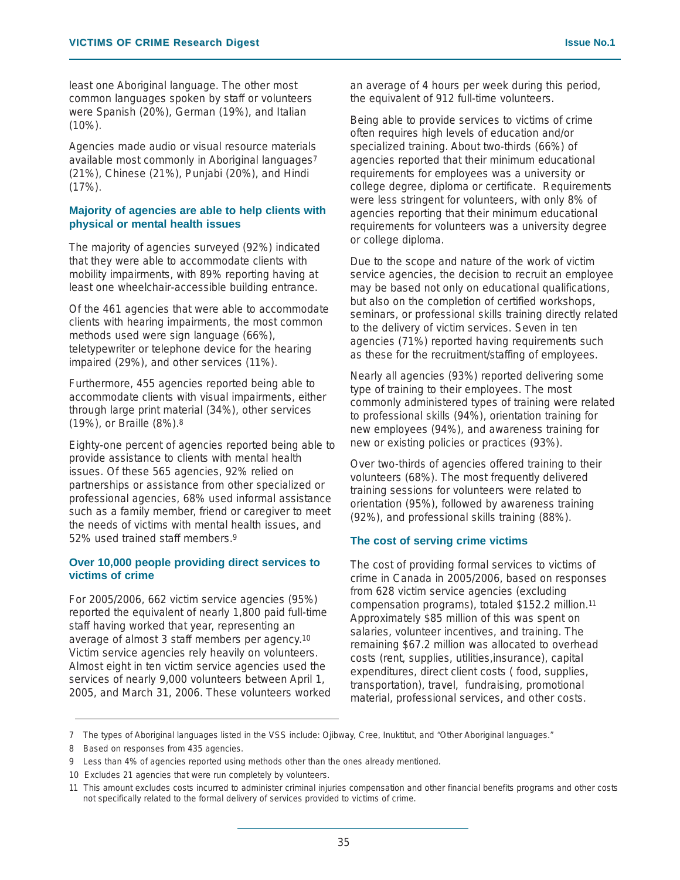least one Aboriginal language. The other most common languages spoken by staff or volunteers were Spanish (20%), German (19%), and Italian (10%).

Agencies made audio or visual resource materials available most commonly in Aboriginal languages[7] (21%), Chinese (21%), Punjabi (20%), and Hindi (17%).

### Majority of agencies are able to help clients with physical or mental health issues

The majority of agencies surveyed (92%) indicated that they were able to accommodate clients with mobility impairments, with 89% reporting having at least one wheelchair-accessible building entrance.

Of the 461 agencies that were able to accommodate clients with hearing impairments, the most common methods used were sign language (66%), teletypewriter or telephone device for the hearing impaired (29%), and other services (11%).

Furthermore, 455 agencies reported being able to accommodate clients with visual impairments, either through large print material (34%), other services (19%), or Braille (8%).[8]

Eighty-one percent of agencies reported being able to provide assistance to clients with mental health issues. Of these 565 agencies, 92% relied on partnerships or assistance from other specialized or professional agencies, 68% used informal assistance such as a family member, friend or caregiver to meet the needs of victims with mental health issues, and 52% used trained staff members.[9]

### Over 10,000 people providing direct services to victims of crime

For 2005/2006, 662 victim service agencies (95%) reported the equivalent of nearly 1,800 paid full-time staff having worked that year, representing an average of almost 3 staff members per agency.[10] Victim service agencies rely heavily on volunteers. Almost eight in ten victim service agencies used the services of nearly 9,000 volunteers between April 1, 2005, and March 31, 2006. These volunteers worked an average of 4 hours per week during this period, the equivalent of 912 full-time volunteers.

Being able to provide services to victims of crime often requires high levels of education and/or specialized training. About two-thirds (66%) of agencies reported that their minimum educational requirements for employees was a university or college degree, diploma or certificate. Requirements were less stringent for volunteers, with only 8% of agencies reporting that their minimum educational requirements for volunteers was a university degree or college diploma.

Due to the scope and nature of the work of victim service agencies, the decision to recruit an employee may be based not only on educational qualifications, but also on the completion of certified workshops, seminars, or professional skills training directly related to the delivery of victim services. Seven in ten agencies (71%) reported having requirements such as these for the recruitment/staffing of employees.

Nearly all agencies (93%) reported delivering some type of training to their employees. The most commonly administered types of training were related to professional skills (94%), orientation training for new employees (94%), and awareness training for new or existing policies or practices (93%).

Over two-thirds of agencies offered training to their volunteers (68%). The most frequently delivered training sessions for volunteers were related to orientation (95%), followed by awareness training (92%), and professional skills training (88%).

### The cost of serving crime victims

The cost of providing formal services to victims of crime in Canada in 2005/2006, based on responses from 628 victim service agencies (excluding compensation programs), totaled $152.2 million.[11] Approximately $85 million of this was spent on salaries, volunteer incentives, and training. The remaining $67.2 million was allocated to overhead costs (rent, supplies, utilities,insurance), capital expenditures, direct client costs ( food, supplies, transportation), travel, fundraising, promotional material, professional services, and other costs.

---

7 The types of Aboriginal languages listed in the VSS include: Ojibway, Cree, Inuktitut, and "Other Aboriginal languages."

8 Based on responses from 435 agencies.

9 Less than 4% of agencies reported using methods other than the ones already mentioned.

10 Excludes 21 agencies that were run completely by volunteers.

11 This amount excludes costs incurred to administer criminal injuries compensation and other financial benefits programs and other costs not specifically related to the formal delivery of services provided to victims of crime.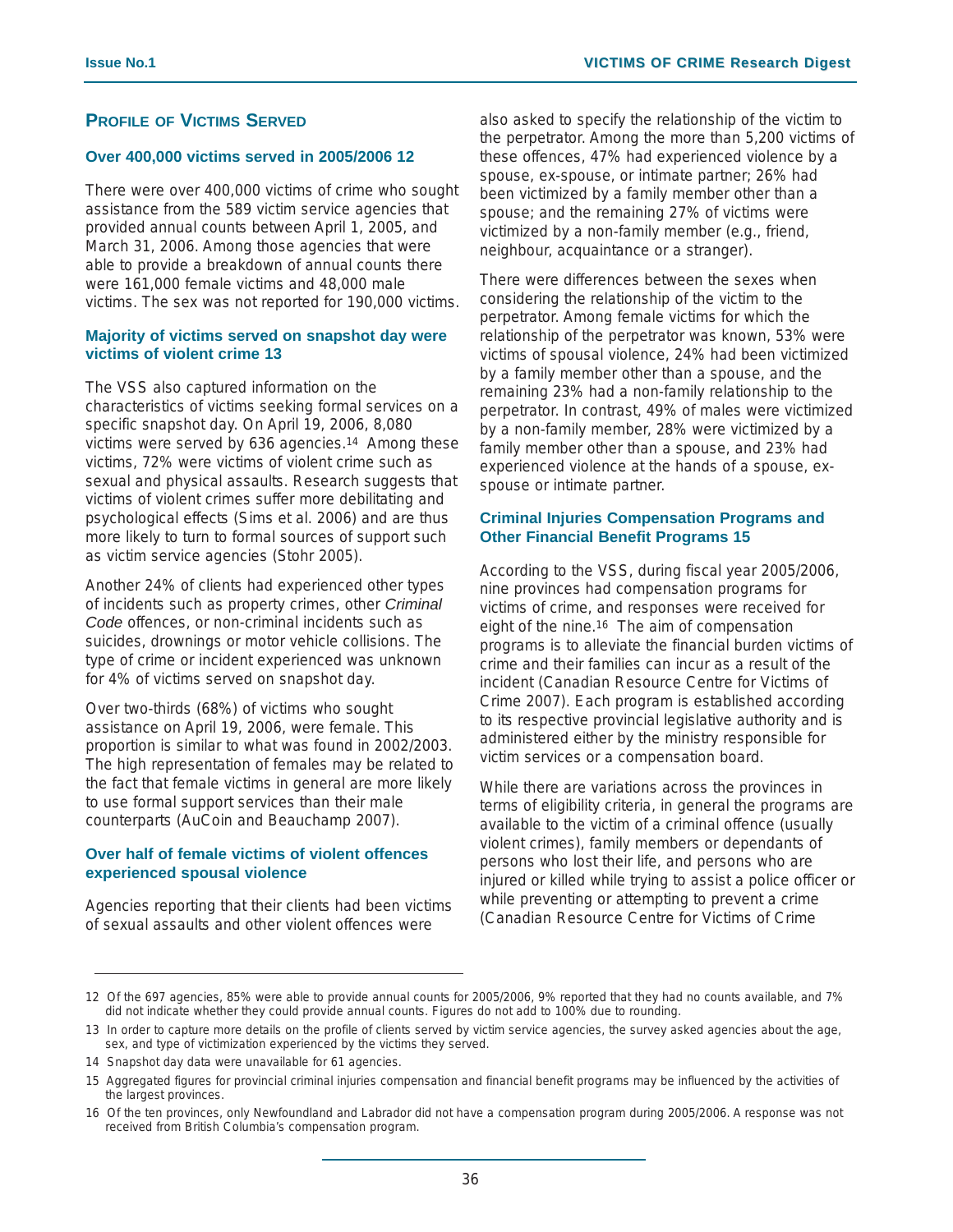## Profile of Victims Served

### Over 400,000 victims served in 2005/2006 [12]

There were over 400,000 victims of crime who sought assistance from the 589 victim service agencies that provided annual counts between April 1, 2005, and March 31, 2006. Among those agencies that were able to provide a breakdown of annual counts there were 161,000 female victims and 48,000 male victims. The sex was not reported for 190,000 victims.

### Majority of victims served on snapshot day were victims of violent crime [13]

The VSS also captured information on the characteristics of victims seeking formal services on a specific snapshot day. On April 19, 2006, 8,080 victims were served by 636 agencies.[14] Among these victims, 72% were victims of violent crime such as sexual and physical assaults. Research suggests that victims of violent crimes suffer more debilitating and psychological effects (Sims et al. 2006) and are thus more likely to turn to formal sources of support such as victim service agencies (Stohr 2005).

Another 24% of clients had experienced other types of incidents such as property crimes, other *Criminal Code* offences, or non-criminal incidents such as suicides, drownings or motor vehicle collisions. The type of crime or incident experienced was unknown for 4% of victims served on snapshot day.

Over two-thirds (68%) of victims who sought assistance on April 19, 2006, were female. This proportion is similar to what was found in 2002/2003. The high representation of females may be related to the fact that female victims in general are more likely to use formal support services than their male counterparts (AuCoin and Beauchamp 2007).

### Over half of female victims of violent offences experienced spousal violence

Agencies reporting that their clients had been victims of sexual assaults and other violent offences were also asked to specify the relationship of the victim to the perpetrator. Among the more than 5,200 victims of these offences, 47% had experienced violence by a spouse, ex-spouse, or intimate partner; 26% had been victimized by a family member other than a spouse; and the remaining 27% of victims were victimized by a non-family member (e.g., friend, neighbour, acquaintance or a stranger).

There were differences between the sexes when considering the relationship of the victim to the perpetrator. Among female victims for which the relationship of the perpetrator was known, 53% were victims of spousal violence, 24% had been victimized by a family member other than a spouse, and the remaining 23% had a non-family relationship to the perpetrator. In contrast, 49% of males were victimized by a non-family member, 28% were victimized by a family member other than a spouse, and 23% had experienced violence at the hands of a spouse, ex-spouse or intimate partner.

### Criminal Injuries Compensation Programs and Other Financial Benefit Programs [15]

According to the VSS, during fiscal year 2005/2006, nine provinces had compensation programs for victims of crime, and responses were received for eight of the nine.[16] The aim of compensation programs is to alleviate the financial burden victims of crime and their families can incur as a result of the incident (Canadian Resource Centre for Victims of Crime 2007). Each program is established according to its respective provincial legislative authority and is administered either by the ministry responsible for victim services or a compensation board.

While there are variations across the provinces in terms of eligibility criteria, in general the programs are available to the victim of a criminal offence (usually violent crimes), family members or dependants of persons who lost their life, and persons who are injured or killed while trying to assist a police officer or while preventing or attempting to prevent a crime (Canadian Resource Centre for Victims of Crime

---

12 Of the 697 agencies, 85% were able to provide annual counts for 2005/2006, 9% reported that they had no counts available, and 7% did not indicate whether they could provide annual counts. Figures do not add to 100% due to rounding.

13 In order to capture more details on the profile of clients served by victim service agencies, the survey asked agencies about the age, sex, and type of victimization experienced by the victims they served.

14 Snapshot day data were unavailable for 61 agencies.

15 Aggregated figures for provincial criminal injuries compensation and financial benefit programs may be influenced by the activities of the largest provinces.

16 Of the ten provinces, only Newfoundland and Labrador did not have a compensation program during 2005/2006. A response was not received from British Columbia's compensation program.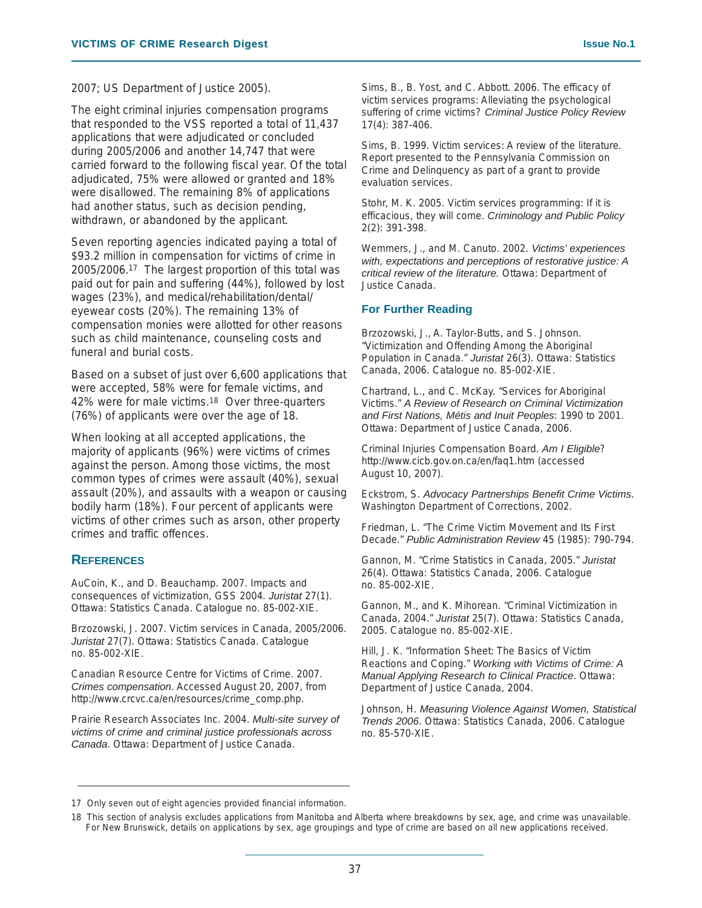2007; US Department of Justice 2005).

The eight criminal injuries compensation programs that responded to the VSS reported a total of 11,437 applications that were adjudicated or concluded during 2005/2006 and another 14,747 that were carried forward to the following fiscal year. Of the total adjudicated, 75% were allowed or granted and 18% were disallowed. The remaining 8% of applications had another status, such as decision pending, withdrawn, or abandoned by the applicant.

Seven reporting agencies indicated paying a total of $93.2 million in compensation for victims of crime in 2005/2006.[17] The largest proportion of this total was paid out for pain and suffering (44%), followed by lost wages (23%), and medical/rehabilitation/dental/eyewear costs (20%). The remaining 13% of compensation monies were allotted for other reasons such as child maintenance, counseling costs and funeral and burial costs.

Based on a subset of just over 6,600 applications that were accepted, 58% were for female victims, and 42% were for male victims.[18] Over three-quarters (76%) of applicants were over the age of 18.

When looking at all accepted applications, the majority of applicants (96%) were victims of crimes against the person. Among those victims, the most common types of crimes were assault (40%), sexual assault (20%), and assaults with a weapon or causing bodily harm (18%). Four percent of applicants were victims of other crimes such as arson, other property crimes and traffic offences.

## References

AuCoin, K., and D. Beauchamp. 2007. Impacts and consequences of victimization, GSS 2004. *Juristat* 27(1). Ottawa: Statistics Canada. Catalogue no. 85-002-XIE.

Brzozowski, J. 2007. Victim services in Canada, 2005/2006. *Juristat* 27(7). Ottawa: Statistics Canada. Catalogue no. 85-002-XIE.

Canadian Resource Centre for Victims of Crime. 2007. *Crimes compensation*. Accessed August 20, 2007, from http://www.crcvc.ca/en/resources/crime_comp.php.

Prairie Research Associates Inc. 2004. *Multi-site survey of victims of crime and criminal justice professionals across Canada*. Ottawa: Department of Justice Canada.

Sims, B., B. Yost, and C. Abbott. 2006. The efficacy of victim services programs: Alleviating the psychological suffering of crime victims? *Criminal Justice Policy Review* 17(4): 387-406.

Sims, B. 1999. Victim services: A review of the literature. Report presented to the Pennsylvania Commission on Crime and Delinquency as part of a grant to provide evaluation services.

Stohr, M. K. 2005. Victim services programming: If it is efficacious, they will come. *Criminology and Public Policy* 2(2): 391-398.

Wemmers, J., and M. Canuto. 2002. *Victims' experiences with, expectations and perceptions of restorative justice: A critical review of the literature.* Ottawa: Department of Justice Canada.

### For Further Reading

Brzozowski, J., A. Taylor-Butts, and S. Johnson. "Victimization and Offending Among the Aboriginal Population in Canada." *Juristat* 26(3). Ottawa: Statistics Canada, 2006. Catalogue no. 85-002-XIE.

Chartrand, L., and C. McKay. "Services for Aboriginal Victims." *A Review of Research on Criminal Victimization and First Nations, Métis and Inuit Peoples*: 1990 to 2001. Ottawa: Department of Justice Canada, 2006.

Criminal Injuries Compensation Board. *Am I Eligible*? http://www.cicb.gov.on.ca/en/faq1.htm (accessed August 10, 2007).

Eckstrom, S. *Advocacy Partnerships Benefit Crime Victims*. Washington Department of Corrections, 2002.

Friedman, L. "The Crime Victim Movement and Its First Decade." *Public Administration Review* 45 (1985): 790-794.

Gannon, M. "Crime Statistics in Canada, 2005." *Juristat* 26(4). Ottawa: Statistics Canada, 2006. Catalogue no. 85-002-XIE.

Gannon, M., and K. Mihorean. "Criminal Victimization in Canada, 2004." *Juristat* 25(7). Ottawa: Statistics Canada, 2005. Catalogue no. 85-002-XIE.

Hill, J. K. "Information Sheet: The Basics of Victim Reactions and Coping." *Working with Victims of Crime: A Manual Applying Research to Clinical Practice*. Ottawa: Department of Justice Canada, 2004.

Johnson, H. *Measuring Violence Against Women, Statistical Trends 2006*. Ottawa: Statistics Canada, 2006. Catalogue no. 85-570-XIE.

---

17 Only seven out of eight agencies provided financial information.

18 This section of analysis excludes applications from Manitoba and Alberta where breakdowns by sex, age, and crime was unavailable. For New Brunswick, details on applications by sex, age groupings and type of crime are based on all new applications received.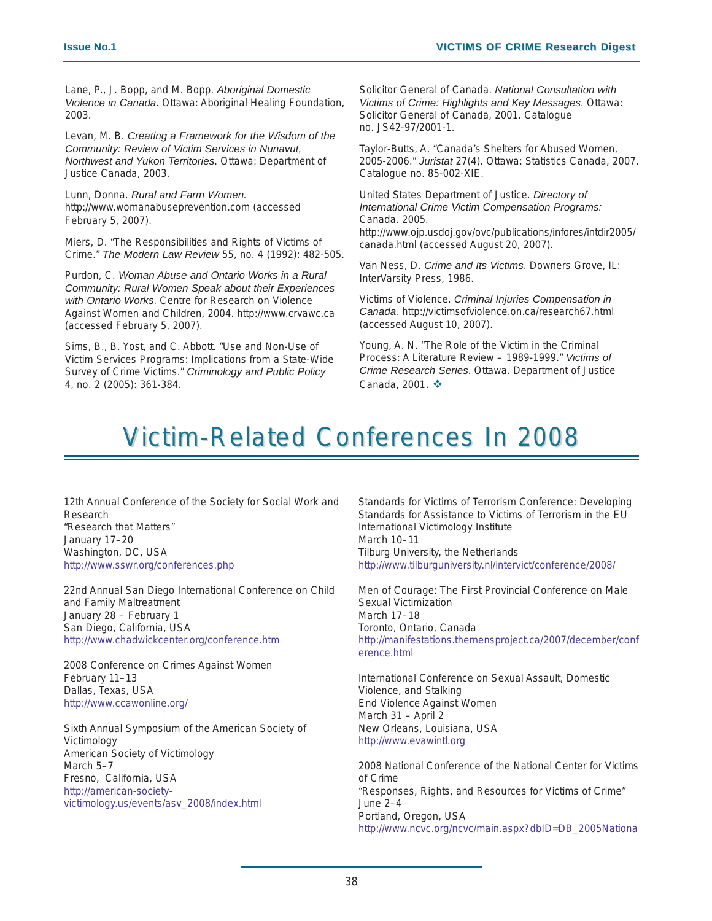Lane, P., J. Bopp, and M. Bopp. *Aboriginal Domestic Violence in Canada*. Ottawa: Aboriginal Healing Foundation, 2003.

Levan, M. B. *Creating a Framework for the Wisdom of the Community: Review of Victim Services in Nunavut, Northwest and Yukon Territories*. Ottawa: Department of Justice Canada, 2003.

Lunn, Donna. *Rural and Farm Women.* http://www.womanabuseprevention.com (accessed February 5, 2007).

Miers, D. "The Responsibilities and Rights of Victims of Crime." *The Modern Law Review* 55, no. 4 (1992): 482-505.

Purdon, C. *Woman Abuse and Ontario Works in a Rural Community: Rural Women Speak about their Experiences with Ontario Works*. Centre for Research on Violence Against Women and Children, 2004. http://www.crvawc.ca (accessed February 5, 2007).

Sims, B., B. Yost, and C. Abbott. "Use and Non-Use of Victim Services Programs: Implications from a State-Wide Survey of Crime Victims." *Criminology and Public Policy* 4, no. 2 (2005): 361-384.

Solicitor General of Canada. *National Consultation with Victims of Crime: Highlights and Key Messages*. Ottawa: Solicitor General of Canada, 2001. Catalogue no. JS42-97/2001-1.

Taylor-Butts, A. "Canada's Shelters for Abused Women, 2005-2006." *Juristat* 27(4). Ottawa: Statistics Canada, 2007. Catalogue no. 85-002-XIE.

United States Department of Justice. *Directory of International Crime Victim Compensation Programs: Canada*. 2005. http://www.ojp.usdoj.gov/ovc/publications/infores/intdir2005/canada.html (accessed August 20, 2007).

Van Ness, D. *Crime and Its Victims*. Downers Grove, IL: InterVarsity Press, 1986.

Victims of Violence. *Criminal Injuries Compensation in Canada.* http://victimsofviolence.on.ca/research67.html (accessed August 10, 2007).

Young, A. N. "The Role of the Victim in the Criminal Process: A Literature Review – 1989-1999." *Victims of Crime Research Series*. Ottawa. Department of Justice Canada, 2001. ❖

# Victim-Related Conferences In 2008

12th Annual Conference of the Society for Social Work and Research
"Research that Matters"
January 17–20
Washington, DC, USA
http://www.sswr.org/conferences.php

22nd Annual San Diego International Conference on Child and Family Maltreatment
January 28 – February 1
San Diego, California, USA
http://www.chadwickcenter.org/conference.htm

2008 Conference on Crimes Against Women
February 11–13
Dallas, Texas, USA
http://www.ccawonline.org/

Sixth Annual Symposium of the American Society of Victimology
American Society of Victimology
March 5–7
Fresno, California, USA
http://american-society-victimology.us/events/asv_2008/index.html

Standards for Victims of Terrorism Conference: Developing Standards for Assistance to Victims of Terrorism in the EU
International Victimology Institute
March 10–11
Tilburg University, the Netherlands
http://www.tilburguniversity.nl/intervict/conference/2008/

Men of Courage: The First Provincial Conference on Male Sexual Victimization
March 17–18
Toronto, Ontario, Canada
http://manifestations.themensproject.ca/2007/december/conference.html

International Conference on Sexual Assault, Domestic Violence, and Stalking
End Violence Against Women
March 31 – April 2
New Orleans, Louisiana, USA
http://www.evawintl.org

2008 National Conference of the National Center for Victims of Crime
"Responses, Rights, and Resources for Victims of Crime"
June 2–4
Portland, Oregon, USA
http://www.ncvc.org/ncvc/main.aspx?dbID=DB_2005Nationa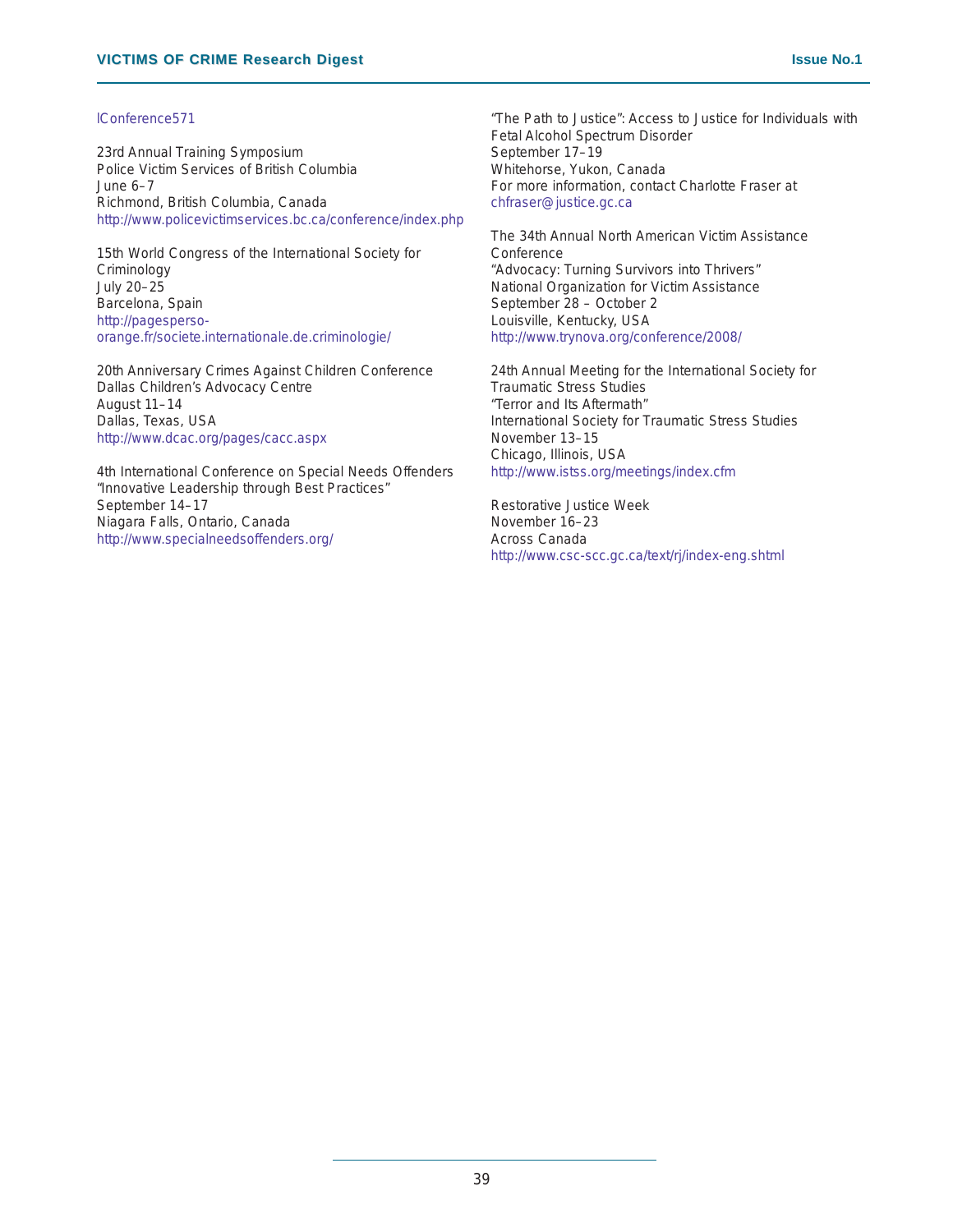lConference571

23rd Annual Training Symposium
Police Victim Services of British Columbia
June 6–7
Richmond, British Columbia, Canada
http://www.policevictimservices.bc.ca/conference/index.php

15th World Congress of the International Society for Criminology
July 20–25
Barcelona, Spain
http://pagesperso-orange.fr/societe.internationale.de.criminologie/

20th Anniversary Crimes Against Children Conference
Dallas Children's Advocacy Centre
August 11–14
Dallas, Texas, USA
http://www.dcac.org/pages/cacc.aspx

4th International Conference on Special Needs Offenders
"Innovative Leadership through Best Practices"
September 14–17
Niagara Falls, Ontario, Canada
http://www.specialneedsoffenders.org/

"The Path to Justice": Access to Justice for Individuals with Fetal Alcohol Spectrum Disorder
September 17–19
Whitehorse, Yukon, Canada
For more information, contact Charlotte Fraser at chfraser@justice.gc.ca

The 34th Annual North American Victim Assistance Conference
"Advocacy: Turning Survivors into Thrivers"
National Organization for Victim Assistance
September 28 – October 2
Louisville, Kentucky, USA
http://www.trynova.org/conference/2008/

24th Annual Meeting for the International Society for Traumatic Stress Studies
"Terror and Its Aftermath"
International Society for Traumatic Stress Studies
November 13–15
Chicago, Illinois, USA
http://www.istss.org/meetings/index.cfm

Restorative Justice Week
November 16–23
Across Canada
http://www.csc-scc.gc.ca/text/rj/index-eng.shtml